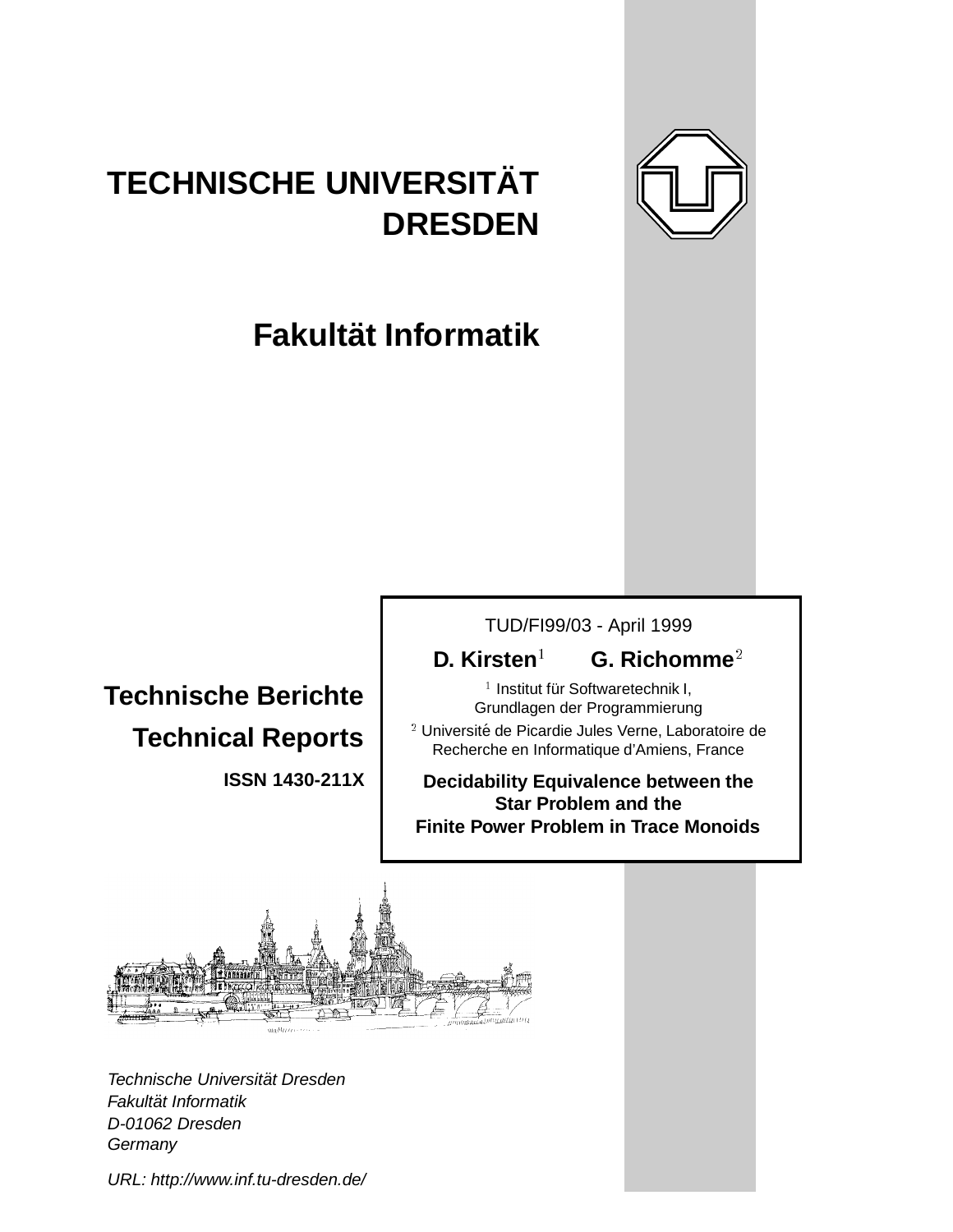# TECHNISCHE UNIVERSITÄT DRESDEN

## Fakultät Informatik

**Technische Berichte**

**Technical Reports**

**ISSN 1430-211X**

TUD/FI99/03 - April 1999

**D. Kirsten**[1] **G. Richomme**[2]

[1] Institut für Softwaretechnik I, Grundlagen der Programmierung

[2] Université de Picardie Jules Verne, Laboratoire de Recherche en Informatique d'Amiens, France

**Decidability Equivalence between the Star Problem and the Finite Power Problem in Trace Monoids**

*Technische Universität Dresden*
*Fakultät Informatik*
*D-01062 Dresden*
*Germany*

*URL: http://www.inf.tu-dresden.de/*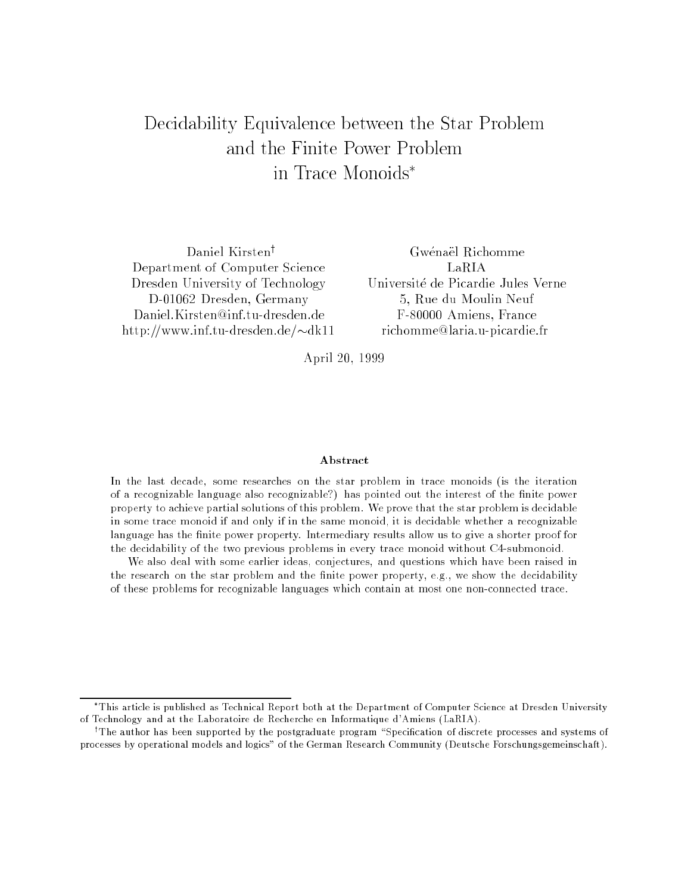# Decidability Equivalence between the Star Problem and the Finite Power Problem in Trace Monoids*

Daniel Kirsten[†]
Department of Computer Science
Dresden University of Technology
D-01062 Dresden, Germany
Daniel.Kirsten@inf.tu-dresden.de
http://www.inf.tu-dresden.de/∼dk11

Gwénaël Richomme
LaRIA
Université de Picardie Jules Verne
5, Rue du Moulin Neuf
F-80000 Amiens, France
richomme@laria.u-picardie.fr

April 20, 1999

**Abstract**

In the last decade, some researches on the star problem in trace monoids (is the iteration of a recognizable language also recognizable?) has pointed out the interest of the finite power property to achieve partial solutions of this problem. We prove that the star problem is decidable in some trace monoid if and only if in the same monoid, it is decidable whether a recognizable language has the finite power property. Intermediary results allow us to give a shorter proof for the decidability of the two previous problems in every trace monoid without C4-submonoid.

We also deal with some earlier ideas, conjectures, and questions which have been raised in the research on the star problem and the finite power property, e.g., we show the decidability of these problems for recognizable languages which contain at most one non-connected trace.

---

*This article is published as Technical Report both at the Department of Computer Science at Dresden University of Technology and at the Laboratoire de Recherche en Informatique d'Amiens (LaRIA).

[†]The author has been supported by the postgraduate program "Specification of discrete processes and systems of processes by operational models and logics" of the German Research Community (Deutsche Forschungsgemeinschaft).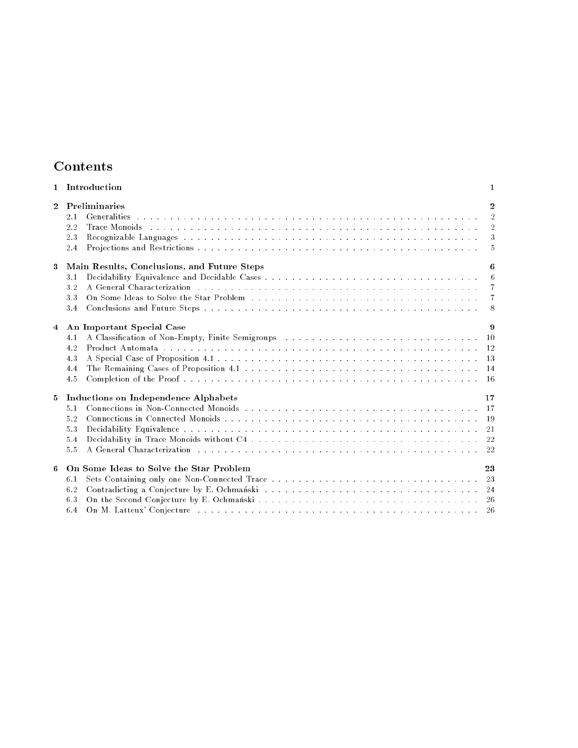# Contents

| | | |
|---|---|---|
| **1** | **Introduction** | **1** |
| **2** | **Preliminaries** | **2** |
| 2.1 | Generalities | 2 |
| 2.2 | Trace Monoids | 2 |
| 2.3 | Recognizable Languages | 3 |
| 2.4 | Projections and Restrictions | 5 |
| **3** | **Main Results, Conclusions, and Future Steps** | **6** |
| 3.1 | Decidability Equivalence and Decidable Cases | 6 |
| 3.2 | A General Characterization | 7 |
| 3.3 | On Some Ideas to Solve the Star Problem | 7 |
| 3.4 | Conclusions and Future Steps | 8 |
| **4** | **An Important Special Case** | **9** |
| 4.1 | A Classification of Non-Empty, Finite Semigroups | 10 |
| 4.2 | Product Automata | 12 |
| 4.3 | A Special Case of Proposition 4.1 | 13 |
| 4.4 | The Remaining Cases of Proposition 4.1 | 14 |
| 4.5 | Completion of the Proof | 16 |
| **5** | **Inductions on Independence Alphabets** | **17** |
| 5.1 | Connections in Non-Connected Monoids | 17 |
| 5.2 | Connections in Connected Monoids | 19 |
| 5.3 | Decidability Equivalence | 21 |
| 5.4 | Decidability in Trace Monoids without C4 | 22 |
| 5.5 | A General Characterization | 22 |
| **6** | **On Some Ideas to Solve the Star Problem** | **23** |
| 6.1 | Sets Containing only one Non-Connected Trace | 23 |
| 6.2 | Contradicting a Conjecture by E. Ochmański | 24 |
| 6.3 | On the Second Conjecture by E. Ochmański | 26 |
| 6.4 | On M. Latteux' Conjecture | 26 |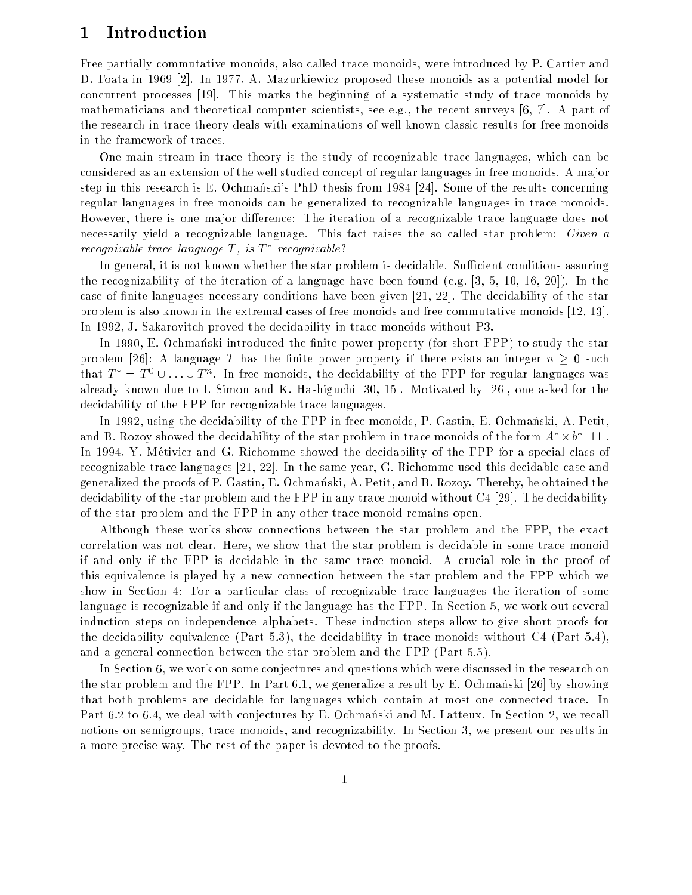# 1 Introduction

Free partially commutative monoids, also called trace monoids, were introduced by P. Cartier and D. Foata in 1969 [2]. In 1977, A. Mazurkiewicz proposed these monoids as a potential model for concurrent processes [19]. This marks the beginning of a systematic study of trace monoids by mathematicians and theoretical computer scientists, see e.g., the recent surveys [6, 7]. A part of the research in trace theory deals with examinations of well-known classic results for free monoids in the framework of traces.

One main stream in trace theory is the study of recognizable trace languages, which can be considered as an extension of the well studied concept of regular languages in free monoids. A major step in this research is E. Ochmański's PhD thesis from 1984 [24]. Some of the results concerning regular languages in free monoids can be generalized to recognizable languages in trace monoids. However, there is one major difference: The iteration of a recognizable trace language does not necessarily yield a recognizable language. This fact raises the so called star problem: *Given a recognizable trace language $T$, is $T^*$ recognizable?*

In general, it is not known whether the star problem is decidable. Sufficient conditions assuring the recognizability of the iteration of a language have been found (e.g. [3, 5, 10, 16, 20]). In the case of finite languages necessary conditions have been given [21, 22]. The decidability of the star problem is also known in the extremal cases of free monoids and free commutative monoids [12, 13]. In 1992, J. Sakarovitch proved the decidability in trace monoids without P3.

In 1990, E. Ochmański introduced the finite power property (for short FPP) to study the star problem [26]: A language $T$ has the finite power property if there exists an integer $n \geq 0$ such that $T^* = T^0 \cup \ldots \cup T^n$. In free monoids, the decidability of the FPP for regular languages was already known due to I. Simon and K. Hashiguchi [30, 15]. Motivated by [26], one asked for the decidability of the FPP for recognizable trace languages.

In 1992, using the decidability of the FPP in free monoids, P. Gastin, E. Ochmański, A. Petit, and B. Rozoy showed the decidability of the star problem in trace monoids of the form $A^* \times b^*$ [11]. In 1994, Y. Métivier and G. Richomme showed the decidability of the FPP for a special class of recognizable trace languages [21, 22]. In the same year, G. Richomme used this decidable case and generalized the proofs of P. Gastin, E. Ochmański, A. Petit, and B. Rozoy. Thereby, he obtained the decidability of the star problem and the FPP in any trace monoid without C4 [29]. The decidability of the star problem and the FPP in any other trace monoid remains open.

Although these works show connections between the star problem and the FPP, the exact correlation was not clear. Here, we show that the star problem is decidable in some trace monoid if and only if the FPP is decidable in the same trace monoid. A crucial role in the proof of this equivalence is played by a new connection between the star problem and the FPP which we show in Section 4: For a particular class of recognizable trace languages the iteration of some language is recognizable if and only if the language has the FPP. In Section 5, we work out several induction steps on independence alphabets. These induction steps allow to give short proofs for the decidability equivalence (Part 5.3), the decidability in trace monoids without C4 (Part 5.4), and a general connection between the star problem and the FPP (Part 5.5).

In Section 6, we work on some conjectures and questions which were discussed in the research on the star problem and the FPP. In Part 6.1, we generalize a result by E. Ochmański [26] by showing that both problems are decidable for languages which contain at most one connected trace. In Part 6.2 to 6.4, we deal with conjectures by E. Ochmański and M. Latteux. In Section 2, we recall notions on semigroups, trace monoids, and recognizability. In Section 3, we present our results in a more precise way. The rest of the paper is devoted to the proofs.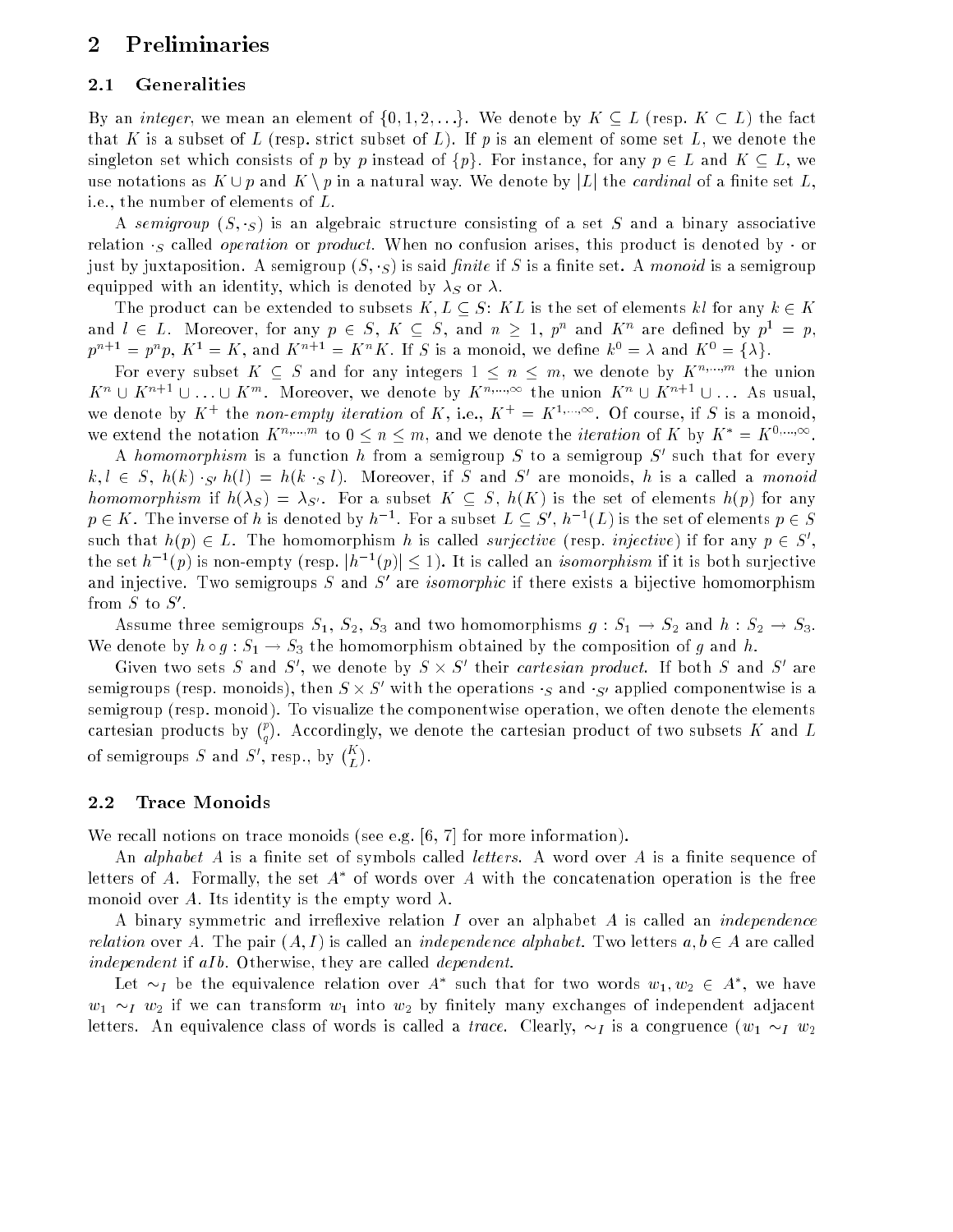# 2 Preliminaries

## 2.1 Generalities

By an *integer*, we mean an element of $\{0, 1, 2, \ldots\}$. We denote by $K \subseteq L$ (resp. $K \subset L$) the fact that $K$ is a subset of $L$ (resp. strict subset of $L$). If $p$ is an element of some set $L$, we denote the singleton set which consists of $p$ by $p$ instead of $\{p\}$. For instance, for any $p \in L$ and $K \subseteq L$, we use notations as $K \cup p$ and $K \setminus p$ in a natural way. We denote by $|L|$ the *cardinal* of a finite set $L$, i.e., the number of elements of $L$.

A *semigroup* $(S, \cdot_S)$ is an algebraic structure consisting of a set $S$ and a binary associative relation $\cdot_S$ called *operation* or *product*. When no confusion arises, this product is denoted by $\cdot$ or just by juxtaposition. A semigroup $(S, \cdot_S)$ is said *finite* if $S$ is a finite set. A *monoid* is a semigroup equipped with an identity, which is denoted by $\lambda_S$ or $\lambda$.

The product can be extended to subsets $K, L \subseteq S$: $KL$ is the set of elements $kl$ for any $k \in K$ and $l \in L$. Moreover, for any $p \in S$, $K \subseteq S$, and $n \geq 1$, $p^n$ and $K^n$ are defined by $p^1 = p$, $p^{n+1} = p^n p$, $K^1 = K$, and $K^{n+1} = K^n K$. If $S$ is a monoid, we define $k^0 = \lambda$ and $K^0 = \{\lambda\}$.

For every subset $K \subseteq S$ and for any integers $1 \leq n \leq m$, we denote by $K^{n,\ldots,m}$ the union $K^n \cup K^{n+1} \cup \ldots \cup K^m$. Moreover, we denote by $K^{n,\ldots,\infty}$ the union $K^n \cup K^{n+1} \cup \ldots$ As usual, we denote by $K^+$ the *non-empty iteration* of $K$, i.e., $K^+ = K^{1,\ldots,\infty}$. Of course, if $S$ is a monoid, we extend the notation $K^{n,\ldots,m}$ to $0 \leq n \leq m$, and we denote the *iteration* of $K$ by $K^* = K^{0,\ldots,\infty}$.

A *homomorphism* is a function $h$ from a semigroup $S$ to a semigroup $S'$ such that for every $k, l \in S$, $h(k) \cdot_{S'} h(l) = h(k \cdot_S l)$. Moreover, if $S$ and $S'$ are monoids, $h$ is a called a *monoid homomorphism* if $h(\lambda_S) = \lambda_{S'}$. For a subset $K \subseteq S$, $h(K)$ is the set of elements $h(p)$ for any $p \in K$. The inverse of $h$ is denoted by $h^{-1}$. For a subset $L \subseteq S'$, $h^{-1}(L)$ is the set of elements $p \in S$ such that $h(p) \in L$. The homomorphism $h$ is called *surjective* (resp. *injective*) if for any $p \in S'$, the set $h^{-1}(p)$ is non-empty (resp. $|h^{-1}(p)| \leq 1$). It is called an *isomorphism* if it is both surjective and injective. Two semigroups $S$ and $S'$ are *isomorphic* if there exists a bijective homomorphism from $S$ to $S'$.

Assume three semigroups $S_1$, $S_2$, $S_3$ and two homomorphisms $g : S_1 \to S_2$ and $h : S_2 \to S_3$. We denote by $h \circ g : S_1 \to S_3$ the homomorphism obtained by the composition of $g$ and $h$.

Given two sets $S$ and $S'$, we denote by $S \times S'$ their *cartesian product*. If both $S$ and $S'$ are semigroups (resp. monoids), then $S \times S'$ with the operations $\cdot_S$ and $\cdot_{S'}$ applied componentwise is a semigroup (resp. monoid). To visualize the componentwise operation, we often denote the elements cartesian products by $\binom{p}{q}$. Accordingly, we denote the cartesian product of two subsets $K$ and $L$ of semigroups $S$ and $S'$, resp., by $\binom{K}{L}$.

## 2.2 Trace Monoids

We recall notions on trace monoids (see e.g. [6, 7] for more information).

An *alphabet* $A$ is a finite set of symbols called *letters*. A word over $A$ is a finite sequence of letters of $A$. Formally, the set $A^*$ of words over $A$ with the concatenation operation is the free monoid over $A$. Its identity is the empty word $\lambda$.

A binary symmetric and irreflexive relation $I$ over an alphabet $A$ is called an *independence relation* over $A$. The pair $(A, I)$ is called an *independence alphabet*. Two letters $a, b \in A$ are called *independent* if $aIb$. Otherwise, they are called *dependent*.

Let $\sim_I$ be the equivalence relation over $A^*$ such that for two words $w_1, w_2 \in A^*$, we have $w_1 \sim_I w_2$ if we can transform $w_1$ into $w_2$ by finitely many exchanges of independent adjacent letters. An equivalence class of words is called a *trace*. Clearly, $\sim_I$ is a congruence ($w_1 \sim_I w_2$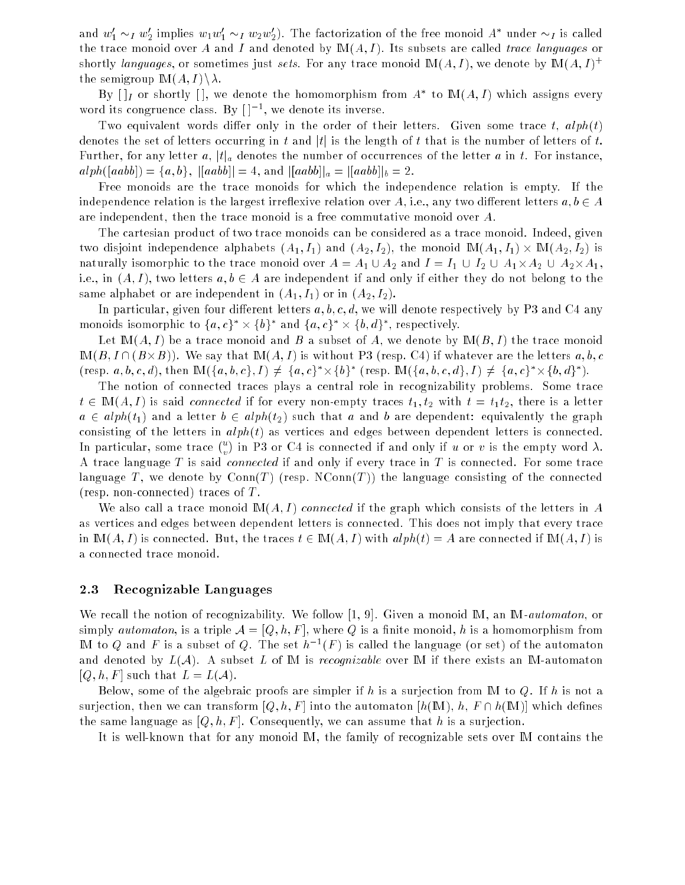and $w'_1 \sim_I w'_2$ implies $w_1 w'_1 \sim_I w_2 w'_2$). The factorization of the free monoid $A^*$ under $\sim_I$ is called the trace monoid over $A$ and $I$ and denoted by $\mathbb{M}(A, I)$. Its subsets are called *trace languages* or shortly *languages*, or sometimes just *sets*. For any trace monoid $\mathbb{M}(A, I)$, we denote by $\mathbb{M}(A, I)^+$ the semigroup $\mathbb{M}(A, I) \setminus \lambda$.

By $[\,]_I$ or shortly $[\,]$, we denote the homomorphism from $A^*$ to $\mathbb{M}(A, I)$ which assigns every word its congruence class. By $[\,]^{-1}$, we denote its inverse.

Two equivalent words differ only in the order of their letters. Given some trace $t$, $alph(t)$ denotes the set of letters occurring in $t$ and $|t|$ is the length of $t$ that is the number of letters of $t$. Further, for any letter $a$, $|t|_a$ denotes the number of occurrences of the letter $a$ in $t$. For instance, $alph([aabb]) = \{a, b\}$, $|[aabb]| = 4$, and $|[aabb]|_a = |[aabb]|_b = 2$.

Free monoids are the trace monoids for which the independence relation is empty. If the independence relation is the largest irreflexive relation over $A$, i.e., any two different letters $a, b \in A$ are independent, then the trace monoid is a free commutative monoid over $A$.

The cartesian product of two trace monoids can be considered as a trace monoid. Indeed, given two disjoint independence alphabets $(A_1, I_1)$ and $(A_2, I_2)$, the monoid $\mathbb{M}(A_1, I_1) \times \mathbb{M}(A_2, I_2)$ is naturally isomorphic to the trace monoid over $A = A_1 \cup A_2$ and $I = I_1 \cup I_2 \cup A_1 \times A_2 \cup A_2 \times A_1$, i.e., in $(A, I)$, two letters $a, b \in A$ are independent if and only if either they do not belong to the same alphabet or are independent in $(A_1, I_1)$ or in $(A_2, I_2)$.

In particular, given four different letters $a, b, c, d$, we will denote respectively by P3 and C4 any monoids isomorphic to $\{a, c\}^* \times \{b\}^*$ and $\{a, c\}^* \times \{b, d\}^*$, respectively.

Let $\mathbb{M}(A, I)$ be a trace monoid and $B$ a subset of $A$, we denote by $\mathbb{M}(B, I)$ the trace monoid $\mathbb{M}(B, I \cap (B \times B))$. We say that $\mathbb{M}(A, I)$ is without P3 (resp. C4) if whatever are the letters $a, b, c$ (resp. $a, b, c, d$), then $\mathbb{M}(\{a, b, c\}, I) \neq \{a, c\}^* \times \{b\}^*$ (resp. $\mathbb{M}(\{a, b, c, d\}, I) \neq \{a, c\}^* \times \{b, d\}^*$).

The notion of connected traces plays a central role in recognizability problems. Some trace $t \in \mathbb{M}(A, I)$ is said *connected* if for every non-empty traces $t_1, t_2$ with $t = t_1 t_2$, there is a letter $a \in alph(t_1)$ and a letter $b \in alph(t_2)$ such that $a$ and $b$ are dependent: equivalently the graph consisting of the letters in $alph(t)$ as vertices and edges between dependent letters is connected. In particular, some trace $\binom{u}{v}$ in P3 or C4 is connected if and only if $u$ or $v$ is the empty word $\lambda$. A trace language $T$ is said *connected* if and only if every trace in $T$ is connected. For some trace language $T$, we denote by $\mathrm{Conn}(T)$ (resp. $\mathrm{NConn}(T)$) the language consisting of the connected (resp. non-connected) traces of $T$.

We also call a trace monoid $\mathbb{M}(A, I)$ *connected* if the graph which consists of the letters in $A$ as vertices and edges between dependent letters is connected. This does not imply that every trace in $\mathbb{M}(A, I)$ is connected. But, the traces $t \in \mathbb{M}(A, I)$ with $alph(t) = A$ are connected if $\mathbb{M}(A, I)$ is a connected trace monoid.

### 2.3 Recognizable Languages

We recall the notion of recognizability. We follow [1, 9]. Given a monoid $\mathbb{M}$, an $\mathbb{M}$-*automaton*, or simply *automaton*, is a triple $\mathcal{A} = [Q, h, F]$, where $Q$ is a finite monoid, $h$ is a homomorphism from $\mathbb{M}$ to $Q$ and $F$ is a subset of $Q$. The set $h^{-1}(F)$ is called the language (or set) of the automaton and denoted by $L(\mathcal{A})$. A subset $L$ of $\mathbb{M}$ is *recognizable* over $\mathbb{M}$ if there exists an $\mathbb{M}$-automaton $[Q, h, F]$ such that $L = L(\mathcal{A})$.

Below, some of the algebraic proofs are simpler if $h$ is a surjection from $\mathbb{M}$ to $Q$. If $h$ is not a surjection, then we can transform $[Q, h, F]$ into the automaton $[h(\mathbb{M}), h, F \cap h(\mathbb{M})]$ which defines the same language as $[Q, h, F]$. Consequently, we can assume that $h$ is a surjection.

It is well-known that for any monoid $\mathbb{M}$, the family of recognizable sets over $\mathbb{M}$ contains the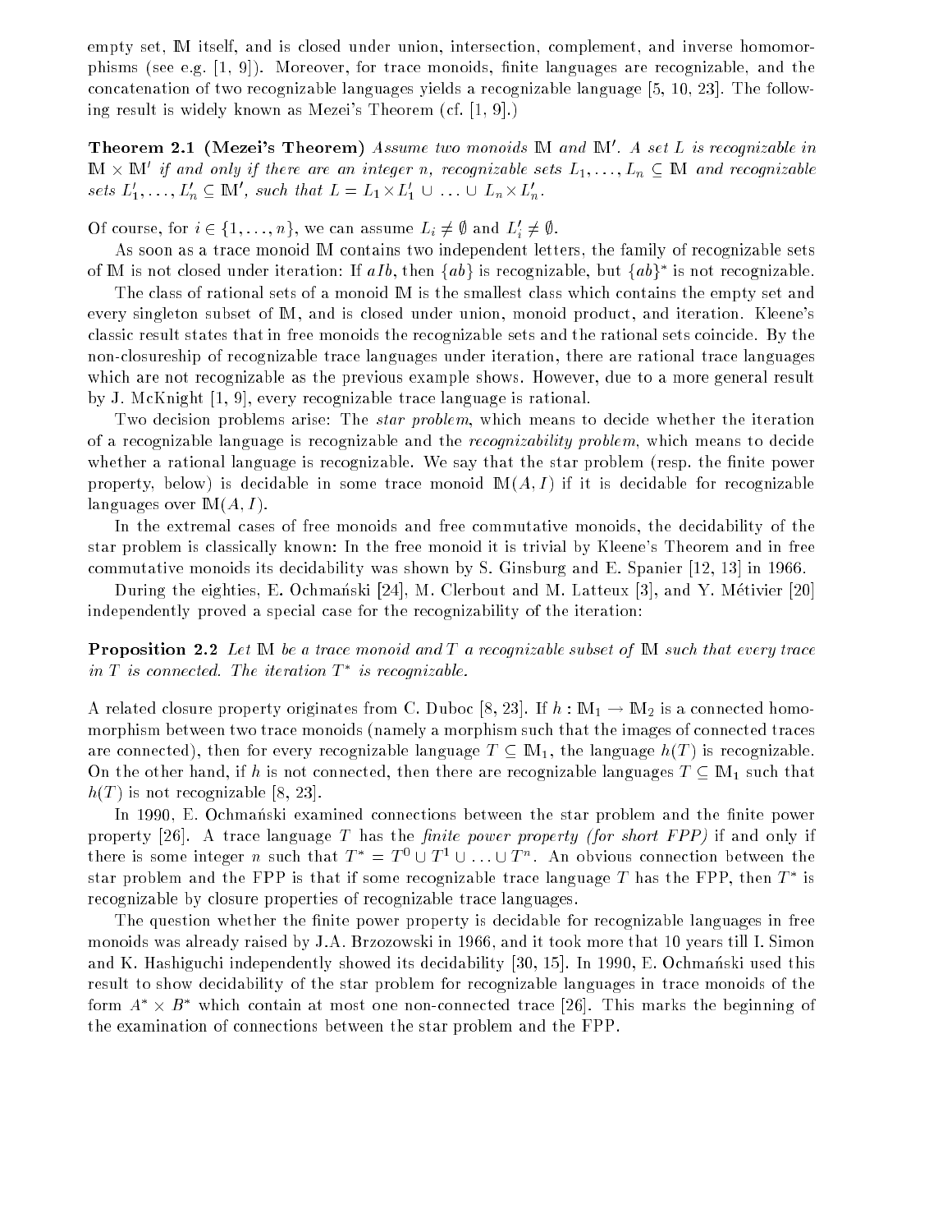empty set, $\mathbb{M}$ itself, and is closed under union, intersection, complement, and inverse homomorphisms (see e.g. [1, 9]). Moreover, for trace monoids, finite languages are recognizable, and the concatenation of two recognizable languages yields a recognizable language [5, 10, 23]. The following result is widely known as Mezei's Theorem (cf. [1, 9].)

**Theorem 2.1 (Mezei's Theorem)** *Assume two monoids $\mathbb{M}$ and $\mathbb{M}'$. A set $L$ is recognizable in $\mathbb{M} \times \mathbb{M}'$ if and only if there are an integer $n$, recognizable sets $L_1, \ldots, L_n \subseteq \mathbb{M}$ and recognizable sets $L'_1, \ldots, L'_n \subseteq \mathbb{M}'$, such that $L = L_1 \times L'_1 \cup \ldots \cup L_n \times L'_n$.*

Of course, for $i \in \{1, \ldots, n\}$, we can assume $L_i \neq \emptyset$ and $L'_i \neq \emptyset$.

As soon as a trace monoid $\mathbb{M}$ contains two independent letters, the family of recognizable sets of $\mathbb{M}$ is not closed under iteration: If $aIb$, then $\{ab\}$ is recognizable, but $\{ab\}^*$ is not recognizable.

The class of rational sets of a monoid $\mathbb{M}$ is the smallest class which contains the empty set and every singleton subset of $\mathbb{M}$, and is closed under union, monoid product, and iteration. Kleene's classic result states that in free monoids the recognizable sets and the rational sets coincide. By the non-closureship of recognizable trace languages under iteration, there are rational trace languages which are not recognizable as the previous example shows. However, due to a more general result by J. McKnight [1, 9], every recognizable trace language is rational.

Two decision problems arise: The *star problem*, which means to decide whether the iteration of a recognizable language is recognizable and the *recognizability problem*, which means to decide whether a rational language is recognizable. We say that the star problem (resp. the finite power property, below) is decidable in some trace monoid $\mathbb{M}(A, I)$ if it is decidable for recognizable languages over $\mathbb{M}(A, I)$.

In the extremal cases of free monoids and free commutative monoids, the decidability of the star problem is classically known: In the free monoid it is trivial by Kleene's Theorem and in free commutative monoids its decidability was shown by S. Ginsburg and E. Spanier [12, 13] in 1966.

During the eighties, E. Ochmański [24], M. Clerbout and M. Latteux [3], and Y. Métivier [20] independently proved a special case for the recognizability of the iteration:

**Proposition 2.2** *Let $\mathbb{M}$ be a trace monoid and $T$ a recognizable subset of $\mathbb{M}$ such that every trace in $T$ is connected. The iteration $T^*$ is recognizable.*

A related closure property originates from C. Duboc [8, 23]. If $h : \mathbb{M}_1 \to \mathbb{M}_2$ is a connected homomorphism between two trace monoids (namely a morphism such that the images of connected traces are connected), then for every recognizable language $T \subseteq \mathbb{M}_1$, the language $h(T)$ is recognizable. On the other hand, if $h$ is not connected, then there are recognizable languages $T \subseteq \mathbb{M}_1$ such that $h(T)$ is not recognizable [8, 23].

In 1990, E. Ochmański examined connections between the star problem and the finite power property [26]. A trace language $T$ has the *finite power property (for short FPP)* if and only if there is some integer $n$ such that $T^* = T^0 \cup T^1 \cup \ldots \cup T^n$. An obvious connection between the star problem and the FPP is that if some recognizable trace language $T$ has the FPP, then $T^*$ is recognizable by closure properties of recognizable trace languages.

The question whether the finite power property is decidable for recognizable languages in free monoids was already raised by J.A. Brzozowski in 1966, and it took more that 10 years till I. Simon and K. Hashiguchi independently showed its decidability [30, 15]. In 1990, E. Ochmański used this result to show decidability of the star problem for recognizable languages in trace monoids of the form $A^* \times B^*$ which contain at most one non-connected trace [26]. This marks the beginning of the examination of connections between the star problem and the FPP.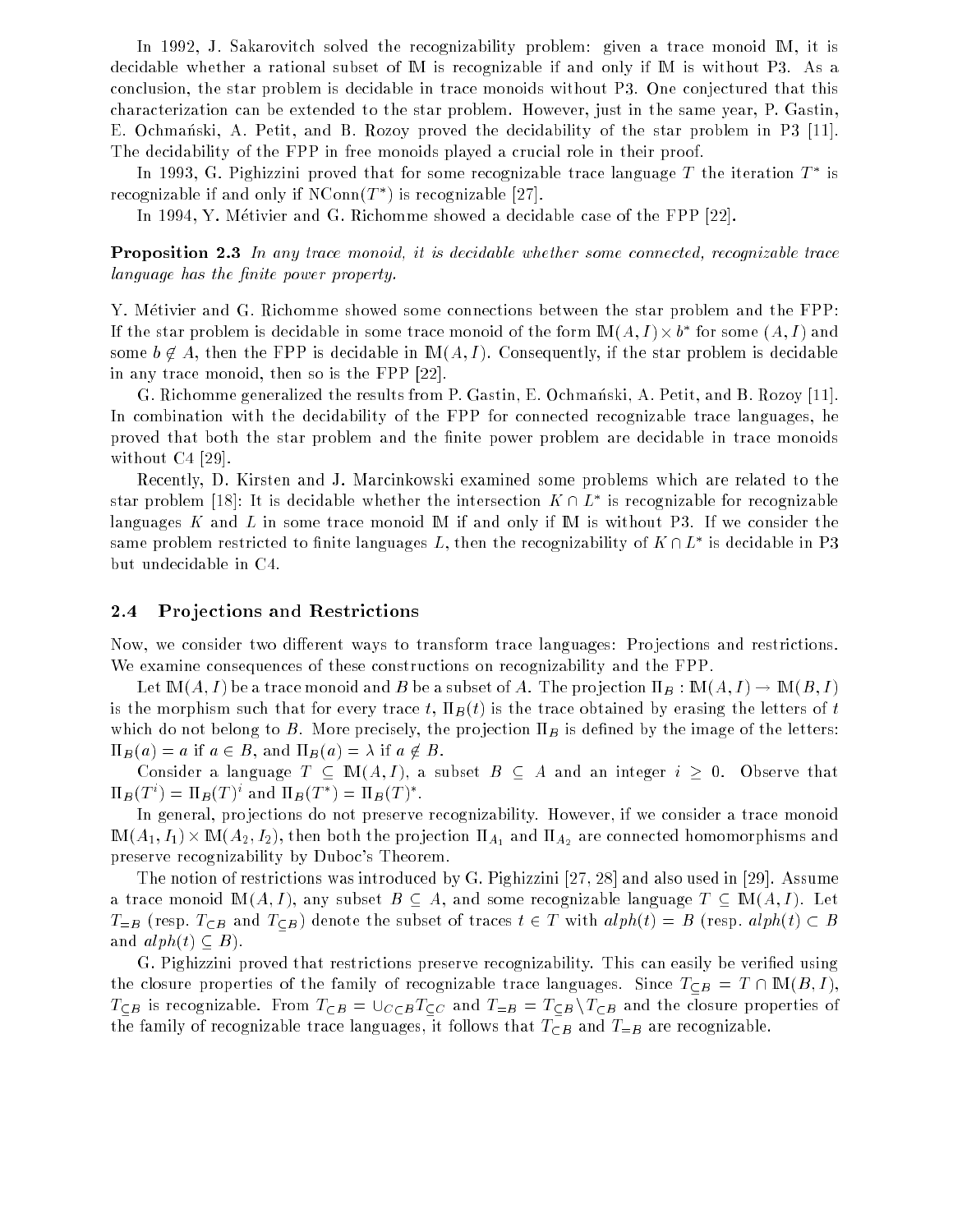In 1992, J. Sakarovitch solved the recognizability problem: given a trace monoid $\mathbb{M}$, it is decidable whether a rational subset of $\mathbb{M}$ is recognizable if and only if $\mathbb{M}$ is without P3. As a conclusion, the star problem is decidable in trace monoids without P3. One conjectured that this characterization can be extended to the star problem. However, just in the same year, P. Gastin, E. Ochmański, A. Petit, and B. Rozoy proved the decidability of the star problem in P3 [11]. The decidability of the FPP in free monoids played a crucial role in their proof.

In 1993, G. Pighizzini proved that for some recognizable trace language $T$ the iteration $T^*$ is recognizable if and only if $\mathrm{NConn}(T^*)$ is recognizable [27].

In 1994, Y. Métivier and G. Richomme showed a decidable case of the FPP [22].

**Proposition 2.3** *In any trace monoid, it is decidable whether some connected, recognizable trace language has the finite power property.*

Y. Métivier and G. Richomme showed some connections between the star problem and the FPP: If the star problem is decidable in some trace monoid of the form $\mathbb{M}(A, I) \times b^*$ for some $(A, I)$ and some $b \notin A$, then the FPP is decidable in $\mathbb{M}(A, I)$. Consequently, if the star problem is decidable in any trace monoid, then so is the FPP [22].

G. Richomme generalized the results from P. Gastin, E. Ochmański, A. Petit, and B. Rozoy [11]. In combination with the decidability of the FPP for connected recognizable trace languages, he proved that both the star problem and the finite power problem are decidable in trace monoids without C4 [29].

Recently, D. Kirsten and J. Marcinkowski examined some problems which are related to the star problem [18]: It is decidable whether the intersection $K \cap L^*$ is recognizable for recognizable languages $K$ and $L$ in some trace monoid $\mathbb{M}$ if and only if $\mathbb{M}$ is without P3. If we consider the same problem restricted to finite languages $L$, then the recognizability of $K \cap L^*$ is decidable in P3 but undecidable in C4.

## 2.4 Projections and Restrictions

Now, we consider two different ways to transform trace languages: Projections and restrictions. We examine consequences of these constructions on recognizability and the FPP.

Let $\mathbb{M}(A, I)$ be a trace monoid and $B$ be a subset of $A$. The projection $\Pi_B : \mathbb{M}(A, I) \to \mathbb{M}(B, I)$ is the morphism such that for every trace $t$, $\Pi_B(t)$ is the trace obtained by erasing the letters of $t$ which do not belong to $B$. More precisely, the projection $\Pi_B$ is defined by the image of the letters: $\Pi_B(a) = a$ if $a \in B$, and $\Pi_B(a) = \lambda$ if $a \notin B$.

Consider a language $T \subseteq \mathbb{M}(A, I)$, a subset $B \subseteq A$ and an integer $i \geq 0$. Observe that $\Pi_B(T^i) = \Pi_B(T)^i$ and $\Pi_B(T^*) = \Pi_B(T)^*$.

In general, projections do not preserve recognizability. However, if we consider a trace monoid $\mathbb{M}(A_1, I_1) \times \mathbb{M}(A_2, I_2)$, then both the projection $\Pi_{A_1}$ and $\Pi_{A_2}$ are connected homomorphisms and preserve recognizability by Duboc's Theorem.

The notion of restrictions was introduced by G. Pighizzini [27, 28] and also used in [29]. Assume a trace monoid $\mathbb{M}(A, I)$, any subset $B \subseteq A$, and some recognizable language $T \subseteq \mathbb{M}(A, I)$. Let $T_{=B}$ (resp. $T_{\subset B}$ and $T_{\subseteq B}$) denote the subset of traces $t \in T$ with $alph(t) = B$ (resp. $alph(t) \subset B$ and $alph(t) \subseteq B$).

G. Pighizzini proved that restrictions preserve recognizability. This can easily be verified using the closure properties of the family of recognizable trace languages. Since $T_{\subseteq B} = T \cap \mathbb{M}(B, I)$, $T_{\subseteq B}$ is recognizable. From $T_{\subset B} = \cup_{C \subset B} T_{\subseteq C}$ and $T_{=B} = T_{\subseteq B} \backslash T_{\subset B}$ and the closure properties of the family of recognizable trace languages, it follows that $T_{\subset B}$ and $T_{=B}$ are recognizable.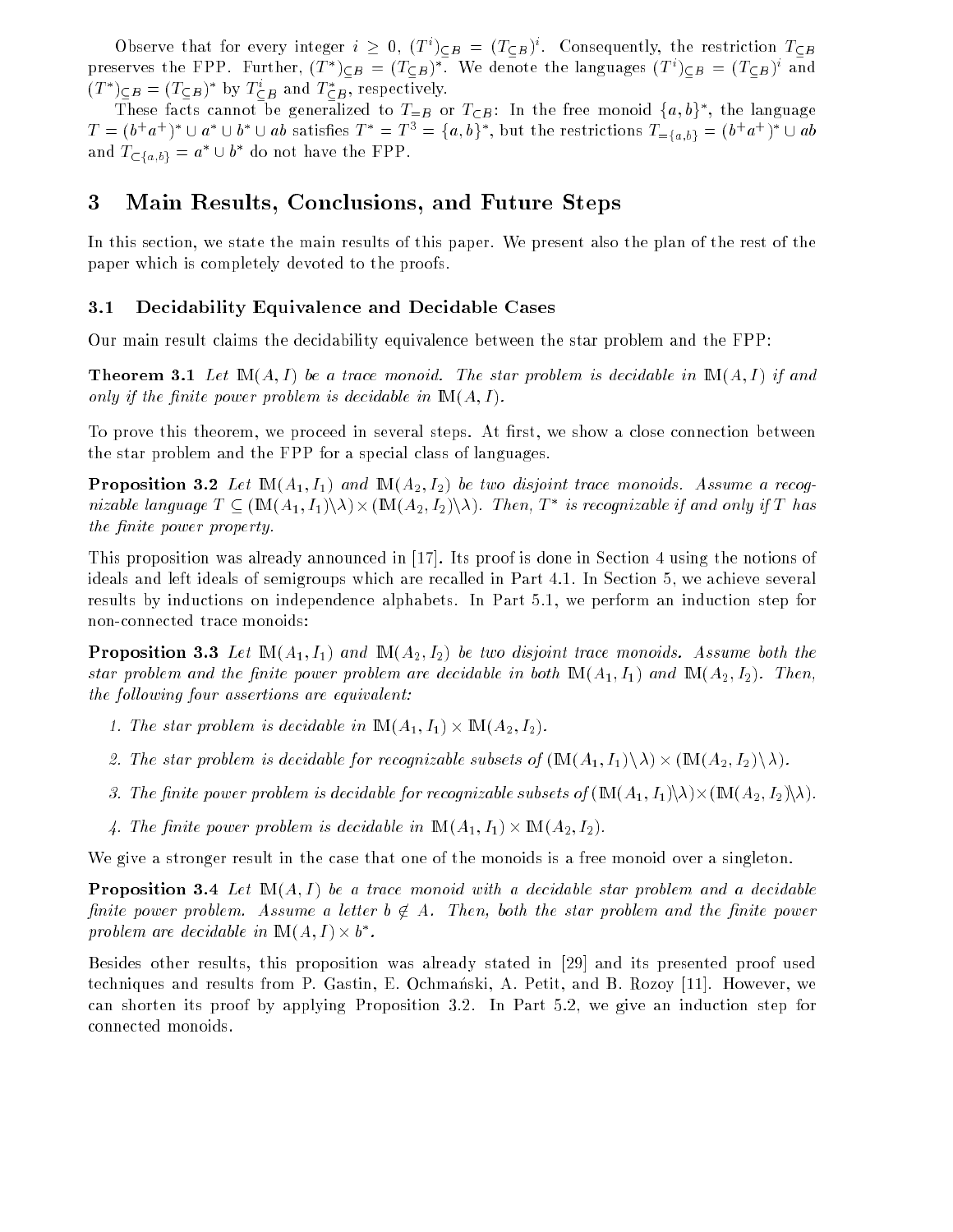Observe that for every integer $i \geq 0$, $(T^i)_{\subseteq B} = (T_{\subseteq B})^i$. Consequently, the restriction $T_{\subseteq B}$ preserves the FPP. Further, $(T^*)_{\subseteq B} = (T_{\subseteq B})^*$. We denote the languages $(T^i)_{\subseteq B} = (T_{\subseteq B})^i$ and $(T^*)_{\subseteq B} = (T_{\subseteq B})^*$ by $T^i_{\subseteq B}$ and $T^*_{\subseteq B}$, respectively.

These facts cannot be generalized to $T_{=B}$ or $T_{\subset B}$: In the free monoid $\{a,b\}^*$, the language $T = (b^+a^+)^* \cup a^* \cup b^* \cup ab$ satisfies $T^* = T^3 = \{a,b\}^*$, but the restrictions $T_{=\{a,b\}} = (b^+a^+)^* \cup ab$ and $T_{\subset\{a,b\}} = a^* \cup b^*$ do not have the FPP.

# 3 Main Results, Conclusions, and Future Steps

In this section, we state the main results of this paper. We present also the plan of the rest of the paper which is completely devoted to the proofs.

## 3.1 Decidability Equivalence and Decidable Cases

Our main result claims the decidability equivalence between the star problem and the FPP:

**Theorem 3.1** *Let $\mathbb{M}(A,I)$ be a trace monoid. The star problem is decidable in $\mathbb{M}(A,I)$ if and only if the finite power problem is decidable in $\mathbb{M}(A,I)$.*

To prove this theorem, we proceed in several steps. At first, we show a close connection between the star problem and the FPP for a special class of languages.

**Proposition 3.2** *Let $\mathbb{M}(A_1,I_1)$ and $\mathbb{M}(A_2,I_2)$ be two disjoint trace monoids. Assume a recognizable language $T \subseteq (\mathbb{M}(A_1,I_1)\backslash\lambda) \times (\mathbb{M}(A_2,I_2)\backslash\lambda)$. Then, $T^*$ is recognizable if and only if $T$ has the finite power property.*

This proposition was already announced in [17]. Its proof is done in Section 4 using the notions of ideals and left ideals of semigroups which are recalled in Part 4.1. In Section 5, we achieve several results by inductions on independence alphabets. In Part 5.1, we perform an induction step for non-connected trace monoids:

**Proposition 3.3** *Let $\mathbb{M}(A_1,I_1)$ and $\mathbb{M}(A_2,I_2)$ be two disjoint trace monoids. Assume both the star problem and the finite power problem are decidable in both $\mathbb{M}(A_1,I_1)$ and $\mathbb{M}(A_2,I_2)$. Then, the following four assertions are equivalent:*

1. *The star problem is decidable in $\mathbb{M}(A_1,I_1) \times \mathbb{M}(A_2,I_2)$.*
2. *The star problem is decidable for recognizable subsets of $(\mathbb{M}(A_1,I_1)\backslash\lambda) \times (\mathbb{M}(A_2,I_2)\backslash\lambda)$.*
3. *The finite power problem is decidable for recognizable subsets of $(\mathbb{M}(A_1,I_1)\backslash\lambda) \times (\mathbb{M}(A_2,I_2)\backslash\lambda)$.*
4. *The finite power problem is decidable in $\mathbb{M}(A_1,I_1) \times \mathbb{M}(A_2,I_2)$.*

We give a stronger result in the case that one of the monoids is a free monoid over a singleton.

**Proposition 3.4** *Let $\mathbb{M}(A,I)$ be a trace monoid with a decidable star problem and a decidable finite power problem. Assume a letter $b \notin A$. Then, both the star problem and the finite power problem are decidable in $\mathbb{M}(A,I) \times b^*$.*

Besides other results, this proposition was already stated in [29] and its presented proof used techniques and results from P. Gastin, E. Ochmański, A. Petit, and B. Rozoy [11]. However, we can shorten its proof by applying Proposition 3.2. In Part 5.2, we give an induction step for connected monoids.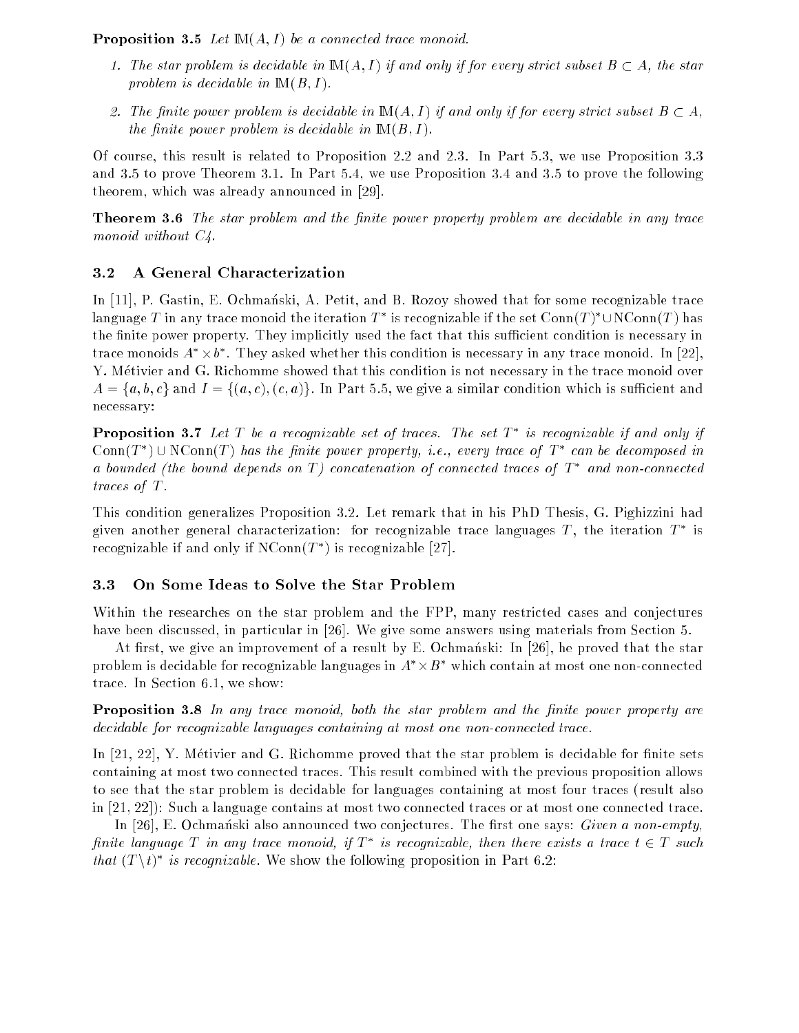**Proposition 3.5** *Let $\mathbb{M}(A, I)$ be a connected trace monoid.*

1. *The star problem is decidable in $\mathbb{M}(A, I)$ if and only if for every strict subset $B \subset A$, the star problem is decidable in $\mathbb{M}(B, I)$.*
2. *The finite power problem is decidable in $\mathbb{M}(A, I)$ if and only if for every strict subset $B \subset A$, the finite power problem is decidable in $\mathbb{M}(B, I)$.*

Of course, this result is related to Proposition 2.2 and 2.3. In Part 5.3, we use Proposition 3.3 and 3.5 to prove Theorem 3.1. In Part 5.4, we use Proposition 3.4 and 3.5 to prove the following theorem, which was already announced in [29].

**Theorem 3.6** *The star problem and the finite power property problem are decidable in any trace monoid without C4.*

## 3.2 A General Characterization

In [11], P. Gastin, E. Ochmański, A. Petit, and B. Rozoy showed that for some recognizable trace language $T$ in any trace monoid the iteration $T^*$ is recognizable if the set $\mathrm{Conn}(T)^* \cup \mathrm{NConn}(T)$ has the finite power property. They implicitly used the fact that this sufficient condition is necessary in trace monoids $A^* \times b^*$. They asked whether this condition is necessary in any trace monoid. In [22], Y. Métivier and G. Richomme showed that this condition is not necessary in the trace monoid over $A = \{a, b, c\}$ and $I = \{(a, c), (c, a)\}$. In Part 5.5, we give a similar condition which is sufficient and necessary:

**Proposition 3.7** *Let $T$ be a recognizable set of traces. The set $T^*$ is recognizable if and only if $\mathrm{Conn}(T^*) \cup \mathrm{NConn}(T)$ has the finite power property, i.e., every trace of $T^*$ can be decomposed in a bounded (the bound depends on $T$) concatenation of connected traces of $T^*$ and non-connected traces of $T$.*

This condition generalizes Proposition 3.2. Let remark that in his PhD Thesis, G. Pighizzini had given another general characterization: for recognizable trace languages $T$, the iteration $T^*$ is recognizable if and only if $\mathrm{NConn}(T^*)$ is recognizable [27].

## 3.3 On Some Ideas to Solve the Star Problem

Within the researches on the star problem and the FPP, many restricted cases and conjectures have been discussed, in particular in [26]. We give some answers using materials from Section 5.

At first, we give an improvement of a result by E. Ochmański: In [26], he proved that the star problem is decidable for recognizable languages in $A^* \times B^*$ which contain at most one non-connected trace. In Section 6.1, we show:

**Proposition 3.8** *In any trace monoid, both the star problem and the finite power property are decidable for recognizable languages containing at most one non-connected trace.*

In [21, 22], Y. Métivier and G. Richomme proved that the star problem is decidable for finite sets containing at most two connected traces. This result combined with the previous proposition allows to see that the star problem is decidable for languages containing at most four traces (result also in [21, 22]): Such a language contains at most two connected traces or at most one connected trace.

In [26], E. Ochmański also announced two conjectures. The first one says: *Given a non-empty, finite language $T$ in any trace monoid, if $T^*$ is recognizable, then there exists a trace $t \in T$ such that $(T \backslash t)^*$ is recognizable.* We show the following proposition in Part 6.2: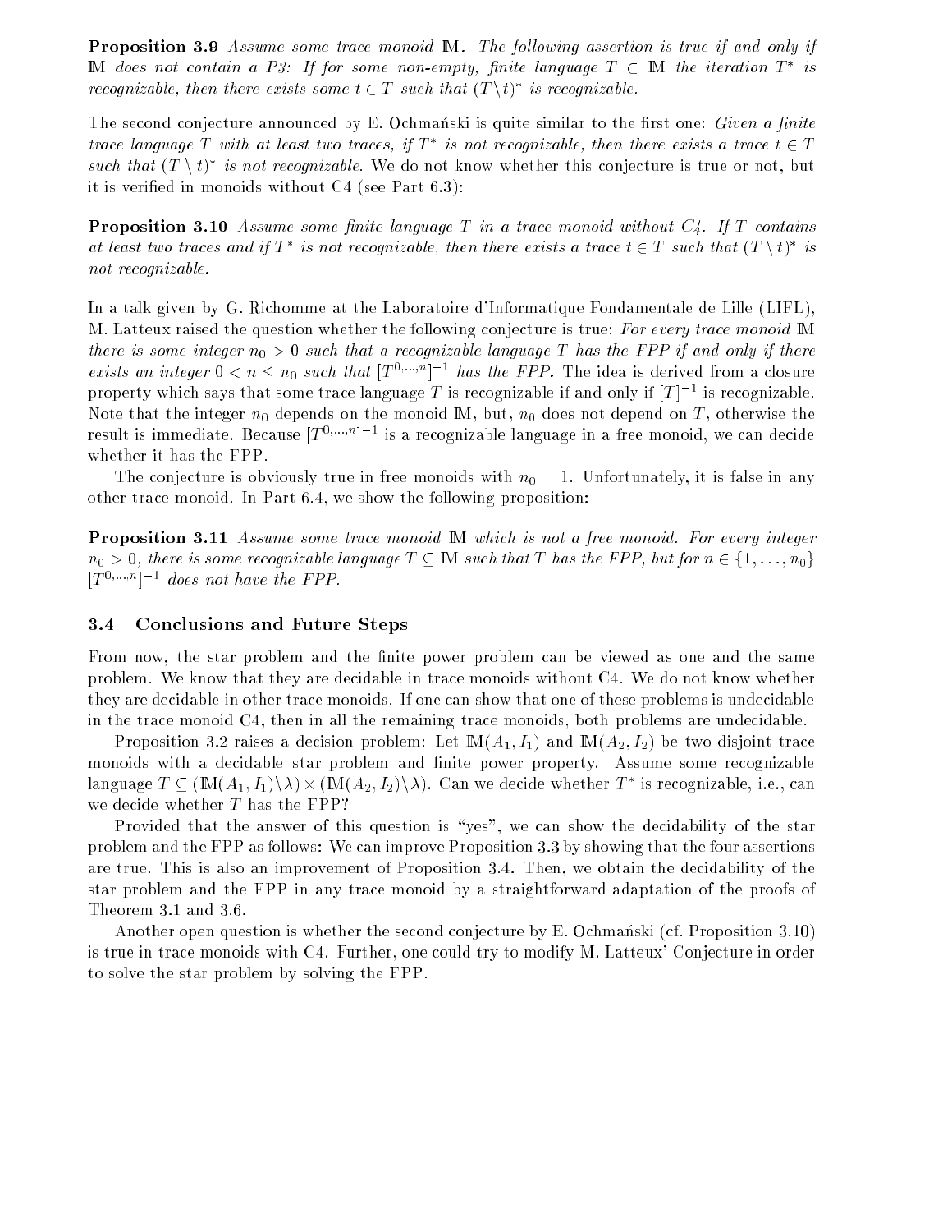**Proposition 3.9** *Assume some trace monoid $\mathbb{M}$. The following assertion is true if and only if $\mathbb{M}$ does not contain a P3: If for some non-empty, finite language $T \subset \mathbb{M}$ the iteration $T^*$ is recognizable, then there exists some $t \in T$ such that $(T \setminus t)^*$ is recognizable.*

The second conjecture announced by E. Ochmański is quite similar to the first one: *Given a finite trace language $T$ with at least two traces, if $T^*$ is not recognizable, then there exists a trace $t \in T$ such that $(T \setminus t)^*$ is not recognizable.* We do not know whether this conjecture is true or not, but it is verified in monoids without C4 (see Part 6.3):

**Proposition 3.10** *Assume some finite language $T$ in a trace monoid without C4. If $T$ contains at least two traces and if $T^*$ is not recognizable, then there exists a trace $t \in T$ such that $(T \setminus t)^*$ is not recognizable.*

In a talk given by G. Richomme at the Laboratoire d'Informatique Fondamentale de Lille (LIFL), M. Latteux raised the question whether the following conjecture is true: *For every trace monoid $\mathbb{M}$ there is some integer $n_0 > 0$ such that a recognizable language $T$ has the FPP if and only if there exists an integer $0 < n \leq n_0$ such that $[T^{0,\ldots,n}]^{-1}$ has the FPP.* The idea is derived from a closure property which says that some trace language $T$ is recognizable if and only if $[T]^{-1}$ is recognizable. Note that the integer $n_0$ depends on the monoid $\mathbb{M}$, but, $n_0$ does not depend on $T$, otherwise the result is immediate. Because $[T^{0,\ldots,n}]^{-1}$ is a recognizable language in a free monoid, we can decide whether it has the FPP.

The conjecture is obviously true in free monoids with $n_0 = 1$. Unfortunately, it is false in any other trace monoid. In Part 6.4, we show the following proposition:

**Proposition 3.11** *Assume some trace monoid $\mathbb{M}$ which is not a free monoid. For every integer $n_0 > 0$, there is some recognizable language $T \subseteq \mathbb{M}$ such that $T$ has the FPP, but for $n \in \{1, \ldots, n_0\}$ $[T^{0,\ldots,n}]^{-1}$ does not have the FPP.*

### 3.4 Conclusions and Future Steps

From now, the star problem and the finite power problem can be viewed as one and the same problem. We know that they are decidable in trace monoids without C4. We do not know whether they are decidable in other trace monoids. If one can show that one of these problems is undecidable in the trace monoid C4, then in all the remaining trace monoids, both problems are undecidable.

Proposition 3.2 raises a decision problem: Let $\mathbb{M}(A_1, I_1)$ and $\mathbb{M}(A_2, I_2)$ be two disjoint trace monoids with a decidable star problem and finite power property. Assume some recognizable language $T \subseteq (\mathbb{M}(A_1, I_1) \setminus \lambda) \times (\mathbb{M}(A_2, I_2) \setminus \lambda)$. Can we decide whether $T^*$ is recognizable, i.e., can we decide whether $T$ has the FPP?

Provided that the answer of this question is "yes", we can show the decidability of the star problem and the FPP as follows: We can improve Proposition 3.3 by showing that the four assertions are true. This is also an improvement of Proposition 3.4. Then, we obtain the decidability of the star problem and the FPP in any trace monoid by a straightforward adaptation of the proofs of Theorem 3.1 and 3.6.

Another open question is whether the second conjecture by E. Ochmański (cf. Proposition 3.10) is true in trace monoids with C4. Further, one could try to modify M. Latteux' Conjecture in order to solve the star problem by solving the FPP.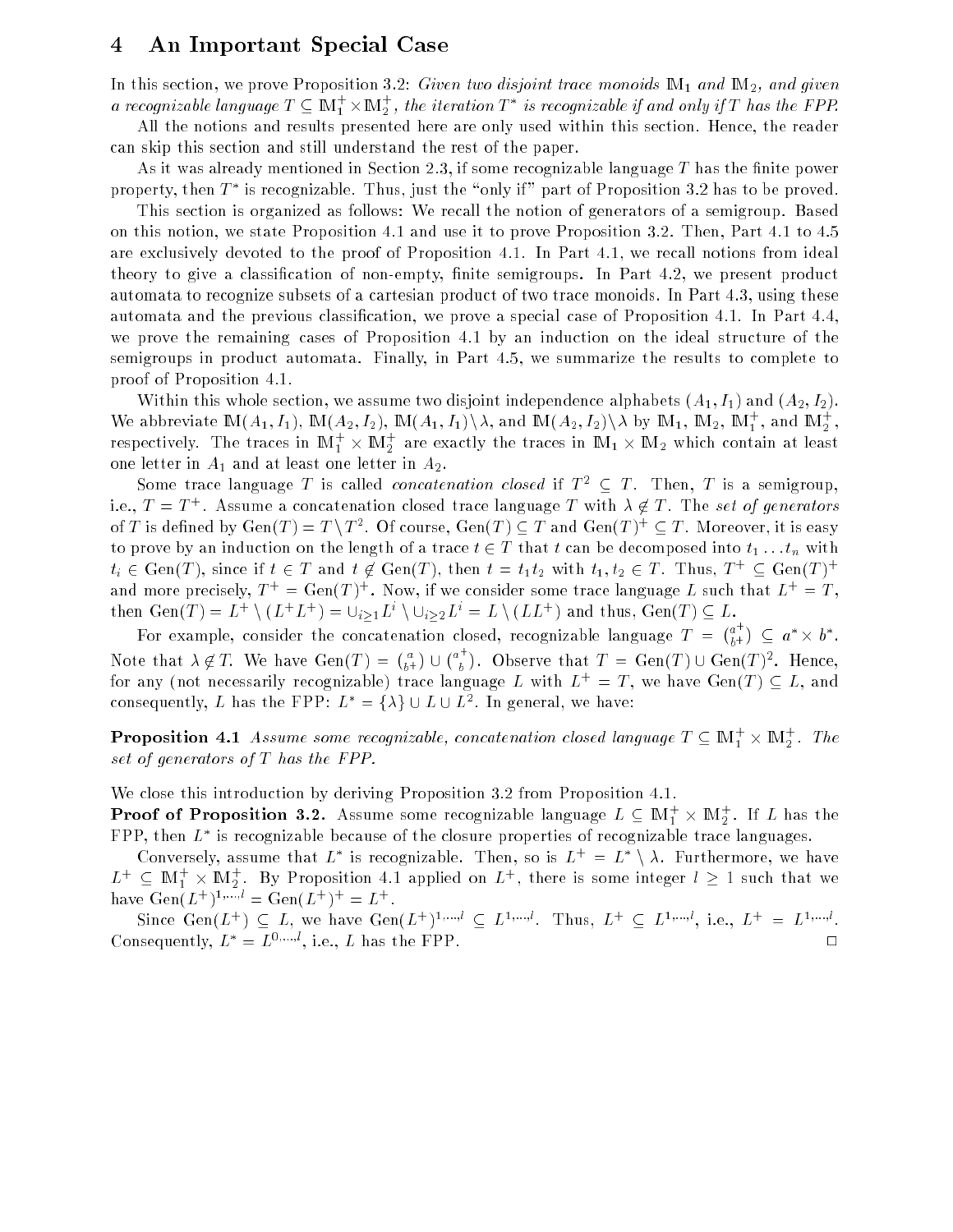# 4 An Important Special Case

In this section, we prove Proposition 3.2: *Given two disjoint trace monoids $\mathbb{M}_1$ and $\mathbb{M}_2$, and given a recognizable language $T \subseteq \mathbb{M}_1^+ \times \mathbb{M}_2^+$, the iteration $T^*$ is recognizable if and only if $T$ has the FPP.*

All the notions and results presented here are only used within this section. Hence, the reader can skip this section and still understand the rest of the paper.

As it was already mentioned in Section 2.3, if some recognizable language $T$ has the finite power property, then $T^*$ is recognizable. Thus, just the "only if" part of Proposition 3.2 has to be proved.

This section is organized as follows: We recall the notion of generators of a semigroup. Based on this notion, we state Proposition 4.1 and use it to prove Proposition 3.2. Then, Part 4.1 to 4.5 are exclusively devoted to the proof of Proposition 4.1. In Part 4.1, we recall notions from ideal theory to give a classification of non-empty, finite semigroups. In Part 4.2, we present product automata to recognize subsets of a cartesian product of two trace monoids. In Part 4.3, using these automata and the previous classification, we prove a special case of Proposition 4.1. In Part 4.4, we prove the remaining cases of Proposition 4.1 by an induction on the ideal structure of the semigroups in product automata. Finally, in Part 4.5, we summarize the results to complete to proof of Proposition 4.1.

Within this whole section, we assume two disjoint independence alphabets $(A_1, I_1)$ and $(A_2, I_2)$. We abbreviate $\mathbb{M}(A_1, I_1)$, $\mathbb{M}(A_2, I_2)$, $\mathbb{M}(A_1, I_1) \setminus \lambda$, and $\mathbb{M}(A_2, I_2) \setminus \lambda$ by $\mathbb{M}_1$, $\mathbb{M}_2$, $\mathbb{M}_1^+$, and $\mathbb{M}_2^+$, respectively. The traces in $\mathbb{M}_1^+ \times \mathbb{M}_2^+$ are exactly the traces in $\mathbb{M}_1 \times \mathbb{M}_2$ which contain at least one letter in $A_1$ and at least one letter in $A_2$.

Some trace language $T$ is called *concatenation closed* if $T^2 \subseteq T$. Then, $T$ is a semigroup, i.e., $T = T^+$. Assume a concatenation closed trace language $T$ with $\lambda \notin T$. The *set of generators* of $T$ is defined by $\mathrm{Gen}(T) = T \setminus T^2$. Of course, $\mathrm{Gen}(T) \subseteq T$ and $\mathrm{Gen}(T)^+ \subseteq T$. Moreover, it is easy to prove by an induction on the length of a trace $t \in T$ that $t$ can be decomposed into $t_1 \dots t_n$ with $t_i \in \mathrm{Gen}(T)$, since if $t \in T$ and $t \notin \mathrm{Gen}(T)$, then $t = t_1 t_2$ with $t_1, t_2 \in T$. Thus, $T^+ \subseteq \mathrm{Gen}(T)^+$ and more precisely, $T^+ = \mathrm{Gen}(T)^+$. Now, if we consider some trace language $L$ such that $L^+ = T$, then $\mathrm{Gen}(T) = L^+ \setminus (L^+ L^+) = \cup_{i \geq 1} L^i \setminus \cup_{i \geq 2} L^i = L \setminus (LL^+)$ and thus, $\mathrm{Gen}(T) \subseteq L$.

For example, consider the concatenation closed, recognizable language $T = \binom{a^+}{b^+} \subseteq a^* \times b^*$. Note that $\lambda \notin T$. We have $\mathrm{Gen}(T) = \binom{a}{b^+} \cup \binom{a^+}{b}$. Observe that $T = \mathrm{Gen}(T) \cup \mathrm{Gen}(T)^2$. Hence, for any (not necessarily recognizable) trace language $L$ with $L^+ = T$, we have $\mathrm{Gen}(T) \subseteq L$, and consequently, $L$ has the FPP: $L^* = \{\lambda\} \cup L \cup L^2$. In general, we have:

**Proposition 4.1** *Assume some recognizable, concatenation closed language $T \subseteq \mathbb{M}_1^+ \times \mathbb{M}_2^+$. The set of generators of $T$ has the FPP.*

We close this introduction by deriving Proposition 3.2 from Proposition 4.1.

**Proof of Proposition 3.2.** Assume some recognizable language $L \subseteq \mathbb{M}_1^+ \times \mathbb{M}_2^+$. If $L$ has the FPP, then $L^*$ is recognizable because of the closure properties of recognizable trace languages.

Conversely, assume that $L^*$ is recognizable. Then, so is $L^+ = L^* \setminus \lambda$. Furthermore, we have $L^+ \subseteq \mathbb{M}_1^+ \times \mathbb{M}_2^+$. By Proposition 4.1 applied on $L^+$, there is some integer $l \geq 1$ such that we have $\mathrm{Gen}(L^+)^{1,\dots,l} = \mathrm{Gen}(L^+)^+ = L^+$.

Since $\mathrm{Gen}(L^+) \subseteq L$, we have $\mathrm{Gen}(L^+)^{1,\dots,l} \subseteq L^{1,\dots,l}$. Thus, $L^+ \subseteq L^{1,\dots,l}$, i.e., $L^+ = L^{1,\dots,l}$. Consequently, $L^* = L^{0,\dots,l}$, i.e., $L$ has the FPP. □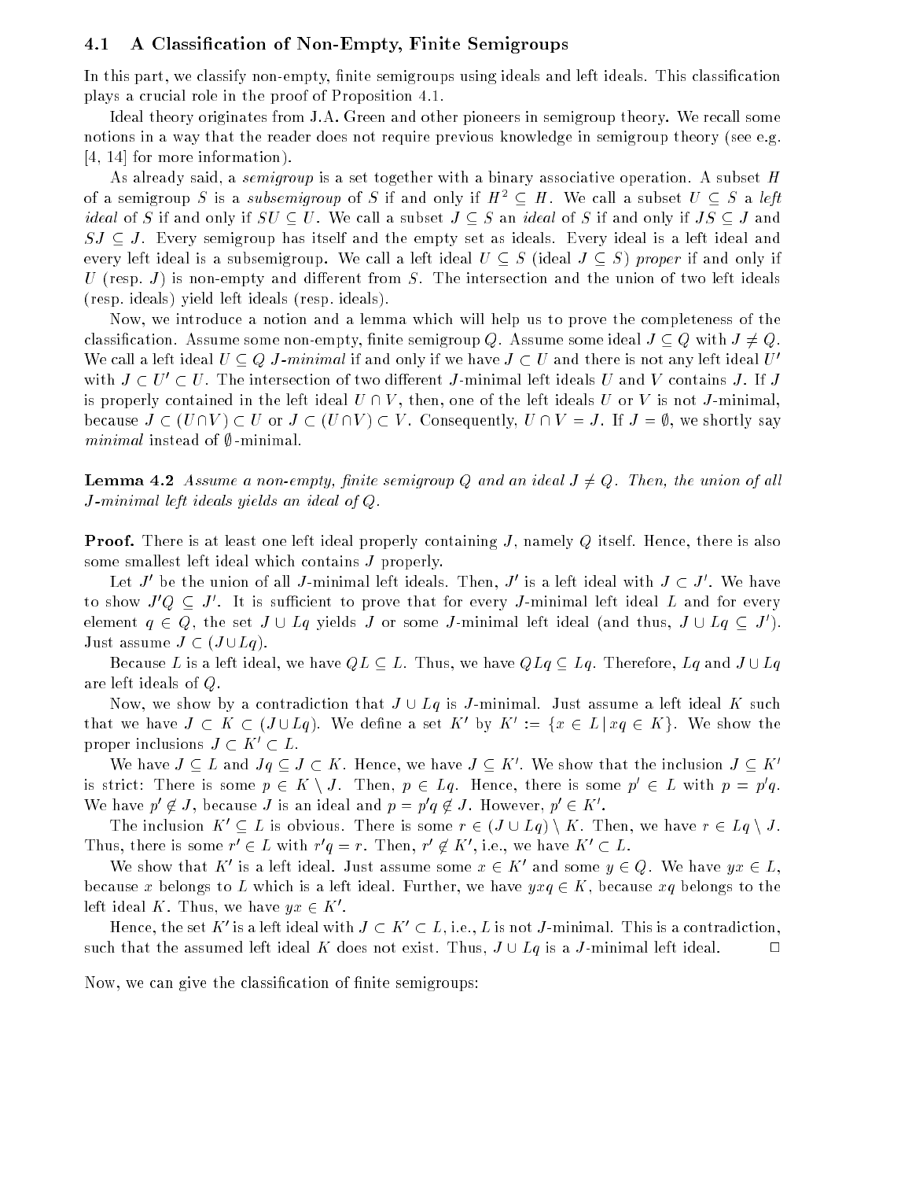### 4.1 A Classification of Non-Empty, Finite Semigroups

In this part, we classify non-empty, finite semigroups using ideals and left ideals. This classification plays a crucial role in the proof of Proposition 4.1.

Ideal theory originates from J.A. Green and other pioneers in semigroup theory. We recall some notions in a way that the reader does not require previous knowledge in semigroup theory (see e.g. [4, 14] for more information).

As already said, a *semigroup* is a set together with a binary associative operation. A subset $H$ of a semigroup $S$ is a *subsemigroup* of $S$ if and only if $H^2 \subseteq H$. We call a subset $U \subseteq S$ a *left ideal* of $S$ if and only if $SU \subseteq U$. We call a subset $J \subseteq S$ an *ideal* of $S$ if and only if $JS \subseteq J$ and $SJ \subseteq J$. Every semigroup has itself and the empty set as ideals. Every ideal is a left ideal and every left ideal is a subsemigroup. We call a left ideal $U \subseteq S$ (ideal $J \subseteq S$) *proper* if and only if $U$ (resp. $J$) is non-empty and different from $S$. The intersection and the union of two left ideals (resp. ideals) yield left ideals (resp. ideals).

Now, we introduce a notion and a lemma which will help us to prove the completeness of the classification. Assume some non-empty, finite semigroup $Q$. Assume some ideal $J \subseteq Q$ with $J \neq Q$. We call a left ideal $U \subseteq Q$ *$J$-minimal* if and only if we have $J \subset U$ and there is not any left ideal $U'$ with $J \subset U' \subset U$. The intersection of two different $J$-minimal left ideals $U$ and $V$ contains $J$. If $J$ is properly contained in the left ideal $U \cap V$, then, one of the left ideals $U$ or $V$ is not $J$-minimal, because $J \subset (U \cap V) \subset U$ or $J \subset (U \cap V) \subset V$. Consequently, $U \cap V = J$. If $J = \emptyset$, we shortly say *minimal* instead of $\emptyset$-minimal.

**Lemma 4.2** *Assume a non-empty, finite semigroup $Q$ and an ideal $J \neq Q$. Then, the union of all $J$-minimal left ideals yields an ideal of $Q$.*

**Proof.** There is at least one left ideal properly containing $J$, namely $Q$ itself. Hence, there is also some smallest left ideal which contains $J$ properly.

Let $J'$ be the union of all $J$-minimal left ideals. Then, $J'$ is a left ideal with $J \subset J'$. We have to show $J'Q \subseteq J'$. It is sufficient to prove that for every $J$-minimal left ideal $L$ and for every element $q \in Q$, the set $J \cup Lq$ yields $J$ or some $J$-minimal left ideal (and thus, $J \cup Lq \subseteq J'$). Just assume $J \subset (J \cup Lq)$.

Because $L$ is a left ideal, we have $QL \subseteq L$. Thus, we have $QLq \subseteq Lq$. Therefore, $Lq$ and $J \cup Lq$ are left ideals of $Q$.

Now, we show by a contradiction that $J \cup Lq$ is $J$-minimal. Just assume a left ideal $K$ such that we have $J \subset K \subset (J \cup Lq)$. We define a set $K'$ by $K' := \{x \in L \mid xq \in K\}$. We show the proper inclusions $J \subset K' \subset L$.

We have $J \subseteq L$ and $Jq \subseteq J \subset K$. Hence, we have $J \subseteq K'$. We show that the inclusion $J \subseteq K'$ is strict: There is some $p \in K \setminus J$. Then, $p \in Lq$. Hence, there is some $p' \in L$ with $p = p'q$. We have $p' \notin J$, because $J$ is an ideal and $p = p'q \notin J$. However, $p' \in K'$.

The inclusion $K' \subseteq L$ is obvious. There is some $r \in (J \cup Lq) \setminus K$. Then, we have $r \in Lq \setminus J$. Thus, there is some $r' \in L$ with $r'q = r$. Then, $r' \notin K'$, i.e., we have $K' \subset L$.

We show that $K'$ is a left ideal. Just assume some $x \in K'$ and some $y \in Q$. We have $yx \in L$, because $x$ belongs to $L$ which is a left ideal. Further, we have $yxq \in K$, because $xq$ belongs to the left ideal $K$. Thus, we have $yx \in K'$.

Hence, the set $K'$ is a left ideal with $J \subset K' \subset L$, i.e., $L$ is not $J$-minimal. This is a contradiction, such that the assumed left ideal $K$ does not exist. Thus, $J \cup Lq$ is a $J$-minimal left ideal. □

Now, we can give the classification of finite semigroups: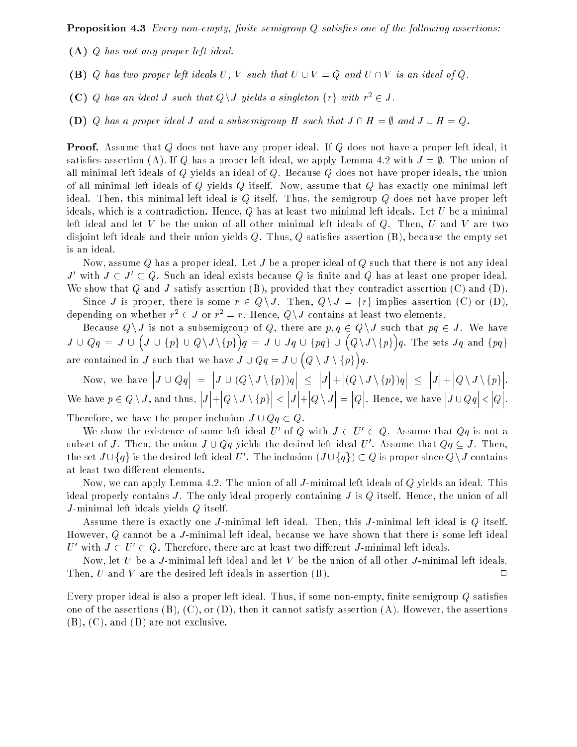**Proposition 4.3** *Every non-empty, finite semigroup $Q$ satisfies one of the following assertions:*

**(A)** *$Q$ has not any proper left ideal.*

**(B)** *$Q$ has two proper left ideals $U$, $V$ such that $U \cup V = Q$ and $U \cap V$ is an ideal of $Q$.*

**(C)** *$Q$ has an ideal $J$ such that $Q \setminus J$ yields a singleton $\{r\}$ with $r^2 \in J$.*

**(D)** *$Q$ has a proper ideal $J$ and a subsemigroup $H$ such that $J \cap H = \emptyset$ and $J \cup H = Q$.*

**Proof.** Assume that $Q$ does not have any proper ideal. If $Q$ does not have a proper left ideal, it satisfies assertion (A). If $Q$ has a proper left ideal, we apply Lemma 4.2 with $J = \emptyset$. The union of all minimal left ideals of $Q$ yields an ideal of $Q$. Because $Q$ does not have proper ideals, the union of all minimal left ideals of $Q$ yields $Q$ itself. Now, assume that $Q$ has exactly one minimal left ideal. Then, this minimal left ideal is $Q$ itself. Thus, the semigroup $Q$ does not have proper left ideals, which is a contradiction. Hence, $Q$ has at least two minimal left ideals. Let $U$ be a minimal left ideal and let $V$ be the union of all other minimal left ideals of $Q$. Then, $U$ and $V$ are two disjoint left ideals and their union yields $Q$. Thus, $Q$ satisfies assertion (B), because the empty set is an ideal.

Now, assume $Q$ has a proper ideal. Let $J$ be a proper ideal of $Q$ such that there is not any ideal $J'$ with $J \subset J' \subset Q$. Such an ideal exists because $Q$ is finite and $Q$ has at least one proper ideal. We show that $Q$ and $J$ satisfy assertion (B), provided that they contradict assertion (C) and (D).

Since $J$ is proper, there is some $r \in Q \setminus J$. Then, $Q \setminus J = \{r\}$ implies assertion (C) or (D), depending on whether $r^2 \in J$ or $r^2 = r$. Hence, $Q \setminus J$ contains at least two elements.

Because $Q \setminus J$ is not a subsemigroup of $Q$, there are $p, q \in Q \setminus J$ such that $pq \in J$. We have $J \cup Qq = J \cup \Big(J \cup \{p\} \cup Q \setminus J \setminus \{p\}\Big)q = J \cup Jq \cup \{pq\} \cup \Big(Q \setminus J \setminus \{p\}\Big)q$. The sets $Jq$ and $\{pq\}$ are contained in $J$ such that we have $J \cup Qq = J \cup \Big(Q \setminus J \setminus \{p\}\Big)q$.

Now, we have $\Big|J \cup Qq\Big| = \Big|J \cup (Q \setminus J \setminus \{p\})q\Big| \leq \Big|J\Big| + \Big|(Q \setminus J \setminus \{p\})q\Big| \leq \Big|J\Big| + \Big|Q \setminus J \setminus \{p\}\Big|$. We have $p \in Q \setminus J$, and thus, $\Big|J\Big| + \Big|Q \setminus J \setminus \{p\}\Big| < \Big|J\Big| + \Big|Q \setminus J\Big| = \Big|Q\Big|$. Hence, we have $\Big|J \cup Qq\Big| < \Big|Q\Big|$. Therefore, we have the proper inclusion $J \cup Qq \subset Q$.

We show the existence of some left ideal $U'$ of $Q$ with $J \subset U' \subset Q$. Assume that $Qq$ is not a subset of $J$. Then, the union $J \cup Qq$ yields the desired left ideal $U'$. Assume that $Qq \subseteq J$. Then, the set $J \cup \{q\}$ is the desired left ideal $U'$. The inclusion $(J \cup \{q\}) \subset Q$ is proper since $Q \setminus J$ contains at least two different elements.

Now, we can apply Lemma 4.2. The union of all $J$-minimal left ideals of $Q$ yields an ideal. This ideal properly contains $J$. The only ideal properly containing $J$ is $Q$ itself. Hence, the union of all $J$-minimal left ideals yields $Q$ itself.

Assume there is exactly one $J$-minimal left ideal. Then, this $J$-minimal left ideal is $Q$ itself. However, $Q$ cannot be a $J$-minimal left ideal, because we have shown that there is some left ideal $U'$ with $J \subset U' \subset Q$. Therefore, there are at least two different $J$-minimal left ideals.

Now, let $U$ be a $J$-minimal left ideal and let $V$ be the union of all other $J$-minimal left ideals. Then, $U$ and $V$ are the desired left ideals in assertion (B). □

Every proper ideal is also a proper left ideal. Thus, if some non-empty, finite semigroup $Q$ satisfies one of the assertions (B), (C), or (D), then it cannot satisfy assertion (A). However, the assertions (B), (C), and (D) are not exclusive.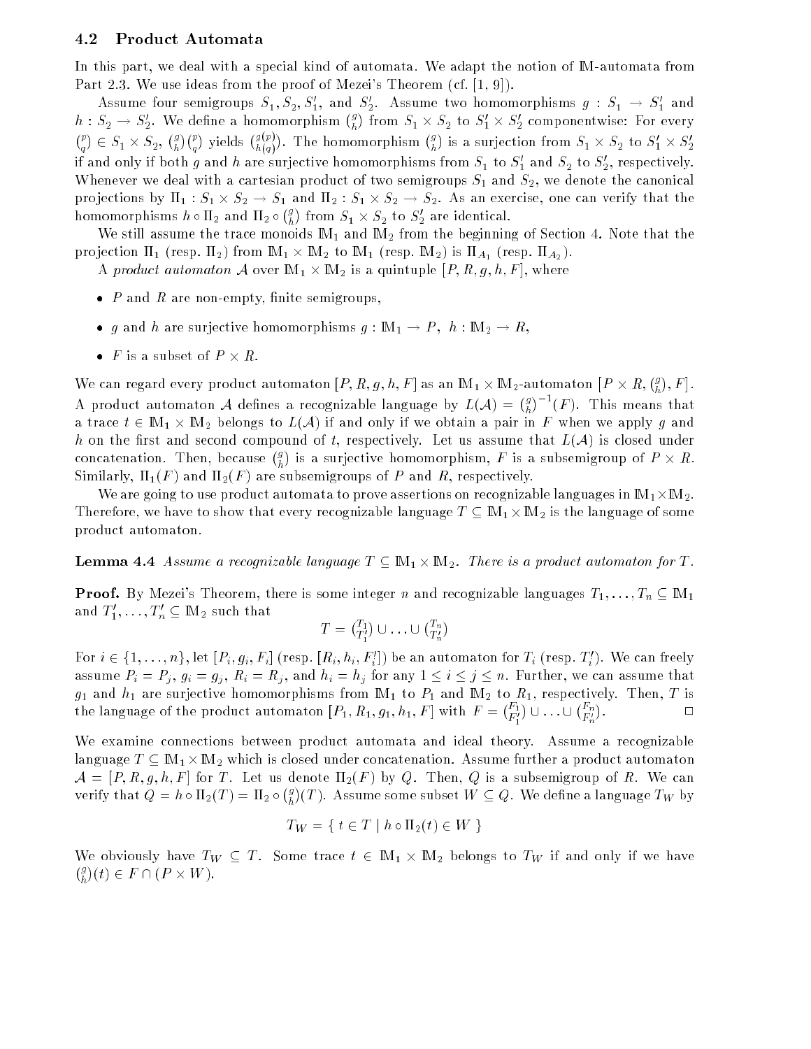### 4.2 Product Automata

In this part, we deal with a special kind of automata. We adapt the notion of $\mathbb{M}$-automata from Part 2.3. We use ideas from the proof of Mezei's Theorem (cf. [1, 9]).

Assume four semigroups $S_1, S_2, S_1'$, and $S_2'$. Assume two homomorphisms $g : S_1 \to S_1'$ and $h : S_2 \to S_2'$. We define a homomorphism $\binom{g}{h}$ from $S_1 \times S_2$ to $S_1' \times S_2'$ componentwise: For every $\binom{p}{q} \in S_1 \times S_2$, $\binom{g}{h}\binom{p}{q}$ yields $\binom{g(p)}{h(q)}$. The homomorphism $\binom{g}{h}$ is a surjection from $S_1 \times S_2$ to $S_1' \times S_2'$ if and only if both $g$ and $h$ are surjective homomorphisms from $S_1$ to $S_1'$ and $S_2$ to $S_2'$, respectively. Whenever we deal with a cartesian product of two semigroups $S_1$ and $S_2$, we denote the canonical projections by $\Pi_1 : S_1 \times S_2 \to S_1$ and $\Pi_2 : S_1 \times S_2 \to S_2$. As an exercise, one can verify that the homomorphisms $h \circ \Pi_2$ and $\Pi_2 \circ \binom{g}{h}$ from $S_1 \times S_2$ to $S_2'$ are identical.

We still assume the trace monoids $\mathbb{M}_1$ and $\mathbb{M}_2$ from the beginning of Section 4. Note that the projection $\Pi_1$ (resp. $\Pi_2$) from $\mathbb{M}_1 \times \mathbb{M}_2$ to $\mathbb{M}_1$ (resp. $\mathbb{M}_2$) is $\Pi_{A_1}$ (resp. $\Pi_{A_2}$).

A *product automaton* $\mathcal{A}$ over $\mathbb{M}_1 \times \mathbb{M}_2$ is a quintuple $[P, R, g, h, F]$, where

- $P$ and $R$ are non-empty, finite semigroups,
- $g$ and $h$ are surjective homomorphisms $g : \mathbb{M}_1 \to P$, $h : \mathbb{M}_2 \to R$,
- $F$ is a subset of $P \times R$.

We can regard every product automaton $[P, R, g, h, F]$ as an $\mathbb{M}_1 \times \mathbb{M}_2$-automaton $[P \times R, \binom{g}{h}, F]$. A product automaton $\mathcal{A}$ defines a recognizable language by $L(\mathcal{A}) = \binom{g}{h}^{-1}(F)$. This means that a trace $t \in \mathbb{M}_1 \times \mathbb{M}_2$ belongs to $L(\mathcal{A})$ if and only if we obtain a pair in $F$ when we apply $g$ and $h$ on the first and second compound of $t$, respectively. Let us assume that $L(\mathcal{A})$ is closed under concatenation. Then, because $\binom{g}{h}$ is a surjective homomorphism, $F$ is a subsemigroup of $P \times R$. Similarly, $\Pi_1(F)$ and $\Pi_2(F)$ are subsemigroups of $P$ and $R$, respectively.

We are going to use product automata to prove assertions on recognizable languages in $\mathbb{M}_1 \times \mathbb{M}_2$. Therefore, we have to show that every recognizable language $T \subseteq \mathbb{M}_1 \times \mathbb{M}_2$ is the language of some product automaton.

**Lemma 4.4** *Assume a recognizable language $T \subseteq \mathbb{M}_1 \times \mathbb{M}_2$. There is a product automaton for $T$.*

**Proof.** By Mezei's Theorem, there is some integer $n$ and recognizable languages $T_1, \ldots, T_n \subseteq \mathbb{M}_1$ and $T_1', \ldots, T_n' \subseteq \mathbb{M}_2$ such that

$$T = \binom{T_1}{T_1'} \cup \ldots \cup \binom{T_n}{T_n'}$$

For $i \in \{1, \ldots, n\}$, let $[P_i, g_i, F_i]$ (resp. $[R_i, h_i, F_i']$) be an automaton for $T_i$ (resp. $T_i'$). We can freely assume $P_i = P_j$, $g_i = g_j$, $R_i = R_j$, and $h_i = h_j$ for any $1 \leq i \leq j \leq n$. Further, we can assume that $g_1$ and $h_1$ are surjective homomorphisms from $\mathbb{M}_1$ to $P_1$ and $\mathbb{M}_2$ to $R_1$, respectively. Then, $T$ is the language of the product automaton $[P_1, R_1, g_1, h_1, F]$ with $F = \binom{F_1}{F_1'} \cup \ldots \cup \binom{F_n}{F_n'}$. □

We examine connections between product automata and ideal theory. Assume a recognizable language $T \subseteq \mathbb{M}_1 \times \mathbb{M}_2$ which is closed under concatenation. Assume further a product automaton $\mathcal{A} = [P, R, g, h, F]$ for $T$. Let us denote $\Pi_2(F)$ by $Q$. Then, $Q$ is a subsemigroup of $R$. We can verify that $Q = h \circ \Pi_2(T) = \Pi_2 \circ \binom{g}{h}(T)$. Assume some subset $W \subseteq Q$. We define a language $T_W$ by

$$T_W = \{\, t \in T \mid h \circ \Pi_2(t) \in W \,\}$$

We obviously have $T_W \subseteq T$. Some trace $t \in \mathbb{M}_1 \times \mathbb{M}_2$ belongs to $T_W$ if and only if we have $\binom{g}{h}(t) \in F \cap (P \times W)$.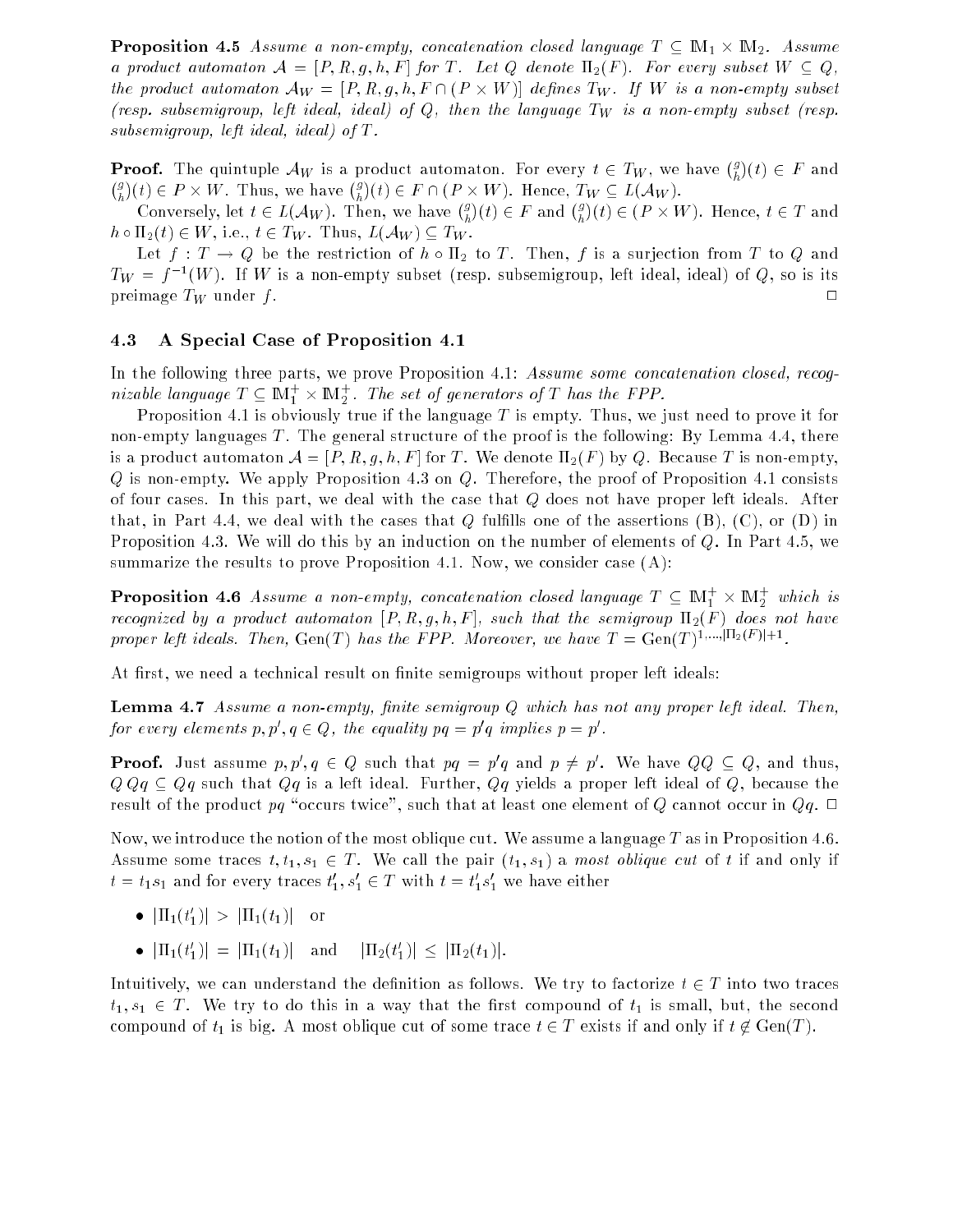**Proposition 4.5** *Assume a non-empty, concatenation closed language $T \subseteq \mathbb{M}_1 \times \mathbb{M}_2$. Assume a product automaton $\mathcal{A} = [P, R, g, h, F]$ for $T$. Let $Q$ denote $\Pi_2(F)$. For every subset $W \subseteq Q$, the product automaton $\mathcal{A}_W = [P, R, g, h, F \cap (P \times W)]$ defines $T_W$. If $W$ is a non-empty subset (resp. subsemigroup, left ideal, ideal) of $Q$, then the language $T_W$ is a non-empty subset (resp. subsemigroup, left ideal, ideal) of $T$.*

**Proof.** The quintuple $\mathcal{A}_W$ is a product automaton. For every $t \in T_W$, we have $\binom{g}{h}(t) \in F$ and $\binom{g}{h}(t) \in P \times W$. Thus, we have $\binom{g}{h}(t) \in F \cap (P \times W)$. Hence, $T_W \subseteq L(\mathcal{A}_W)$.

Conversely, let $t \in L(\mathcal{A}_W)$. Then, we have $\binom{g}{h}(t) \in F$ and $\binom{g}{h}(t) \in (P \times W)$. Hence, $t \in T$ and $h \circ \Pi_2(t) \in W$, i.e., $t \in T_W$. Thus, $L(\mathcal{A}_W) \subseteq T_W$.

Let $f : T \to Q$ be the restriction of $h \circ \Pi_2$ to $T$. Then, $f$ is a surjection from $T$ to $Q$ and $T_W = f^{-1}(W)$. If $W$ is a non-empty subset (resp. subsemigroup, left ideal, ideal) of $Q$, so is its preimage $T_W$ under $f$. $\Box$

### 4.3 A Special Case of Proposition 4.1

In the following three parts, we prove Proposition 4.1: *Assume some concatenation closed, recognizable language $T \subseteq \mathbb{M}_1^+ \times \mathbb{M}_2^+$. The set of generators of $T$ has the FPP.*

Proposition 4.1 is obviously true if the language $T$ is empty. Thus, we just need to prove it for non-empty languages $T$. The general structure of the proof is the following: By Lemma 4.4, there is a product automaton $\mathcal{A} = [P, R, g, h, F]$ for $T$. We denote $\Pi_2(F)$ by $Q$. Because $T$ is non-empty, $Q$ is non-empty. We apply Proposition 4.3 on $Q$. Therefore, the proof of Proposition 4.1 consists of four cases. In this part, we deal with the case that $Q$ does not have proper left ideals. After that, in Part 4.4, we deal with the cases that $Q$ fulfills one of the assertions (B), (C), or (D) in Proposition 4.3. We will do this by an induction on the number of elements of $Q$. In Part 4.5, we summarize the results to prove Proposition 4.1. Now, we consider case (A):

**Proposition 4.6** *Assume a non-empty, concatenation closed language $T \subseteq \mathbb{M}_1^+ \times \mathbb{M}_2^+$ which is recognized by a product automaton $[P, R, g, h, F]$, such that the semigroup $\Pi_2(F)$ does not have proper left ideals. Then, $\mathrm{Gen}(T)$ has the FPP. Moreover, we have $T = \mathrm{Gen}(T)^{1,\ldots,|\Pi_2(F)|+1}$.*

At first, we need a technical result on finite semigroups without proper left ideals:

**Lemma 4.7** *Assume a non-empty, finite semigroup $Q$ which has not any proper left ideal. Then, for every elements $p, p', q \in Q$, the equality $pq = p'q$ implies $p = p'$.*

**Proof.** Just assume $p, p', q \in Q$ such that $pq = p'q$ and $p \neq p'$. We have $QQ \subseteq Q$, and thus, $Q\,Qq \subseteq Qq$ such that $Qq$ is a left ideal. Further, $Qq$ yields a proper left ideal of $Q$, because the result of the product $pq$ "occurs twice", such that at least one element of $Q$ cannot occur in $Qq$. $\Box$

Now, we introduce the notion of the most oblique cut. We assume a language $T$ as in Proposition 4.6. Assume some traces $t, t_1, s_1 \in T$. We call the pair $(t_1, s_1)$ a *most oblique cut* of $t$ if and only if $t = t_1 s_1$ and for every traces $t_1', s_1' \in T$ with $t = t_1' s_1'$ we have either

- $|\Pi_1(t_1')| > |\Pi_1(t_1)|$ or
- $|\Pi_1(t_1')| = |\Pi_1(t_1)|$ and $|\Pi_2(t_1')| \leq |\Pi_2(t_1)|$.

Intuitively, we can understand the definition as follows. We try to factorize $t \in T$ into two traces $t_1, s_1 \in T$. We try to do this in a way that the first compound of $t_1$ is small, but, the second compound of $t_1$ is big. A most oblique cut of some trace $t \in T$ exists if and only if $t \notin \mathrm{Gen}(T)$.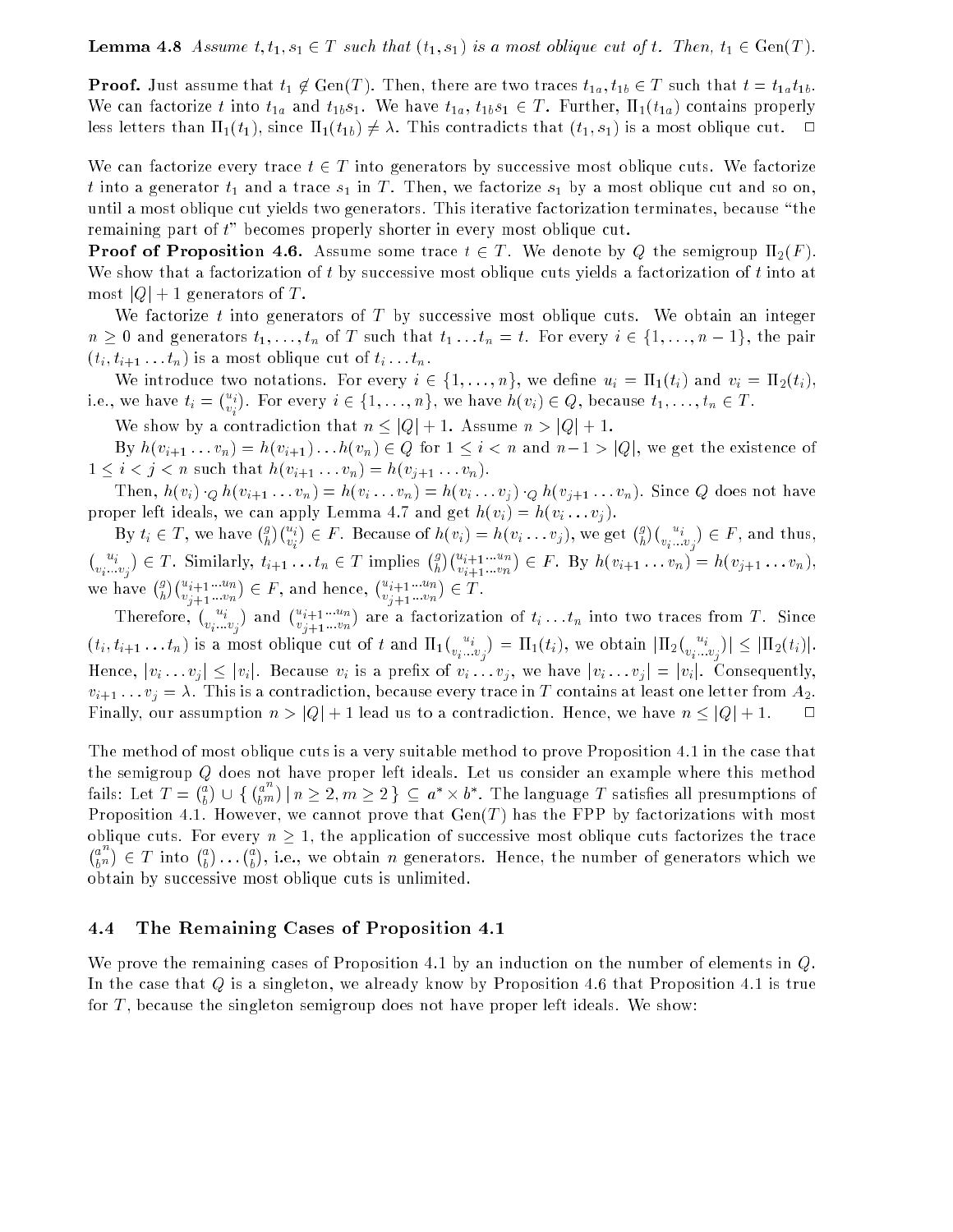**Lemma 4.8** *Assume $t, t_1, s_1 \in T$ such that $(t_1, s_1)$ is a most oblique cut of $t$. Then, $t_1 \in \mathrm{Gen}(T)$.*

**Proof.** Just assume that $t_1 \notin \mathrm{Gen}(T)$. Then, there are two traces $t_{1a}, t_{1b} \in T$ such that $t = t_{1a}t_{1b}$. We can factorize $t$ into $t_{1a}$ and $t_{1b}s_1$. We have $t_{1a}, t_{1b}s_1 \in T$. Further, $\Pi_1(t_{1a})$ contains properly less letters than $\Pi_1(t_1)$, since $\Pi_1(t_{1b}) \neq \lambda$. This contradicts that $(t_1, s_1)$ is a most oblique cut. $\square$

We can factorize every trace $t \in T$ into generators by successive most oblique cuts. We factorize $t$ into a generator $t_1$ and a trace $s_1$ in $T$. Then, we factorize $s_1$ by a most oblique cut and so on, until a most oblique cut yields two generators. This iterative factorization terminates, because "the remaining part of $t$" becomes properly shorter in every most oblique cut.

**Proof of Proposition 4.6.** Assume some trace $t \in T$. We denote by $Q$ the semigroup $\Pi_2(F)$. We show that a factorization of $t$ by successive most oblique cuts yields a factorization of $t$ into at most $|Q| + 1$ generators of $T$.

We factorize $t$ into generators of $T$ by successive most oblique cuts. We obtain an integer $n \geq 0$ and generators $t_1, \dots, t_n$ of $T$ such that $t_1 \dots t_n = t$. For every $i \in \{1, \dots, n-1\}$, the pair $(t_i, t_{i+1} \dots t_n)$ is a most oblique cut of $t_i \dots t_n$.

We introduce two notations. For every $i \in \{1, \dots, n\}$, we define $u_i = \Pi_1(t_i)$ and $v_i = \Pi_2(t_i)$, i.e., we have $t_i = \binom{u_i}{v_i}$. For every $i \in \{1, \dots, n\}$, we have $h(v_i) \in Q$, because $t_1, \dots, t_n \in T$.

We show by a contradiction that $n \leq |Q| + 1$. Assume $n > |Q| + 1$.

By $h(v_{i+1} \dots v_n) = h(v_{i+1}) \dots h(v_n) \in Q$ for $1 \leq i < n$ and $n - 1 > |Q|$, we get the existence of $1 \leq i < j < n$ such that $h(v_{i+1} \dots v_n) = h(v_{j+1} \dots v_n)$.

Then, $h(v_i) \cdot_Q h(v_{i+1} \dots v_n) = h(v_i \dots v_n) = h(v_i \dots v_j) \cdot_Q h(v_{j+1} \dots v_n)$. Since $Q$ does not have proper left ideals, we can apply Lemma 4.7 and get $h(v_i) = h(v_i \dots v_j)$.

By $t_i \in T$, we have $\binom{g}{h}\binom{u_i}{v_i} \in F$. Because of $h(v_i) = h(v_i \dots v_j)$, we get $\binom{g}{h}\binom{u_i}{v_i \dots v_j} \in F$, and thus, $\binom{u_i}{v_i \dots v_j} \in T$. Similarly, $t_{i+1} \dots t_n \in T$ implies $\binom{g}{h}\binom{u_{i+1} \dots u_n}{v_{i+1} \dots v_n} \in F$. By $h(v_{i+1} \dots v_n) = h(v_{j+1} \dots v_n)$, we have $\binom{g}{h}\binom{u_{i+1} \dots u_n}{v_{j+1} \dots v_n} \in F$, and hence, $\binom{u_{i+1} \dots u_n}{v_{j+1} \dots v_n} \in T$.

Therefore, $\binom{u_i}{v_i \dots v_j}$ and $\binom{u_{i+1} \dots u_n}{v_{j+1} \dots v_n}$ are a factorization of $t_i \dots t_n$ into two traces from $T$. Since $(t_i, t_{i+1} \dots t_n)$ is a most oblique cut of $t$ and $\Pi_1\binom{u_i}{v_i \dots v_j} = \Pi_1(t_i)$, we obtain $|\Pi_2\binom{u_i}{v_i \dots v_j}| \leq |\Pi_2(t_i)|$. Hence, $|v_i \dots v_j| \leq |v_i|$. Because $v_i$ is a prefix of $v_i \dots v_j$, we have $|v_i \dots v_j| = |v_i|$. Consequently, $v_{i+1} \dots v_j = \lambda$. This is a contradiction, because every trace in $T$ contains at least one letter from $A_2$. Finally, our assumption $n > |Q| + 1$ lead us to a contradiction. Hence, we have $n \leq |Q| + 1$. $\square$

The method of most oblique cuts is a very suitable method to prove Proposition 4.1 in the case that the semigroup $Q$ does not have proper left ideals. Let us consider an example where this method fails: Let $T = \binom{a}{b} \cup \{ \binom{a^n}{b^m} \mid n \geq 2, m \geq 2 \} \subseteq a^* \times b^*$. The language $T$ satisfies all presumptions of Proposition 4.1. However, we cannot prove that $\mathrm{Gen}(T)$ has the FPP by factorizations with most oblique cuts. For every $n \geq 1$, the application of successive most oblique cuts factorizes the trace $\binom{a^n}{b^n} \in T$ into $\binom{a}{b} \dots \binom{a}{b}$, i.e., we obtain $n$ generators. Hence, the number of generators which we obtain by successive most oblique cuts is unlimited.

### 4.4 The Remaining Cases of Proposition 4.1

We prove the remaining cases of Proposition 4.1 by an induction on the number of elements in $Q$. In the case that $Q$ is a singleton, we already know by Proposition 4.6 that Proposition 4.1 is true for $T$, because the singleton semigroup does not have proper left ideals. We show: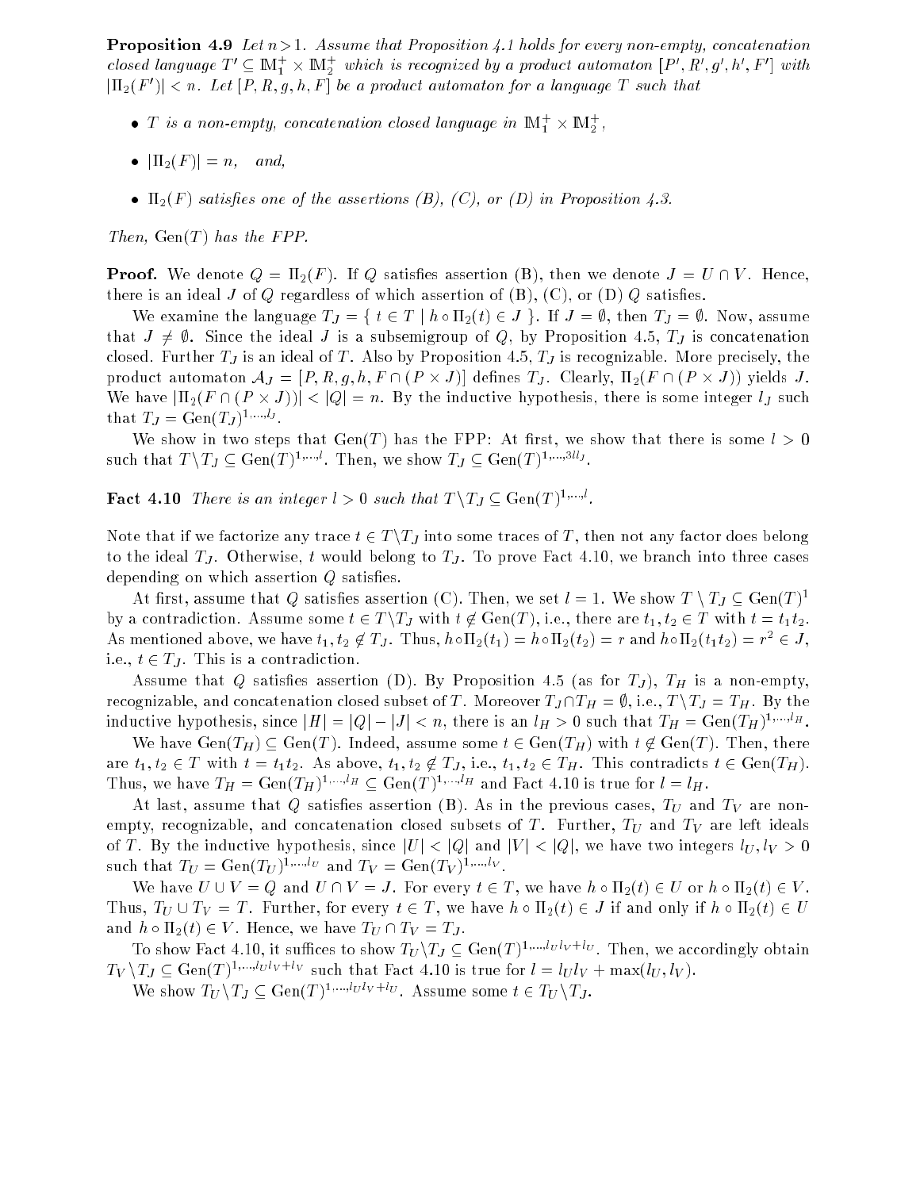**Proposition 4.9** *Let $n > 1$. Assume that Proposition 4.1 holds for every non-empty, concatenation closed language $T' \subseteq \mathbb{M}_1^+ \times \mathbb{M}_2^+$ which is recognized by a product automaton $[P', R', g', h', F']$ with $|\Pi_2(F')| < n$. Let $[P, R, g, h, F]$ be a product automaton for a language $T$ such that*

- *$T$ is a non-empty, concatenation closed language in $\mathbb{M}_1^+ \times \mathbb{M}_2^+$,*
- *$|\Pi_2(F)| = n$, and,*
- *$\Pi_2(F)$ satisfies one of the assertions (B), (C), or (D) in Proposition 4.3.*

*Then,* $\mathrm{Gen}(T)$ *has the FPP.*

**Proof.** We denote $Q = \Pi_2(F)$. If $Q$ satisfies assertion (B), then we denote $J = U \cap V$. Hence, there is an ideal $J$ of $Q$ regardless of which assertion of (B), (C), or (D) $Q$ satisfies.

We examine the language $T_J = \{ t \in T \mid h \circ \Pi_2(t) \in J \}$. If $J = \emptyset$, then $T_J = \emptyset$. Now, assume that $J \neq \emptyset$. Since the ideal $J$ is a subsemigroup of $Q$, by Proposition 4.5, $T_J$ is concatenation closed. Further $T_J$ is an ideal of $T$. Also by Proposition 4.5, $T_J$ is recognizable. More precisely, the product automaton $\mathcal{A}_J = [P, R, g, h, F \cap (P \times J)]$ defines $T_J$. Clearly, $\Pi_2(F \cap (P \times J))$ yields $J$. We have $|\Pi_2(F \cap (P \times J))| < |Q| = n$. By the inductive hypothesis, there is some integer $l_J$ such that $T_J = \mathrm{Gen}(T_J)^{1,\ldots,l_J}$.

We show in two steps that $\mathrm{Gen}(T)$ has the FPP: At first, we show that there is some $l > 0$ such that $T \backslash T_J \subseteq \mathrm{Gen}(T)^{1,\ldots,l}$. Then, we show $T_J \subseteq \mathrm{Gen}(T)^{1,\ldots,3ll_J}$.

**Fact 4.10** *There is an integer $l > 0$ such that $T \backslash T_J \subseteq \mathrm{Gen}(T)^{1,\ldots,l}$.*

Note that if we factorize any trace $t \in T \backslash T_J$ into some traces of $T$, then not any factor does belong to the ideal $T_J$. Otherwise, $t$ would belong to $T_J$. To prove Fact 4.10, we branch into three cases depending on which assertion $Q$ satisfies.

At first, assume that $Q$ satisfies assertion (C). Then, we set $l = 1$. We show $T \setminus T_J \subseteq \mathrm{Gen}(T)^1$ by a contradiction. Assume some $t \in T \backslash T_J$ with $t \notin \mathrm{Gen}(T)$, i.e., there are $t_1, t_2 \in T$ with $t = t_1 t_2$. As mentioned above, we have $t_1, t_2 \notin T_J$. Thus, $h \circ \Pi_2(t_1) = h \circ \Pi_2(t_2) = r$ and $h \circ \Pi_2(t_1 t_2) = r^2 \in J$, i.e., $t \in T_J$. This is a contradiction.

Assume that $Q$ satisfies assertion (D). By Proposition 4.5 (as for $T_J$), $T_H$ is a non-empty, recognizable, and concatenation closed subset of $T$. Moreover $T_J \cap T_H = \emptyset$, i.e., $T \backslash T_J = T_H$. By the inductive hypothesis, since $|H| = |Q| - |J| < n$, there is an $l_H > 0$ such that $T_H = \mathrm{Gen}(T_H)^{1,\ldots,l_H}$.

We have $\mathrm{Gen}(T_H) \subseteq \mathrm{Gen}(T)$. Indeed, assume some $t \in \mathrm{Gen}(T_H)$ with $t \notin \mathrm{Gen}(T)$. Then, there are $t_1, t_2 \in T$ with $t = t_1 t_2$. As above, $t_1, t_2 \notin T_J$, i.e., $t_1, t_2 \in T_H$. This contradicts $t \in \mathrm{Gen}(T_H)$. Thus, we have $T_H = \mathrm{Gen}(T_H)^{1,\ldots,l_H} \subseteq \mathrm{Gen}(T)^{1,\ldots,l_H}$ and Fact 4.10 is true for $l = l_H$.

At last, assume that $Q$ satisfies assertion (B). As in the previous cases, $T_U$ and $T_V$ are non-empty, recognizable, and concatenation closed subsets of $T$. Further, $T_U$ and $T_V$ are left ideals of $T$. By the inductive hypothesis, since $|U| < |Q|$ and $|V| < |Q|$, we have two integers $l_U, l_V > 0$ such that $T_U = \mathrm{Gen}(T_U)^{1,\ldots,l_U}$ and $T_V = \mathrm{Gen}(T_V)^{1,\ldots,l_V}$.

We have $U \cup V = Q$ and $U \cap V = J$. For every $t \in T$, we have $h \circ \Pi_2(t) \in U$ or $h \circ \Pi_2(t) \in V$. Thus, $T_U \cup T_V = T$. Further, for every $t \in T$, we have $h \circ \Pi_2(t) \in J$ if and only if $h \circ \Pi_2(t) \in U$ and $h \circ \Pi_2(t) \in V$. Hence, we have $T_U \cap T_V = T_J$.

To show Fact 4.10, it suffices to show $T_U \backslash T_J \subseteq \mathrm{Gen}(T)^{1,\ldots,l_U l_V + l_U}$. Then, we accordingly obtain $T_V \backslash T_J \subseteq \mathrm{Gen}(T)^{1,\ldots,l_U l_V + l_V}$ such that Fact 4.10 is true for $l = l_U l_V + \max(l_U, l_V)$.

We show $T_U \backslash T_J \subseteq \mathrm{Gen}(T)^{1,\ldots,l_U l_V + l_U}$. Assume some $t \in T_U \backslash T_J$.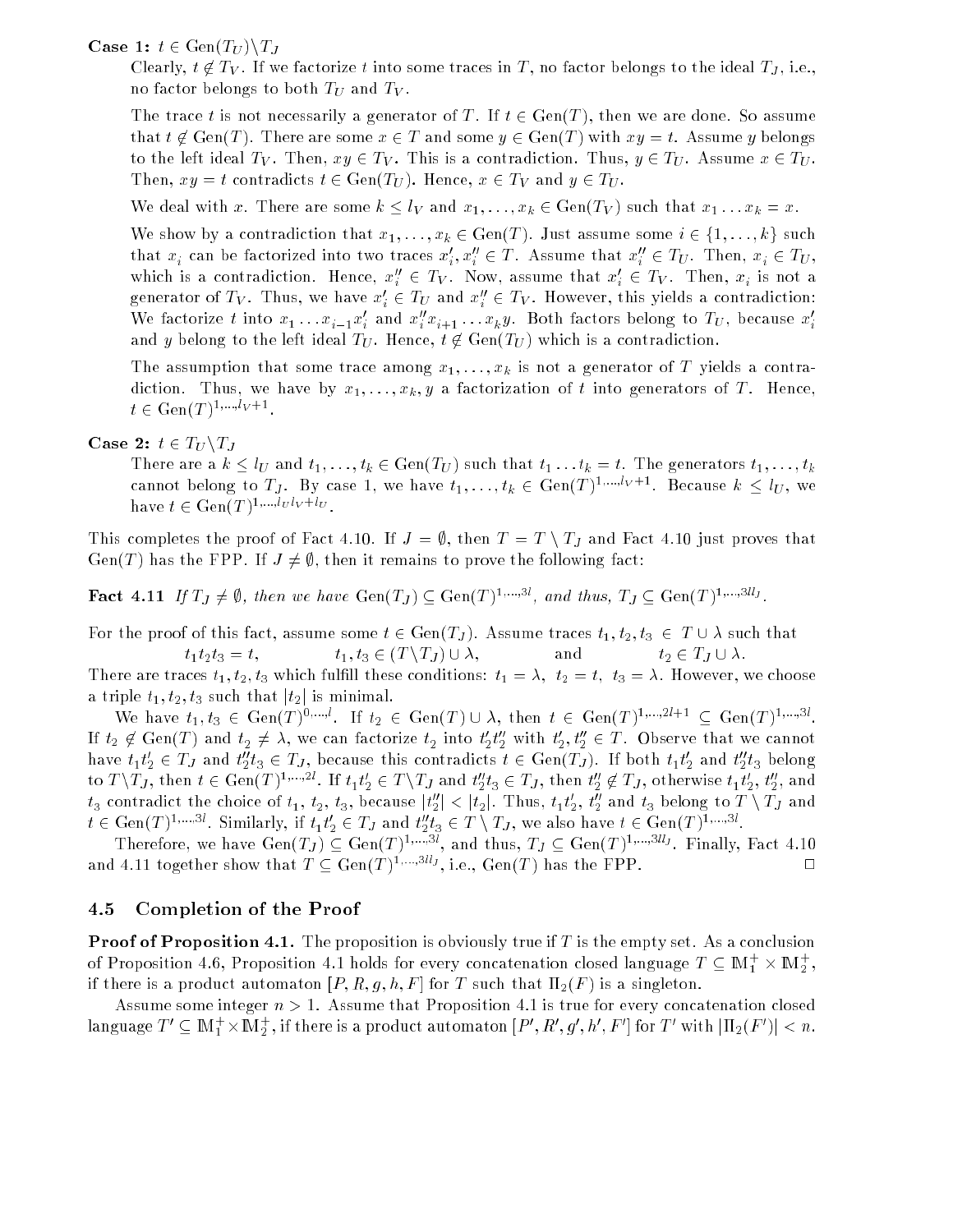**Case 1:** $t \in \mathrm{Gen}(T_U)\backslash T_J$

Clearly, $t \notin T_V$. If we factorize $t$ into some traces in $T$, no factor belongs to the ideal $T_J$, i.e., no factor belongs to both $T_U$ and $T_V$.

The trace $t$ is not necessarily a generator of $T$. If $t \in \mathrm{Gen}(T)$, then we are done. So assume that $t \notin \mathrm{Gen}(T)$. There are some $x \in T$ and some $y \in \mathrm{Gen}(T)$ with $xy = t$. Assume $y$ belongs to the left ideal $T_V$. Then, $xy \in T_V$. This is a contradiction. Thus, $y \in T_U$. Assume $x \in T_U$. Then, $xy = t$ contradicts $t \in \mathrm{Gen}(T_U)$. Hence, $x \in T_V$ and $y \in T_U$.

We deal with $x$. There are some $k \le l_V$ and $x_1, \ldots, x_k \in \mathrm{Gen}(T_V)$ such that $x_1 \ldots x_k = x$.

We show by a contradiction that $x_1, \ldots, x_k \in \mathrm{Gen}(T)$. Just assume some $i \in \{1, \ldots, k\}$ such that $x_i$ can be factorized into two traces $x'_i, x''_i \in T$. Assume that $x''_i \in T_U$. Then, $x_i \in T_U$, which is a contradiction. Hence, $x''_i \in T_V$. Now, assume that $x'_i \in T_V$. Then, $x_i$ is not a generator of $T_V$. Thus, we have $x'_i \in T_U$ and $x''_i \in T_V$. However, this yields a contradiction: We factorize $t$ into $x_1 \ldots x_{i-1}x'_i$ and $x''_i x_{i+1} \ldots x_k y$. Both factors belong to $T_U$, because $x'_i$ and $y$ belong to the left ideal $T_U$. Hence, $t \notin \mathrm{Gen}(T_U)$ which is a contradiction.

The assumption that some trace among $x_1, \ldots, x_k$ is not a generator of $T$ yields a contradiction. Thus, we have by $x_1, \ldots, x_k, y$ a factorization of $t$ into generators of $T$. Hence, $t \in \mathrm{Gen}(T)^{1,\ldots,l_V+1}$.

**Case 2:** $t \in T_U\backslash T_J$

There are a $k \le l_U$ and $t_1, \ldots, t_k \in \mathrm{Gen}(T_U)$ such that $t_1 \ldots t_k = t$. The generators $t_1, \ldots, t_k$ cannot belong to $T_J$. By case 1, we have $t_1, \ldots, t_k \in \mathrm{Gen}(T)^{1,\ldots,l_V+1}$. Because $k \le l_U$, we have $t \in \mathrm{Gen}(T)^{1,\ldots,l_U l_V + l_U}$.

This completes the proof of Fact 4.10. If $J = \emptyset$, then $T = T \setminus T_J$ and Fact 4.10 just proves that $\mathrm{Gen}(T)$ has the FPP. If $J \neq \emptyset$, then it remains to prove the following fact:

**Fact 4.11** *If $T_J \neq \emptyset$, then we have $\mathrm{Gen}(T_J) \subseteq \mathrm{Gen}(T)^{1,\ldots,3l}$, and thus, $T_J \subseteq \mathrm{Gen}(T)^{1,\ldots,3ll_J}$.*

For the proof of this fact, assume some $t \in \mathrm{Gen}(T_J)$. Assume traces $t_1, t_2, t_3 \in T \cup \lambda$ such that

$$t_1 t_2 t_3 = t, \qquad t_1, t_3 \in (T\backslash T_J) \cup \lambda, \qquad \text{and} \qquad t_2 \in T_J \cup \lambda.$$

There are traces $t_1, t_2, t_3$ which fulfill these conditions: $t_1 = \lambda,\ t_2 = t,\ t_3 = \lambda$. However, we choose a triple $t_1, t_2, t_3$ such that $|t_2|$ is minimal.

We have $t_1, t_3 \in \mathrm{Gen}(T)^{0,\ldots,l}$. If $t_2 \in \mathrm{Gen}(T) \cup \lambda$, then $t \in \mathrm{Gen}(T)^{1,\ldots,2l+1} \subseteq \mathrm{Gen}(T)^{1,\ldots,3l}$. If $t_2 \notin \mathrm{Gen}(T)$ and $t_2 \neq \lambda$, we can factorize $t_2$ into $t'_2 t''_2$ with $t'_2, t''_2 \in T$. Observe that we cannot have $t_1 t'_2 \in T_J$ and $t''_2 t_3 \in T_J$, because this contradicts $t \in \mathrm{Gen}(T_J)$. If both $t_1 t'_2$ and $t''_2 t_3$ belong to $T\backslash T_J$, then $t \in \mathrm{Gen}(T)^{1,\ldots,2l}$. If $t_1 t'_2 \in T\backslash T_J$ and $t''_2 t_3 \in T_J$, then $t''_2 \notin T_J$, otherwise $t_1 t'_2$, $t''_2$, and $t_3$ contradict the choice of $t_1$, $t_2$, $t_3$, because $|t''_2| < |t_2|$. Thus, $t_1 t'_2$, $t''_2$ and $t_3$ belong to $T \setminus T_J$ and $t \in \mathrm{Gen}(T)^{1,\ldots,3l}$. Similarly, if $t_1 t'_2 \in T_J$ and $t''_2 t_3 \in T \setminus T_J$, we also have $t \in \mathrm{Gen}(T)^{1,\ldots,3l}$.

Therefore, we have $\mathrm{Gen}(T_J) \subseteq \mathrm{Gen}(T)^{1,\ldots,3l}$, and thus, $T_J \subseteq \mathrm{Gen}(T)^{1,\ldots,3ll_J}$. Finally, Fact 4.10 and 4.11 together show that $T \subseteq \mathrm{Gen}(T)^{1,\ldots,3ll_J}$, i.e., $\mathrm{Gen}(T)$ has the FPP. $\square$

### 4.5 Completion of the Proof

**Proof of Proposition 4.1.** The proposition is obviously true if $T$ is the empty set. As a conclusion of Proposition 4.6, Proposition 4.1 holds for every concatenation closed language $T \subseteq \mathbb{M}_1^+ \times \mathbb{M}_2^+$, if there is a product automaton $[P, R, g, h, F]$ for $T$ such that $\Pi_2(F)$ is a singleton.

Assume some integer $n > 1$. Assume that Proposition 4.1 is true for every concatenation closed language $T' \subseteq \mathbb{M}_1^+ \times \mathbb{M}_2^+$, if there is a product automaton $[P', R', g', h', F']$ for $T'$ with $|\Pi_2(F')| < n$.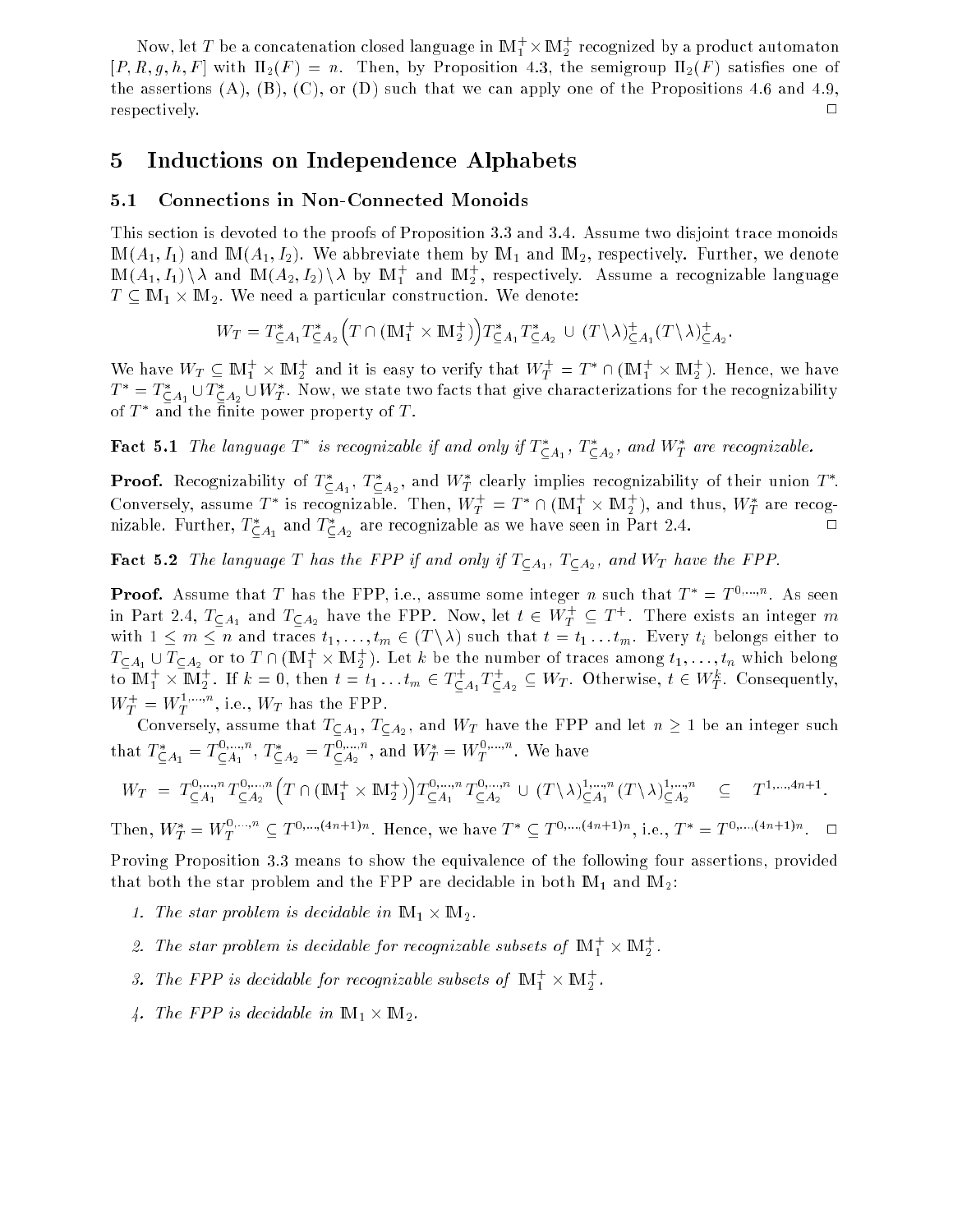Now, let $T$ be a concatenation closed language in $\mathbb{M}_1^+ \times \mathbb{M}_2^+$ recognized by a product automaton $[P, R, g, h, F]$ with $\Pi_2(F) = n$. Then, by Proposition 4.3, the semigroup $\Pi_2(F)$ satisfies one of the assertions (A), (B), (C), or (D) such that we can apply one of the Propositions 4.6 and 4.9, respectively. $\square$

# 5 Inductions on Independence Alphabets

## 5.1 Connections in Non-Connected Monoids

This section is devoted to the proofs of Proposition 3.3 and 3.4. Assume two disjoint trace monoids $\mathbb{M}(A_1, I_1)$ and $\mathbb{M}(A_1, I_2)$. We abbreviate them by $\mathbb{M}_1$ and $\mathbb{M}_2$, respectively. Further, we denote $\mathbb{M}(A_1, I_1)\backslash\lambda$ and $\mathbb{M}(A_2, I_2)\backslash\lambda$ by $\mathbb{M}_1^+$ and $\mathbb{M}_2^+$, respectively. Assume a recognizable language $T \subseteq \mathbb{M}_1 \times \mathbb{M}_2$. We need a particular construction. We denote:

$$W_T = T^*_{\subseteq A_1} T^*_{\subseteq A_2} \Big( T \cap (\mathbb{M}_1^+ \times \mathbb{M}_2^+) \Big) T^*_{\subseteq A_1} T^*_{\subseteq A_2} \,\cup\, (T\backslash\lambda)^+_{\subseteq A_1} (T\backslash\lambda)^+_{\subseteq A_2}.$$

We have $W_T \subseteq \mathbb{M}_1^+ \times \mathbb{M}_2^+$ and it is easy to verify that $W_T^+ = T^* \cap (\mathbb{M}_1^+ \times \mathbb{M}_2^+)$. Hence, we have $T^* = T^*_{\subseteq A_1} \cup T^*_{\subseteq A_2} \cup W_T^*$. Now, we state two facts that give characterizations for the recognizability of $T^*$ and the finite power property of $T$.

**Fact 5.1** *The language $T^*$ is recognizable if and only if $T^*_{\subseteq A_1}$, $T^*_{\subseteq A_2}$, and $W_T^*$ are recognizable.*

**Proof.** Recognizability of $T^*_{\subseteq A_1}$, $T^*_{\subseteq A_2}$, and $W_T^*$ clearly implies recognizability of their union $T^*$. Conversely, assume $T^*$ is recognizable. Then, $W_T^+ = T^* \cap (\mathbb{M}_1^+ \times \mathbb{M}_2^+)$, and thus, $W_T^*$ are recognizable. Further, $T^*_{\subseteq A_1}$ and $T^*_{\subseteq A_2}$ are recognizable as we have seen in Part 2.4. $\square$

**Fact 5.2** *The language $T$ has the FPP if and only if $T_{\subseteq A_1}$, $T_{\subseteq A_2}$, and $W_T$ have the FPP.*

**Proof.** Assume that $T$ has the FPP, i.e., assume some integer $n$ such that $T^* = T^{0,\ldots,n}$. As seen in Part 2.4, $T_{\subseteq A_1}$ and $T_{\subseteq A_2}$ have the FPP. Now, let $t \in W_T^+ \subseteq T^+$. There exists an integer $m$ with $1 \leq m \leq n$ and traces $t_1, \ldots, t_m \in (T\backslash\lambda)$ such that $t = t_1 \ldots t_m$. Every $t_i$ belongs either to $T_{\subseteq A_1} \cup T_{\subseteq A_2}$ or to $T \cap (\mathbb{M}_1^+ \times \mathbb{M}_2^+)$. Let $k$ be the number of traces among $t_1, \ldots, t_n$ which belong to $\mathbb{M}_1^+ \times \mathbb{M}_2^+$. If $k = 0$, then $t = t_1 \ldots t_m \in T^+_{\subseteq A_1} T^+_{\subseteq A_2} \subseteq W_T$. Otherwise, $t \in W_T^k$. Consequently, $W_T^+ = W_T^{1,\ldots,n}$, i.e., $W_T$ has the FPP.

Conversely, assume that $T_{\subseteq A_1}$, $T_{\subseteq A_2}$, and $W_T$ have the FPP and let $n \geq 1$ be an integer such that $T^*_{\subseteq A_1} = T^{0,\ldots,n}_{\subseteq A_1}$, $T^*_{\subseteq A_2} = T^{0,\ldots,n}_{\subseteq A_2}$, and $W_T^* = W_T^{0,\ldots,n}$. We have

$$W_T \;=\; T^{0,\ldots,n}_{\subseteq A_1} T^{0,\ldots,n}_{\subseteq A_2} \Big( T \cap (\mathbb{M}_1^+ \times \mathbb{M}_2^+) \Big) T^{0,\ldots,n}_{\subseteq A_1} T^{0,\ldots,n}_{\subseteq A_2} \,\cup\, (T\backslash\lambda)^{1,\ldots,n}_{\subseteq A_1} (T\backslash\lambda)^{1,\ldots,n}_{\subseteq A_2} \quad \subseteq \quad T^{1,\ldots,4n+1}.$$

Then, $W_T^* = W_T^{0,\ldots,n} \subseteq T^{0,\ldots,(4n+1)n}$. Hence, we have $T^* \subseteq T^{0,\ldots,(4n+1)n}$, i.e., $T^* = T^{0,\ldots,(4n+1)n}$. $\square$

Proving Proposition 3.3 means to show the equivalence of the following four assertions, provided that both the star problem and the FPP are decidable in both $\mathbb{M}_1$ and $\mathbb{M}_2$:

1. *The star problem is decidable in $\mathbb{M}_1 \times \mathbb{M}_2$.*
2. *The star problem is decidable for recognizable subsets of $\mathbb{M}_1^+ \times \mathbb{M}_2^+$.*
3. *The FPP is decidable for recognizable subsets of $\mathbb{M}_1^+ \times \mathbb{M}_2^+$.*
4. *The FPP is decidable in $\mathbb{M}_1 \times \mathbb{M}_2$.*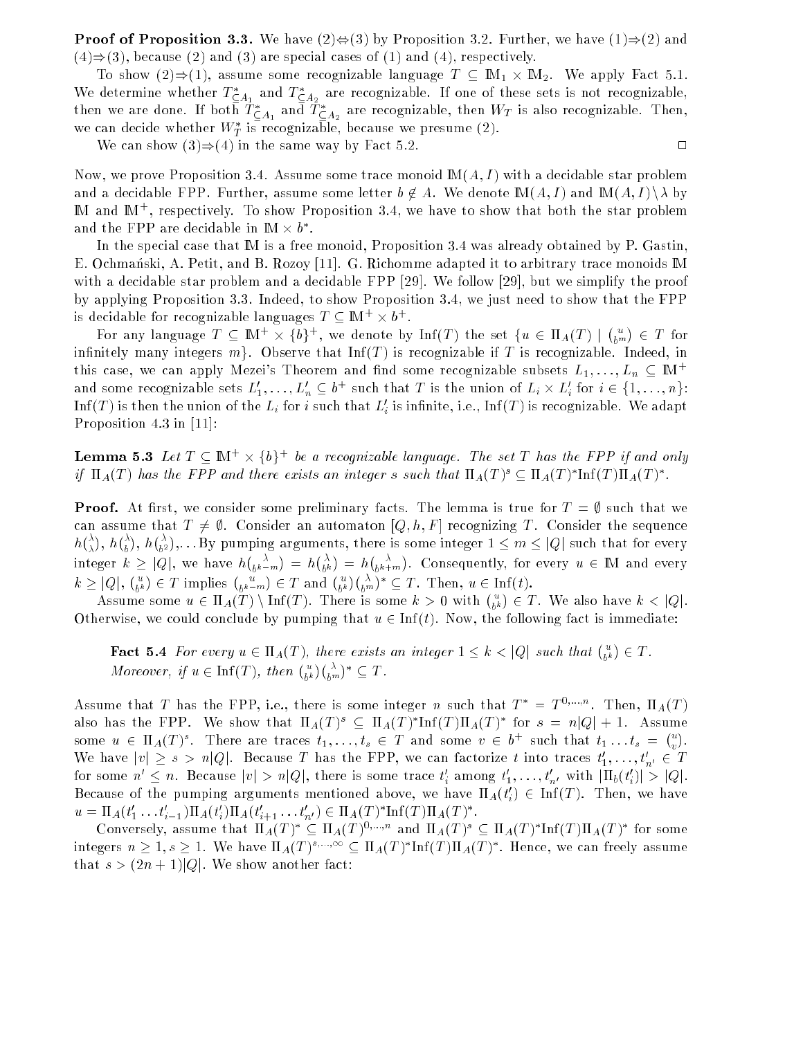**Proof of Proposition 3.3.** We have (2)$\Leftrightarrow$(3) by Proposition 3.2. Further, we have (1)$\Rightarrow$(2) and (4)$\Rightarrow$(3), because (2) and (3) are special cases of (1) and (4), respectively.

To show (2)$\Rightarrow$(1), assume some recognizable language $T \subseteq \mathbb{M}_1 \times \mathbb{M}_2$. We apply Fact 5.1. We determine whether $T^*_{\subseteq A_1}$ and $T^*_{\subseteq A_2}$ are recognizable. If one of these sets is not recognizable, then we are done. If both $T^*_{\subseteq A_1}$ and $T^*_{\subseteq A_2}$ are recognizable, then $W_T$ is also recognizable. Then, we can decide whether $W_T^*$ is recognizable, because we presume (2).

We can show (3)$\Rightarrow$(4) in the same way by Fact 5.2. $\square$

Now, we prove Proposition 3.4. Assume some trace monoid $\mathbb{M}(A, I)$ with a decidable star problem and a decidable FPP. Further, assume some letter $b \notin A$. We denote $\mathbb{M}(A, I)$ and $\mathbb{M}(A, I) \setminus \lambda$ by $\mathbb{M}$ and $\mathbb{M}^+$, respectively. To show Proposition 3.4, we have to show that both the star problem and the FPP are decidable in $\mathbb{M} \times b^*$.

In the special case that $\mathbb{M}$ is a free monoid, Proposition 3.4 was already obtained by P. Gastin, E. Ochmański, A. Petit, and B. Rozoy [11]. G. Richomme adapted it to arbitrary trace monoids $\mathbb{M}$ with a decidable star problem and a decidable FPP [29]. We follow [29], but we simplify the proof by applying Proposition 3.3. Indeed, to show Proposition 3.4, we just need to show that the FPP is decidable for recognizable languages $T \subseteq \mathbb{M}^+ \times b^+$.

For any language $T \subseteq \mathbb{M}^+ \times \{b\}^+$, we denote by $\mathrm{Inf}(T)$ the set $\{u \in \Pi_A(T) \mid \binom{u}{b^m} \in T$ for infinitely many integers $m\}$. Observe that $\mathrm{Inf}(T)$ is recognizable if $T$ is recognizable. Indeed, in this case, we can apply Mezei's Theorem and find some recognizable subsets $L_1, \ldots, L_n \subseteq \mathbb{M}^+$ and some recognizable sets $L'_1, \ldots, L'_n \subseteq b^+$ such that $T$ is the union of $L_i \times L'_i$ for $i \in \{1, \ldots, n\}$: $\mathrm{Inf}(T)$ is then the union of the $L_i$ for $i$ such that $L'_i$ is infinite, i.e., $\mathrm{Inf}(T)$ is recognizable. We adapt Proposition 4.3 in [11]:

**Lemma 5.3** *Let $T \subseteq \mathbb{M}^+ \times \{b\}^+$ be a recognizable language. The set $T$ has the FPP if and only if $\Pi_A(T)$ has the FPP and there exists an integer $s$ such that $\Pi_A(T)^s \subseteq \Pi_A(T)^*\mathrm{Inf}(T)\Pi_A(T)^*$.*

**Proof.** At first, we consider some preliminary facts. The lemma is true for $T = \emptyset$ such that we can assume that $T \neq \emptyset$. Consider an automaton $[Q, h, F]$ recognizing $T$. Consider the sequence $h\binom{\lambda}{\lambda}$, $h\binom{\lambda}{b}$, $h\binom{\lambda}{b^2}$,... By pumping arguments, there is some integer $1 \leq m \leq |Q|$ such that for every integer $k \geq |Q|$, we have $h\binom{\lambda}{b^{k-m}} = h\binom{\lambda}{b^k} = h\binom{\lambda}{b^{k+m}}$. Consequently, for every $u \in \mathbb{M}$ and every $k \geq |Q|$, $\binom{u}{b^k} \in T$ implies $\binom{u}{b^{k-m}} \in T$ and $\binom{u}{b^k}\binom{\lambda}{b^m}^* \subseteq T$. Then, $u \in \mathrm{Inf}(t)$.

Assume some $u \in \Pi_A(T) \setminus \mathrm{Inf}(T)$. There is some $k > 0$ with $\binom{u}{b^k} \in T$. We also have $k < |Q|$. Otherwise, we could conclude by pumping that $u \in \mathrm{Inf}(t)$. Now, the following fact is immediate:

> **Fact 5.4** *For every $u \in \Pi_A(T)$, there exists an integer $1 \leq k < |Q|$ such that $\binom{u}{b^k} \in T$. Moreover, if $u \in \mathrm{Inf}(T)$, then $\binom{u}{b^k}\binom{\lambda}{b^m}^* \subseteq T$.*

Assume that $T$ has the FPP, i.e., there is some integer $n$ such that $T^* = T^{0,\ldots,n}$. Then, $\Pi_A(T)$ also has the FPP. We show that $\Pi_A(T)^s \subseteq \Pi_A(T)^*\mathrm{Inf}(T)\Pi_A(T)^*$ for $s = n|Q| + 1$. Assume some $u \in \Pi_A(T)^s$. There are traces $t_1, \ldots, t_s \in T$ and some $v \in b^+$ such that $t_1 \ldots t_s = \binom{u}{v}$. We have $|v| \geq s > n|Q|$. Because $T$ has the FPP, we can factorize $t$ into traces $t'_1, \ldots, t'_{n'} \in T$ for some $n' \leq n$. Because $|v| > n|Q|$, there is some trace $t'_i$ among $t'_1, \ldots, t'_{n'}$ with $|\Pi_b(t'_i)| > |Q|$. Because of the pumping arguments mentioned above, we have $\Pi_A(t'_i) \in \mathrm{Inf}(T)$. Then, we have $u = \Pi_A(t'_1 \ldots t'_{i-1})\Pi_A(t'_i)\Pi_A(t'_{i+1} \ldots t'_{n'}) \in \Pi_A(T)^*\mathrm{Inf}(T)\Pi_A(T)^*$.

Conversely, assume that $\Pi_A(T)^* \subseteq \Pi_A(T)^{0,\ldots,n}$ and $\Pi_A(T)^s \subseteq \Pi_A(T)^*\mathrm{Inf}(T)\Pi_A(T)^*$ for some integers $n \geq 1, s \geq 1$. We have $\Pi_A(T)^{s,\ldots,\infty} \subseteq \Pi_A(T)^*\mathrm{Inf}(T)\Pi_A(T)^*$. Hence, we can freely assume that $s > (2n+1)|Q|$. We show another fact: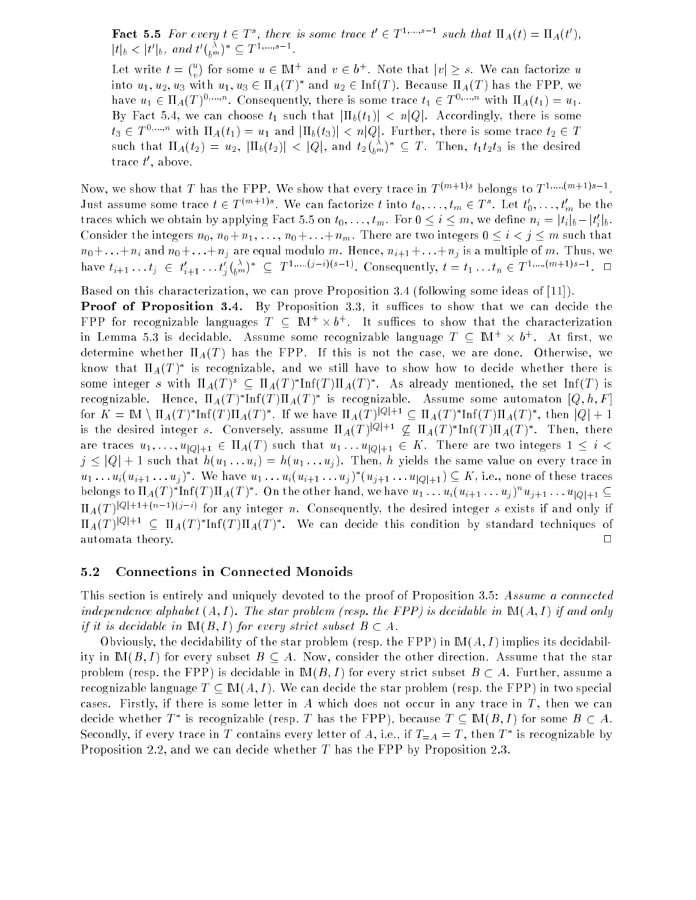**Fact 5.5** *For every $t \in T^s$, there is some trace $t' \in T^{1,\ldots,s-1}$ such that $\Pi_A(t) = \Pi_A(t')$, $|t|_b < |t'|_b$, and $t'\binom{\lambda}{b^m}^* \subseteq T^{1,\ldots,s-1}$.*

Let write $t = \binom{u}{v}$ for some $u \in \mathbb{M}^+$ and $v \in b^+$. Note that $|v| \geq s$. We can factorize $u$ into $u_1, u_2, u_3$ with $u_1, u_3 \in \Pi_A(T)^*$ and $u_2 \in \mathrm{Inf}(T)$. Because $\Pi_A(T)$ has the FPP, we have $u_1 \in \Pi_A(T)^{0,\ldots,n}$. Consequently, there is some trace $t_1 \in T^{0,\ldots,n}$ with $\Pi_A(t_1) = u_1$. By Fact 5.4, we can choose $t_1$ such that $|\Pi_b(t_1)| < n|Q|$. Accordingly, there is some $t_3 \in T^{0,\ldots,n}$ with $\Pi_A(t_1) = u_1$ and $|\Pi_b(t_3)| < n|Q|$. Further, there is some trace $t_2 \in T$ such that $\Pi_A(t_2) = u_2$, $|\Pi_b(t_2)| < |Q|$, and $t_2\binom{\lambda}{b^m}^* \subseteq T$. Then, $t_1 t_2 t_3$ is the desired trace $t'$, above.

Now, we show that $T$ has the FPP. We show that every trace in $T^{(m+1)s}$ belongs to $T^{1,\ldots,(m+1)s-1}$. Just assume some trace $t \in T^{(m+1)s}$. We can factorize $t$ into $t_0, \ldots, t_m \in T^s$. Let $t'_0, \ldots, t'_m$ be the traces which we obtain by applying Fact 5.5 on $t_0, \ldots, t_m$. For $0 \leq i \leq m$, we define $n_i = |t_i|_b - |t'_i|_b$. Consider the integers $n_0, n_0 + n_1, \ldots, n_0 + \ldots + n_m$. There are two integers $0 \leq i < j \leq m$ such that $n_0 + \ldots + n_i$ and $n_0 + \ldots + n_j$ are equal modulo $m$. Hence, $n_{i+1} + \ldots + n_j$ is a multiple of $m$. Thus, we have $t_{i+1} \ldots t_j \in t'_{i+1} \ldots t'_j\binom{\lambda}{b^m}^* \subseteq T^{1,\ldots,(j-i)(s-1)}$. Consequently, $t = t_1 \ldots t_n \in T^{1,\ldots,(m+1)s-1}$. $\square$

Based on this characterization, we can prove Proposition 3.4 (following some ideas of [11]).

**Proof of Proposition 3.4.** By Proposition 3.3, it suffices to show that we can decide the FPP for recognizable languages $T \subseteq \mathbb{M}^+ \times b^+$. It suffices to show that the characterization in Lemma 5.3 is decidable. Assume some recognizable language $T \subseteq \mathbb{M}^+ \times b^+$. At first, we determine whether $\Pi_A(T)$ has the FPP. If this is not the case, we are done. Otherwise, we know that $\Pi_A(T)^*$ is recognizable, and we still have to show how to decide whether there is some integer $s$ with $\Pi_A(T)^s \subseteq \Pi_A(T)^*\mathrm{Inf}(T)\Pi_A(T)^*$. As already mentioned, the set $\mathrm{Inf}(T)$ is recognizable. Hence, $\Pi_A(T)^*\mathrm{Inf}(T)\Pi_A(T)^*$ is recognizable. Assume some automaton $[Q, h, F]$ for $K = \mathbb{M} \setminus \Pi_A(T)^*\mathrm{Inf}(T)\Pi_A(T)^*$. If we have $\Pi_A(T)^{|Q|+1} \subseteq \Pi_A(T)^*\mathrm{Inf}(T)\Pi_A(T)^*$, then $|Q|+1$ is the desired integer $s$. Conversely, assume $\Pi_A(T)^{|Q|+1} \not\subseteq \Pi_A(T)^*\mathrm{Inf}(T)\Pi_A(T)^*$. Then, there are traces $u_1, \ldots, u_{|Q|+1} \in \Pi_A(T)$ such that $u_1 \ldots u_{|Q|+1} \in K$. There are two integers $1 \leq i < j \leq |Q|+1$ such that $h(u_1 \ldots u_i) = h(u_1 \ldots u_j)$. Then, $h$ yields the same value on every trace in $u_1 \ldots u_i(u_{i+1} \ldots u_j)^*$. We have $u_1 \ldots u_i(u_{i+1} \ldots u_j)^*(u_{j+1} \ldots u_{|Q|+1}) \subseteq K$, i.e., none of these traces belongs to $\Pi_A(T)^*\mathrm{Inf}(T)\Pi_A(T)^*$. On the other hand, we have $u_1 \ldots u_i(u_{i+1} \ldots u_j)^n u_{j+1} \ldots u_{|Q|+1} \subseteq \Pi_A(T)^{|Q|+1+(n-1)(j-i)}$ for any integer $n$. Consequently, the desired integer $s$ exists if and only if $\Pi_A(T)^{|Q|+1} \subseteq \Pi_A(T)^*\mathrm{Inf}(T)\Pi_A(T)^*$. We can decide this condition by standard techniques of automata theory. $\square$

### 5.2 Connections in Connected Monoids

This section is entirely and uniquely devoted to the proof of Proposition 3.5: *Assume a connected independence alphabet $(A, I)$. The star problem (resp. the FPP) is decidable in $\mathbb{M}(A, I)$ if and only if it is decidable in $\mathbb{M}(B, I)$ for every strict subset $B \subset A$.*

Obviously, the decidability of the star problem (resp. the FPP) in $\mathbb{M}(A, I)$ implies its decidability in $\mathbb{M}(B, I)$ for every subset $B \subseteq A$. Now, consider the other direction. Assume that the star problem (resp. the FPP) is decidable in $\mathbb{M}(B, I)$ for every strict subset $B \subset A$. Further, assume a recognizable language $T \subseteq \mathbb{M}(A, I)$. We can decide the star problem (resp. the FPP) in two special cases. Firstly, if there is some letter in $A$ which does not occur in any trace in $T$, then we can decide whether $T^*$ is recognizable (resp. $T$ has the FPP), because $T \subseteq \mathbb{M}(B, I)$ for some $B \subset A$. Secondly, if every trace in $T$ contains every letter of $A$, i.e., if $T_{=A} = T$, then $T^*$ is recognizable by Proposition 2.2, and we can decide whether $T$ has the FPP by Proposition 2.3.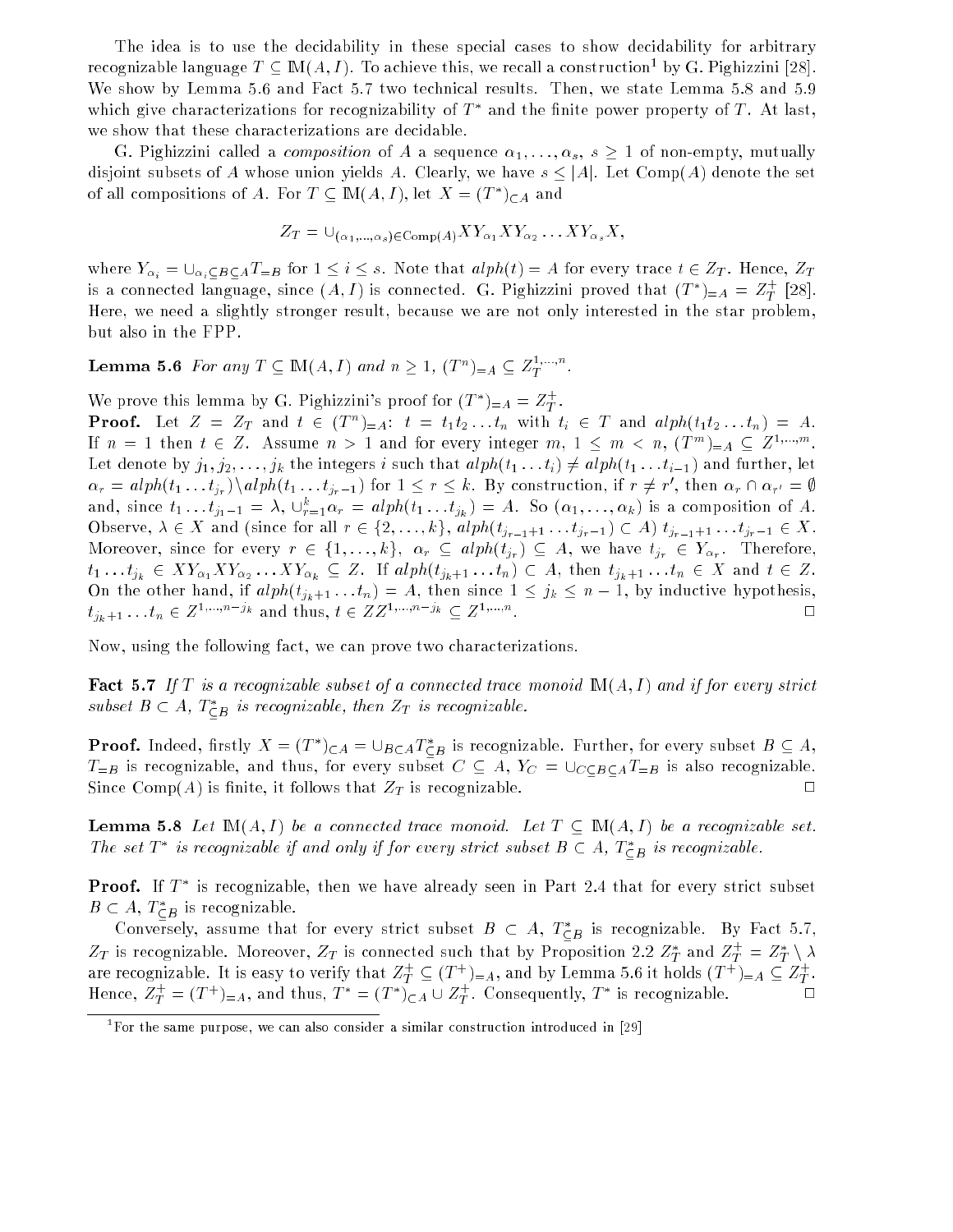The idea is to use the decidability in these special cases to show decidability for arbitrary recognizable language $T \subseteq \mathbb{M}(A, I)$. To achieve this, we recall a construction[1] by G. Pighizzini [28]. We show by Lemma 5.6 and Fact 5.7 two technical results. Then, we state Lemma 5.8 and 5.9 which give characterizations for recognizability of $T^*$ and the finite power property of $T$. At last, we show that these characterizations are decidable.

G. Pighizzini called a *composition* of $A$ a sequence $\alpha_1, \ldots, \alpha_s$, $s \geq 1$ of non-empty, mutually disjoint subsets of $A$ whose union yields $A$. Clearly, we have $s \leq |A|$. Let $\mathrm{Comp}(A)$ denote the set of all compositions of $A$. For $T \subseteq \mathbb{M}(A, I)$, let $X = (T^*)_{\subset A}$ and

$$Z_T = \cup_{(\alpha_1, \ldots, \alpha_s) \in \mathrm{Comp}(A)} XY_{\alpha_1}XY_{\alpha_2}\ldots XY_{\alpha_s}X,$$

where $Y_{\alpha_i} = \cup_{\alpha_i \subseteq B \subseteq A} T_{=B}$ for $1 \leq i \leq s$. Note that $alph(t) = A$ for every trace $t \in Z_T$. Hence, $Z_T$ is a connected language, since $(A, I)$ is connected. G. Pighizzini proved that $(T^*)_{=A} = Z_T^+$ [28]. Here, we need a slightly stronger result, because we are not only interested in the star problem, but also in the FPP.

**Lemma 5.6** *For any $T \subseteq \mathbb{M}(A, I)$ and $n \geq 1$, $(T^n)_{=A} \subseteq Z_T^{1,\ldots,n}$.*

We prove this lemma by G. Pighizzini's proof for $(T^*)_{=A} = Z_T^+$.

**Proof.** Let $Z = Z_T$ and $t \in (T^n)_{=A}$: $t = t_1t_2\ldots t_n$ with $t_i \in T$ and $alph(t_1t_2\ldots t_n) = A$. If $n = 1$ then $t \in Z$. Assume $n > 1$ and for every integer $m$, $1 \leq m < n$, $(T^m)_{=A} \subseteq Z^{1,\ldots,m}$. Let denote by $j_1, j_2, \ldots, j_k$ the integers $i$ such that $alph(t_1\ldots t_i) \neq alph(t_1\ldots t_{i-1})$ and further, let $\alpha_r = alph(t_1\ldots t_{j_r}) \setminus alph(t_1\ldots t_{j_r-1})$ for $1 \leq r \leq k$. By construction, if $r \neq r'$, then $\alpha_r \cap \alpha_{r'} = \emptyset$ and, since $t_1\ldots t_{j_1-1} = \lambda$, $\cup_{r=1}^k \alpha_r = alph(t_1\ldots t_{j_k}) = A$. So $(\alpha_1, \ldots, \alpha_k)$ is a composition of $A$. Observe, $\lambda \in X$ and (since for all $r \in \{2, \ldots, k\}$, $alph(t_{j_{r-1}+1}\ldots t_{j_r-1}) \subset A$) $t_{j_{r-1}+1}\ldots t_{j_r-1} \in X$. Moreover, since for every $r \in \{1, \ldots, k\}$, $\alpha_r \subseteq alph(t_{j_r}) \subseteq A$, we have $t_{j_r} \in Y_{\alpha_r}$. Therefore, $t_1\ldots t_{j_k} \in XY_{\alpha_1}XY_{\alpha_2}\ldots XY_{\alpha_k} \subseteq Z$. If $alph(t_{j_k+1}\ldots t_n) \subset A$, then $t_{j_k+1}\ldots t_n \in X$ and $t \in Z$. On the other hand, if $alph(t_{j_k+1}\ldots t_n) = A$, then since $1 \leq j_k \leq n-1$, by inductive hypothesis, $t_{j_k+1}\ldots t_n \in Z^{1,\ldots,n-j_k}$ and thus, $t \in ZZ^{1,\ldots,n-j_k} \subseteq Z^{1,\ldots,n}$. $\square$

Now, using the following fact, we can prove two characterizations.

**Fact 5.7** *If $T$ is a recognizable subset of a connected trace monoid $\mathbb{M}(A, I)$ and if for every strict subset $B \subset A$, $T_{\subseteq B}^*$ is recognizable, then $Z_T$ is recognizable.*

**Proof.** Indeed, firstly $X = (T^*)_{\subset A} = \cup_{B \subset A} T_{\subseteq B}^*$ is recognizable. Further, for every subset $B \subseteq A$, $T_{=B}$ is recognizable, and thus, for every subset $C \subseteq A$, $Y_C = \cup_{C \subseteq B \subseteq A} T_{=B}$ is also recognizable. Since $\mathrm{Comp}(A)$ is finite, it follows that $Z_T$ is recognizable. $\square$

**Lemma 5.8** *Let $\mathbb{M}(A, I)$ be a connected trace monoid. Let $T \subseteq \mathbb{M}(A, I)$ be a recognizable set. The set $T^*$ is recognizable if and only if for every strict subset $B \subset A$, $T_{\subseteq B}^*$ is recognizable.*

**Proof.** If $T^*$ is recognizable, then we have already seen in Part 2.4 that for every strict subset $B \subset A$, $T_{\subseteq B}^*$ is recognizable.

Conversely, assume that for every strict subset $B \subset A$, $T_{\subseteq B}^*$ is recognizable. By Fact 5.7, $Z_T$ is recognizable. Moreover, $Z_T$ is connected such that by Proposition 2.2 $Z_T^*$ and $Z_T^+ = Z_T^* \setminus \lambda$ are recognizable. It is easy to verify that $Z_T^+ \subseteq (T^+)_{=A}$, and by Lemma 5.6 it holds $(T^+)_{=A} \subseteq Z_T^+$. Hence, $Z_T^+ = (T^+)_{=A}$, and thus, $T^* = (T^*)_{\subset A} \cup Z_T^+$. Consequently, $T^*$ is recognizable. $\square$

[1] For the same purpose, we can also consider a similar construction introduced in [29]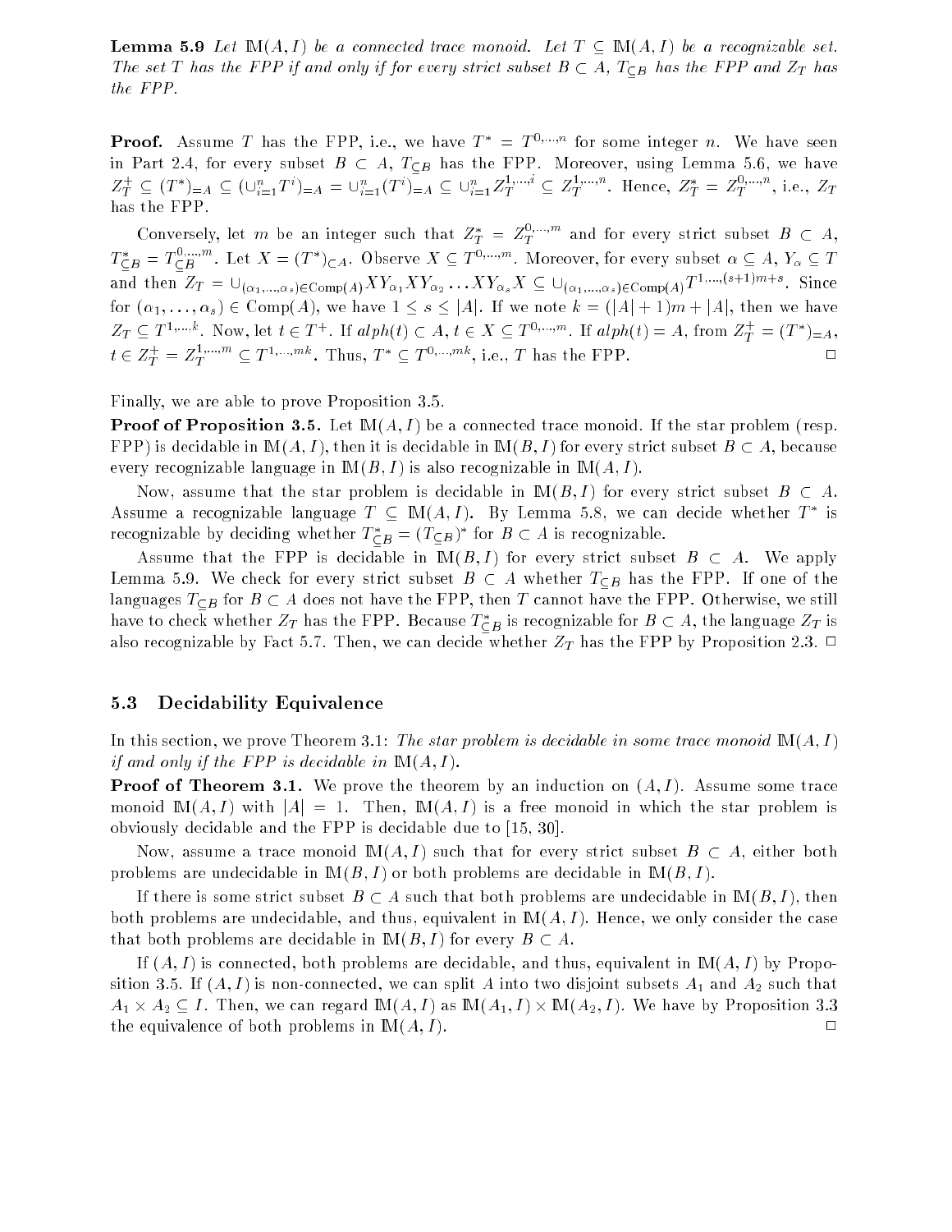**Lemma 5.9** *Let $\mathbb{M}(A, I)$ be a connected trace monoid. Let $T \subseteq \mathbb{M}(A, I)$ be a recognizable set. The set $T$ has the FPP if and only if for every strict subset $B \subset A$, $T_{\subseteq B}$ has the FPP and $Z_T$ has the FPP.*

**Proof.** Assume $T$ has the FPP, i.e., we have $T^* = T^{0,\ldots,n}$ for some integer $n$. We have seen in Part 2.4, for every subset $B \subset A$, $T_{\subseteq B}$ has the FPP. Moreover, using Lemma 5.6, we have $Z_T^+ \subseteq (T^*)_{=A} \subseteq (\cup_{i=1}^n T^i)_{=A} = \cup_{i=1}^n (T^i)_{=A} \subseteq \cup_{i=1}^n Z_T^{1,\ldots,i} \subseteq Z_T^{1,\ldots,n}$. Hence, $Z_T^* = Z_T^{0,\ldots,n}$, i.e., $Z_T$ has the FPP.

Conversely, let $m$ be an integer such that $Z_T^* = Z_T^{0,\ldots,m}$ and for every strict subset $B \subset A$, $T_{\subseteq B}^* = T_{\subseteq B}^{0,\ldots,m}$. Let $X = (T^*)_{\subset A}$. Observe $X \subseteq T^{0,\ldots,m}$. Moreover, for every subset $\alpha \subseteq A$, $Y_\alpha \subseteq T$ and then $Z_T = \cup_{(\alpha_1,\ldots,\alpha_s)\in \mathrm{Comp}(A)} XY_{\alpha_1}XY_{\alpha_2}\ldots XY_{\alpha_s}X \subseteq \cup_{(\alpha_1,\ldots,\alpha_s)\in \mathrm{Comp}(A)} T^{1,\ldots,(s+1)m+s}$. Since for $(\alpha_1, \ldots, \alpha_s) \in \mathrm{Comp}(A)$, we have $1 \le s \le |A|$. If we note $k = (|A|+1)m + |A|$, then we have $Z_T \subseteq T^{1,\ldots,k}$. Now, let $t \in T^+$. If $alph(t) \subset A$, $t \in X \subseteq T^{0,\ldots,m}$. If $alph(t) = A$, from $Z_T^+ = (T^*)_{=A}$, $t \in Z_T^+ = Z_T^{1,\ldots,m} \subseteq T^{1,\ldots,mk}$. Thus, $T^* \subseteq T^{0,\ldots,mk}$, i.e., $T$ has the FPP. □

Finally, we are able to prove Proposition 3.5.

**Proof of Proposition 3.5.** Let $\mathbb{M}(A, I)$ be a connected trace monoid. If the star problem (resp. FPP) is decidable in $\mathbb{M}(A, I)$, then it is decidable in $\mathbb{M}(B, I)$ for every strict subset $B \subset A$, because every recognizable language in $\mathbb{M}(B, I)$ is also recognizable in $\mathbb{M}(A, I)$.

Now, assume that the star problem is decidable in $\mathbb{M}(B, I)$ for every strict subset $B \subset A$. Assume a recognizable language $T \subseteq \mathbb{M}(A, I)$. By Lemma 5.8, we can decide whether $T^*$ is recognizable by deciding whether $T_{\subseteq B}^* = (T_{\subseteq B})^*$ for $B \subset A$ is recognizable.

Assume that the FPP is decidable in $\mathbb{M}(B, I)$ for every strict subset $B \subset A$. We apply Lemma 5.9. We check for every strict subset $B \subset A$ whether $T_{\subseteq B}$ has the FPP. If one of the languages $T_{\subseteq B}$ for $B \subset A$ does not have the FPP, then $T$ cannot have the FPP. Otherwise, we still have to check whether $Z_T$ has the FPP. Because $T_{\subseteq B}^*$ is recognizable for $B \subset A$, the language $Z_T$ is also recognizable by Fact 5.7. Then, we can decide whether $Z_T$ has the FPP by Proposition 2.3. □

### 5.3 Decidability Equivalence

In this section, we prove Theorem 3.1: *The star problem is decidable in some trace monoid $\mathbb{M}(A, I)$ if and only if the FPP is decidable in $\mathbb{M}(A, I)$.*

**Proof of Theorem 3.1.** We prove the theorem by an induction on $(A, I)$. Assume some trace monoid $\mathbb{M}(A, I)$ with $|A| = 1$. Then, $\mathbb{M}(A, I)$ is a free monoid in which the star problem is obviously decidable and the FPP is decidable due to [15, 30].

Now, assume a trace monoid $\mathbb{M}(A, I)$ such that for every strict subset $B \subset A$, either both problems are undecidable in $\mathbb{M}(B, I)$ or both problems are decidable in $\mathbb{M}(B, I)$.

If there is some strict subset $B \subset A$ such that both problems are undecidable in $\mathbb{M}(B, I)$, then both problems are undecidable, and thus, equivalent in $\mathbb{M}(A, I)$. Hence, we only consider the case that both problems are decidable in $\mathbb{M}(B, I)$ for every $B \subset A$.

If $(A, I)$ is connected, both problems are decidable, and thus, equivalent in $\mathbb{M}(A, I)$ by Proposition 3.5. If $(A, I)$ is non-connected, we can split $A$ into two disjoint subsets $A_1$ and $A_2$ such that $A_1 \times A_2 \subseteq I$. Then, we can regard $\mathbb{M}(A, I)$ as $\mathbb{M}(A_1, I) \times \mathbb{M}(A_2, I)$. We have by Proposition 3.3 the equivalence of both problems in $\mathbb{M}(A, I)$. □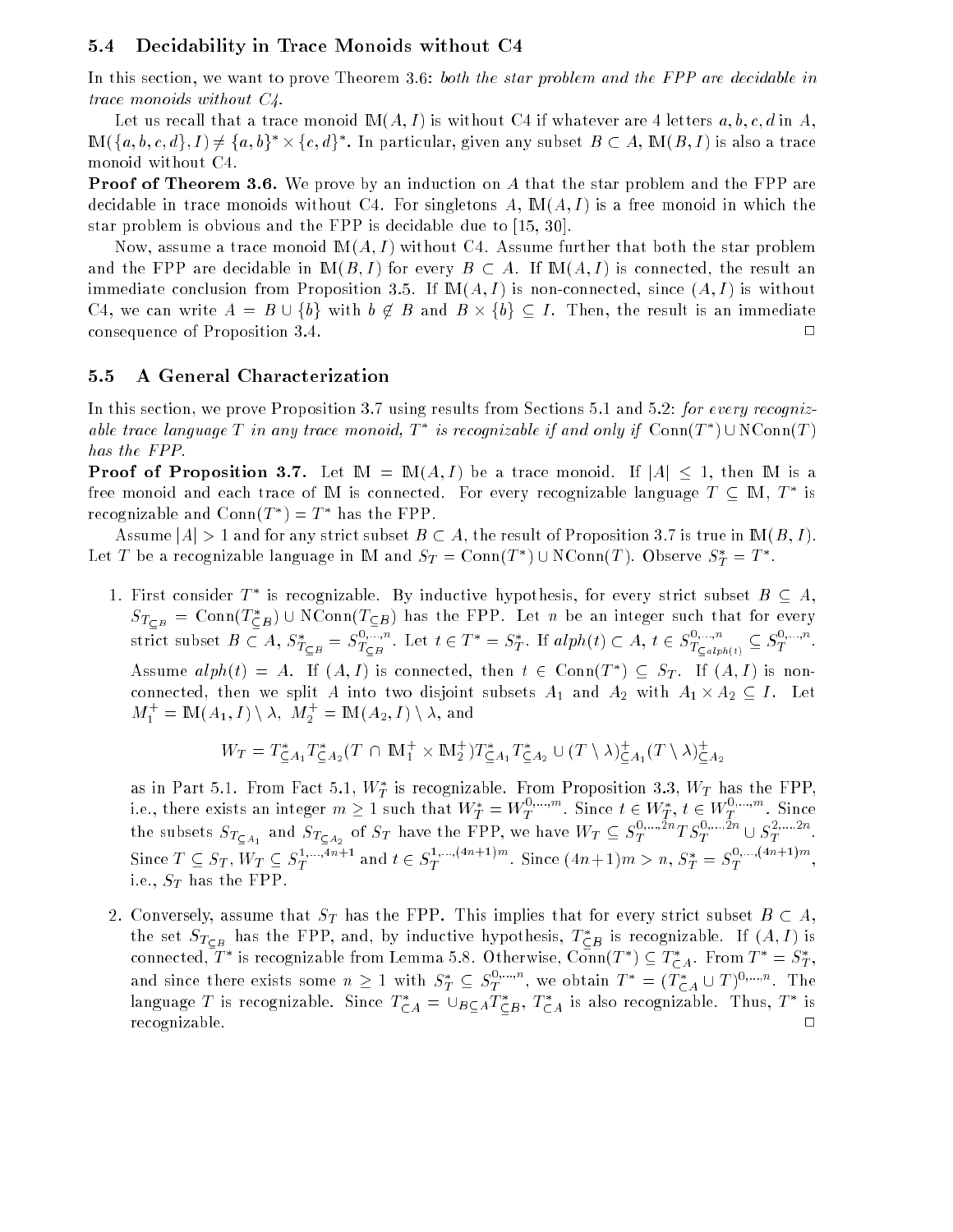### 5.4 Decidability in Trace Monoids without C4

In this section, we want to prove Theorem 3.6: *both the star problem and the FPP are decidable in trace monoids without C4.*

Let us recall that a trace monoid $\mathbb{M}(A, I)$ is without C4 if whatever are 4 letters $a, b, c, d$ in $A$, $\mathbb{M}(\{a, b, c, d\}, I) \neq \{a, b\}^* \times \{c, d\}^*$. In particular, given any subset $B \subset A$, $\mathbb{M}(B, I)$ is also a trace monoid without C4.

**Proof of Theorem 3.6.** We prove by an induction on $A$ that the star problem and the FPP are decidable in trace monoids without C4. For singletons $A$, $\mathbb{M}(A, I)$ is a free monoid in which the star problem is obvious and the FPP is decidable due to [15, 30].

Now, assume a trace monoid $\mathbb{M}(A, I)$ without C4. Assume further that both the star problem and the FPP are decidable in $\mathbb{M}(B, I)$ for every $B \subset A$. If $\mathbb{M}(A, I)$ is connected, the result an immediate conclusion from Proposition 3.5. If $\mathbb{M}(A, I)$ is non-connected, since $(A, I)$ is without C4, we can write $A = B \cup \{b\}$ with $b \notin B$ and $B \times \{b\} \subseteq I$. Then, the result is an immediate consequence of Proposition 3.4. □

### 5.5 A General Characterization

In this section, we prove Proposition 3.7 using results from Sections 5.1 and 5.2: *for every recognizable trace language $T$ in any trace monoid, $T^*$ is recognizable if and only if $\mathrm{Conn}(T^*) \cup \mathrm{NConn}(T)$ has the FPP.*

**Proof of Proposition 3.7.** Let $\mathbb{M} = \mathbb{M}(A, I)$ be a trace monoid. If $|A| \leq 1$, then $\mathbb{M}$ is a free monoid and each trace of $\mathbb{M}$ is connected. For every recognizable language $T \subseteq \mathbb{M}$, $T^*$ is recognizable and $\mathrm{Conn}(T^*) = T^*$ has the FPP.

Assume $|A| > 1$ and for any strict subset $B \subset A$, the result of Proposition 3.7 is true in $\mathbb{M}(B, I)$. Let $T$ be a recognizable language in $\mathbb{M}$ and $S_T = \mathrm{Conn}(T^*) \cup \mathrm{NConn}(T)$. Observe $S_T^* = T^*$.

1. First consider $T^*$ is recognizable. By inductive hypothesis, for every strict subset $B \subseteq A$, $S_{T_{\subseteq B}} = \mathrm{Conn}(T^*_{\subseteq B}) \cup \mathrm{NConn}(T_{\subseteq B})$ has the FPP. Let $n$ be an integer such that for every strict subset $B \subset A$, $S^*_{T_{\subseteq B}} = S^{0,\ldots,n}_{T_{\subseteq B}}$. Let $t \in T^* = S_T^*$. If $alph(t) \subset A$, $t \in S^{0,\ldots,n}_{T_{\subseteq alph(t)}} \subseteq S_T^{0,\ldots,n}$. Assume $alph(t) = A$. If $(A, I)$ is connected, then $t \in \mathrm{Conn}(T^*) \subseteq S_T$. If $(A, I)$ is non-connected, then we split $A$ into two disjoint subsets $A_1$ and $A_2$ with $A_1 \times A_2 \subseteq I$. Let $M_1^+ = \mathbb{M}(A_1, I) \setminus \lambda$, $M_2^+ = \mathbb{M}(A_2, I) \setminus \lambda$, and

$$W_T = T^*_{\subseteq A_1} T^*_{\subseteq A_2} (T \cap \mathbb{M}_1^+ \times \mathbb{M}_2^+) T^*_{\subseteq A_1} T^*_{\subseteq A_2} \cup (T \setminus \lambda)^+_{\subseteq A_1} (T \setminus \lambda)^+_{\subseteq A_2}$$

as in Part 5.1. From Fact 5.1, $W_T^*$ is recognizable. From Proposition 3.3, $W_T$ has the FPP, i.e., there exists an integer $m \geq 1$ such that $W_T^* = W_T^{0,\ldots,m}$. Since $t \in W_T^*$, $t \in W_T^{0,\ldots,m}$. Since the subsets $S_{T_{\subseteq A_1}}$ and $S_{T_{\subseteq A_2}}$ of $S_T$ have the FPP, we have $W_T \subseteq S_T^{0,\ldots,2n} T S_T^{0,\ldots,2n} \cup S_T^{2,\ldots,2n}$. Since $T \subseteq S_T$, $W_T \subseteq S_T^{1,\ldots,4n+1}$ and $t \in S_T^{1,\ldots,(4n+1)m}$. Since $(4n+1)m > n$, $S_T^* = S_T^{0,\ldots,(4n+1)m}$, i.e., $S_T$ has the FPP.

2. Conversely, assume that $S_T$ has the FPP. This implies that for every strict subset $B \subset A$, the set $S_{T_{\subseteq B}}$ has the FPP, and, by inductive hypothesis, $T^*_{\subseteq B}$ is recognizable. If $(A, I)$ is connected, $T^*$ is recognizable from Lemma 5.8. Otherwise, $\mathrm{Conn}(T^*) \subseteq T^*_{\subset A}$. From $T^* = S_T^*$, and since there exists some $n \geq 1$ with $S_T^* \subseteq S_T^{0,\ldots,n}$, we obtain $T^* = (T^*_{\subset A} \cup T)^{0,\ldots,n}$. The language $T$ is recognizable. Since $T^*_{\subset A} = \cup_{B \subseteq A} T^*_{\subseteq B}$, $T^*_{\subset A}$ is also recognizable. Thus, $T^*$ is recognizable. □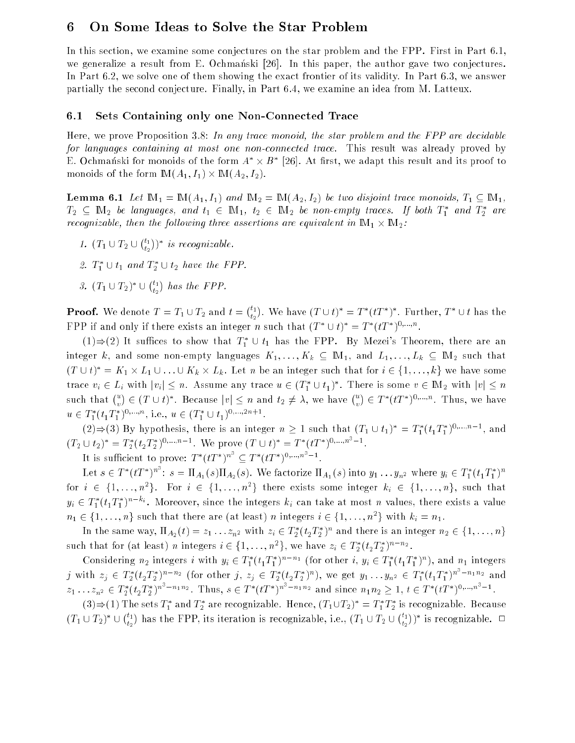# 6 On Some Ideas to Solve the Star Problem

In this section, we examine some conjectures on the star problem and the FPP. First in Part 6.1, we generalize a result from E. Ochmański [26]. In this paper, the author gave two conjectures. In Part 6.2, we solve one of them showing the exact frontier of its validity. In Part 6.3, we answer partially the second conjecture. Finally, in Part 6.4, we examine an idea from M. Latteux.

## 6.1 Sets Containing only one Non-Connected Trace

Here, we prove Proposition 3.8: *In any trace monoid, the star problem and the FPP are decidable for languages containing at most one non-connected trace.* This result was already proved by E. Ochmański for monoids of the form $A^* \times B^*$ [26]. At first, we adapt this result and its proof to monoids of the form $\mathbb{M}(A_1, I_1) \times \mathbb{M}(A_2, I_2)$.

**Lemma 6.1** *Let $\mathbb{M}_1 = \mathbb{M}(A_1, I_1)$ and $\mathbb{M}_2 = \mathbb{M}(A_2, I_2)$ be two disjoint trace monoids, $T_1 \subseteq \mathbb{M}_1$, $T_2 \subseteq \mathbb{M}_2$ be languages, and $t_1 \in \mathbb{M}_1$, $t_2 \in \mathbb{M}_2$ be non-empty traces. If both $T_1^*$ and $T_2^*$ are recognizable, then the following three assertions are equivalent in $\mathbb{M}_1 \times \mathbb{M}_2$:*

1. $(T_1 \cup T_2 \cup \binom{t_1}{t_2})^*$ *is recognizable.*
2. $T_1^* \cup t_1$ *and* $T_2^* \cup t_2$ *have the FPP.*
3. $(T_1 \cup T_2)^* \cup \binom{t_1}{t_2}$ *has the FPP.*

**Proof.** We denote $T = T_1 \cup T_2$ and $t = \binom{t_1}{t_2}$. We have $(T \cup t)^* = T^*(tT^*)^*$. Further, $T^* \cup t$ has the FPP if and only if there exists an integer $n$ such that $(T^* \cup t)^* = T^*(tT^*)^{0,\ldots,n}$.

(1)⇒(2) It suffices to show that $T_1^* \cup t_1$ has the FPP. By Mezei's Theorem, there are an integer $k$, and some non-empty languages $K_1, \ldots, K_k \subseteq \mathbb{M}_1$, and $L_1, \ldots, L_k \subseteq \mathbb{M}_2$ such that $(T \cup t)^* = K_1 \times L_1 \cup \ldots \cup K_k \times L_k$. Let $n$ be an integer such that for $i \in \{1, \ldots, k\}$ we have some trace $v_i \in L_i$ with $|v_i| \leq n$. Assume any trace $u \in (T_1^* \cup t_1)^*$. There is some $v \in \mathbb{M}_2$ with $|v| \leq n$ such that $\binom{u}{v} \in (T \cup t)^*$. Because $|v| \leq n$ and $t_2 \neq \lambda$, we have $\binom{u}{v} \in T^*(tT^*)^{0,\ldots,n}$. Thus, we have $u \in T_1^*(t_1T_1^*)^{0,\ldots,n}$, i.e., $u \in (T_1^* \cup t_1)^{0,\ldots,2n+1}$.

(2)⇒(3) By hypothesis, there is an integer $n \geq 1$ such that $(T_1 \cup t_1)^* = T_1^*(t_1T_1^*)^{0,\ldots,n-1}$, and $(T_2 \cup t_2)^* = T_2^*(t_2T_2^*)^{0,\ldots,n-1}$. We prove $(T \cup t)^* = T^*(tT^*)^{0,\ldots,n^3-1}$.

It is sufficient to prove: $T^*(tT^*)^{n^3} \subseteq T^*(tT^*)^{0,\ldots,n^3-1}$.

Let $s \in T^*(tT^*)^{n^3}$: $s = \Pi_{A_1}(s)\Pi_{A_2}(s)$. We factorize $\Pi_{A_1}(s)$ into $y_1 \ldots y_{n^2}$ where $y_i \in T_1^*(t_1T_1^*)^n$ for $i \in \{1, \ldots, n^2\}$. For $i \in \{1, \ldots, n^2\}$ there exists some integer $k_i \in \{1, \ldots, n\}$, such that $y_i \in T_1^*(t_1T_1^*)^{n-k_i}$. Moreover, since the integers $k_i$ can take at most $n$ values, there exists a value $n_1 \in \{1, \ldots, n\}$ such that there are (at least) $n$ integers $i \in \{1, \ldots, n^2\}$ with $k_i = n_1$.

In the same way, $\Pi_{A_2}(t) = z_1 \ldots z_{n^2}$ with $z_i \in T_2^*(t_2T_2^*)^n$ and there is an integer $n_2 \in \{1, \ldots, n\}$ such that for (at least) $n$ integers $i \in \{1, \ldots, n^2\}$, we have $z_i \in T_2^*(t_2T_2^*)^{n-n_2}$.

Considering $n_2$ integers $i$ with $y_i \in T_1^*(t_1T_1^*)^{n-n_1}$ (for other $i$, $y_i \in T_1^*(t_1T_1^*)^n$), and $n_1$ integers $j$ with $z_j \in T_2^*(t_2T_2^*)^{n-n_2}$ (for other $j$, $z_j \in T_2^*(t_2T_2^*)^n$), we get $y_1 \ldots y_{n^2} \in T_1^*(t_1T_1^*)^{n^3-n_1n_2}$ and $z_1 \ldots z_{n^2} \in T_2^*(t_2T_2^*)^{n^3-n_1n_2}$. Thus, $s \in T^*(tT^*)^{n^3-n_1n_2}$ and since $n_1n_2 \geq 1$, $t \in T^*(tT^*)^{0,\ldots,n^3-1}$.

(3)⇒(1) The sets $T_1^*$ and $T_2^*$ are recognizable. Hence, $(T_1 \cup T_2)^* = T_1^*T_2^*$ is recognizable. Because $(T_1 \cup T_2)^* \cup \binom{t_1}{t_2}$ has the FPP, its iteration is recognizable, i.e., $(T_1 \cup T_2 \cup \binom{t_1}{t_2})^*$ is recognizable. □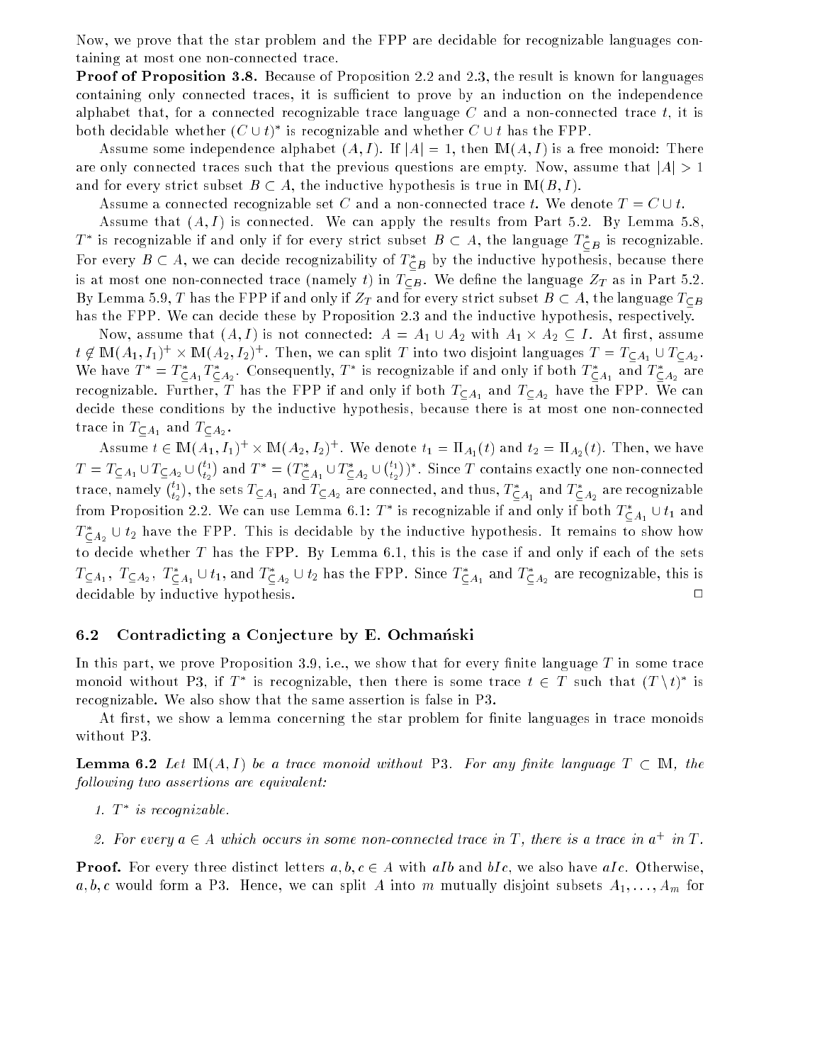Now, we prove that the star problem and the FPP are decidable for recognizable languages containing at most one non-connected trace.

**Proof of Proposition 3.8.** Because of Proposition 2.2 and 2.3, the result is known for languages containing only connected traces, it is sufficient to prove by an induction on the independence alphabet that, for a connected recognizable trace language $C$ and a non-connected trace $t$, it is both decidable whether $(C \cup t)^*$ is recognizable and whether $C \cup t$ has the FPP.

Assume some independence alphabet $(A, I)$. If $|A| = 1$, then $\mathbb{M}(A, I)$ is a free monoid: There are only connected traces such that the previous questions are empty. Now, assume that $|A| > 1$ and for every strict subset $B \subset A$, the inductive hypothesis is true in $\mathbb{M}(B, I)$.

Assume a connected recognizable set $C$ and a non-connected trace $t$. We denote $T = C \cup t$.

Assume that $(A, I)$ is connected. We can apply the results from Part 5.2. By Lemma 5.8, $T^*$ is recognizable if and only if for every strict subset $B \subset A$, the language $T^*_{\subseteq B}$ is recognizable. For every $B \subset A$, we can decide recognizability of $T^*_{\subseteq B}$ by the inductive hypothesis, because there is at most one non-connected trace (namely $t$) in $T_{\subseteq B}$. We define the language $Z_T$ as in Part 5.2. By Lemma 5.9, $T$ has the FPP if and only if $Z_T$ and for every strict subset $B \subset A$, the language $T_{\subseteq B}$ has the FPP. We can decide these by Proposition 2.3 and the inductive hypothesis, respectively.

Now, assume that $(A, I)$ is not connected: $A = A_1 \cup A_2$ with $A_1 \times A_2 \subseteq I$. At first, assume $t \notin \mathbb{M}(A_1, I_1)^+ \times \mathbb{M}(A_2, I_2)^+$. Then, we can split $T$ into two disjoint languages $T = T_{\subseteq A_1} \cup T_{\subseteq A_2}$. We have $T^* = T^*_{\subseteq A_1} T^*_{\subseteq A_2}$. Consequently, $T^*$ is recognizable if and only if both $T^*_{\subseteq A_1}$ and $T^*_{\subseteq A_2}$ are recognizable. Further, $T$ has the FPP if and only if both $T_{\subseteq A_1}$ and $T_{\subseteq A_2}$ have the FPP. We can decide these conditions by the inductive hypothesis, because there is at most one non-connected trace in $T_{\subseteq A_1}$ and $T_{\subseteq A_2}$.

Assume $t \in \mathbb{M}(A_1, I_1)^+ \times \mathbb{M}(A_2, I_2)^+$. We denote $t_1 = \Pi_{A_1}(t)$ and $t_2 = \Pi_{A_2}(t)$. Then, we have $T = T_{\subseteq A_1} \cup T_{\subseteq A_2} \cup \binom{t_1}{t_2}$ and $T^* = (T^*_{\subseteq A_1} \cup T^*_{\subseteq A_2} \cup \binom{t_1}{t_2})^*$. Since $T$ contains exactly one non-connected trace, namely $\binom{t_1}{t_2}$, the sets $T_{\subseteq A_1}$ and $T_{\subseteq A_2}$ are connected, and thus, $T^*_{\subseteq A_1}$ and $T^*_{\subseteq A_2}$ are recognizable from Proposition 2.2. We can use Lemma 6.1: $T^*$ is recognizable if and only if both $T^*_{\subseteq A_1} \cup t_1$ and $T^*_{\subseteq A_2} \cup t_2$ have the FPP. This is decidable by the inductive hypothesis. It remains to show how to decide whether $T$ has the FPP. By Lemma 6.1, this is the case if and only if each of the sets $T_{\subseteq A_1}$, $T_{\subseteq A_2}$, $T^*_{\subseteq A_1} \cup t_1$, and $T^*_{\subseteq A_2} \cup t_2$ has the FPP. Since $T^*_{\subseteq A_1}$ and $T^*_{\subseteq A_2}$ are recognizable, this is decidable by inductive hypothesis. $\square$

### 6.2 Contradicting a Conjecture by E. Ochmański

In this part, we prove Proposition 3.9, i.e., we show that for every finite language $T$ in some trace monoid without P3, if $T^*$ is recognizable, then there is some trace $t \in T$ such that $(T \setminus t)^*$ is recognizable. We also show that the same assertion is false in P3.

At first, we show a lemma concerning the star problem for finite languages in trace monoids without P3.

**Lemma 6.2** *Let $\mathbb{M}(A, I)$ be a trace monoid without* P3. *For any finite language $T \subset \mathbb{M}$, the following two assertions are equivalent:*

1. *$T^*$ is recognizable.*
2. *For every $a \in A$ which occurs in some non-connected trace in $T$, there is a trace in $a^+$ in $T$.*

**Proof.** For every three distinct letters $a, b, c \in A$ with $aIb$ and $bIc$, we also have $aIc$. Otherwise, $a, b, c$ would form a P3. Hence, we can split $A$ into $m$ mutually disjoint subsets $A_1, \ldots, A_m$ for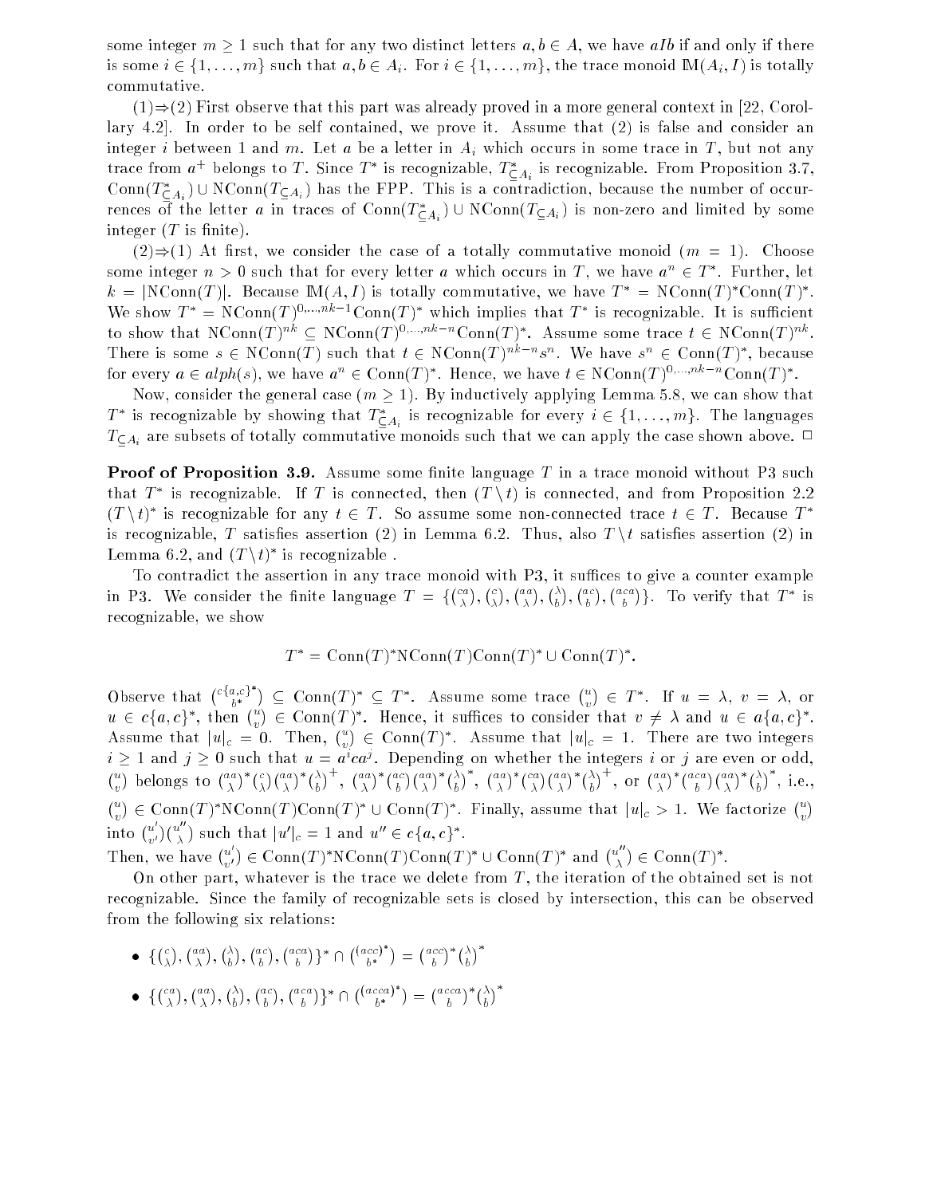some integer $m \geq 1$ such that for any two distinct letters $a, b \in A$, we have $aIb$ if and only if there is some $i \in \{1, \ldots, m\}$ such that $a, b \in A_i$. For $i \in \{1, \ldots, m\}$, the trace monoid $\mathbb{M}(A_i, I)$ is totally commutative.

(1)⇒(2) First observe that this part was already proved in a more general context in [22, Corollary 4.2]. In order to be self contained, we prove it. Assume that (2) is false and consider an integer $i$ between 1 and $m$. Let $a$ be a letter in $A_i$ which occurs in some trace in $T$, but not any trace from $a^+$ belongs to $T$. Since $T^*$ is recognizable, $T^*_{\subseteq A_i}$ is recognizable. From Proposition 3.7, $\mathrm{Conn}(T^*_{\subseteq A_i}) \cup \mathrm{NConn}(T_{\subseteq A_i})$ has the FPP. This is a contradiction, because the number of occurrences of the letter $a$ in traces of $\mathrm{Conn}(T^*_{\subseteq A_i}) \cup \mathrm{NConn}(T_{\subseteq A_i})$ is non-zero and limited by some integer ($T$ is finite).

(2)⇒(1) At first, we consider the case of a totally commutative monoid ($m = 1$). Choose some integer $n > 0$ such that for every letter $a$ which occurs in $T$, we have $a^n \in T^*$. Further, let $k = |\mathrm{NConn}(T)|$. Because $\mathbb{M}(A, I)$ is totally commutative, we have $T^* = \mathrm{NConn}(T)^*\mathrm{Conn}(T)^*$. We show $T^* = \mathrm{NConn}(T)^{0,\ldots,nk-1}\mathrm{Conn}(T)^*$ which implies that $T^*$ is recognizable. It is sufficient to show that $\mathrm{NConn}(T)^{nk} \subseteq \mathrm{NConn}(T)^{0,\ldots,nk-n}\mathrm{Conn}(T)^*$. Assume some trace $t \in \mathrm{NConn}(T)^{nk}$. There is some $s \in \mathrm{NConn}(T)$ such that $t \in \mathrm{NConn}(T)^{nk-n}s^n$. We have $s^n \in \mathrm{Conn}(T)^*$, because for every $a \in alph(s)$, we have $a^n \in \mathrm{Conn}(T)^*$. Hence, we have $t \in \mathrm{NConn}(T)^{0,\ldots,nk-n}\mathrm{Conn}(T)^*$.

Now, consider the general case ($m \geq 1$). By inductively applying Lemma 5.8, we can show that $T^*$ is recognizable by showing that $T^*_{\subseteq A_i}$ is recognizable for every $i \in \{1, \ldots, m\}$. The languages $T_{\subseteq A_i}$ are subsets of totally commutative monoids such that we can apply the case shown above. □

**Proof of Proposition 3.9.** Assume some finite language $T$ in a trace monoid without P3 such that $T^*$ is recognizable. If $T$ is connected, then $(T \setminus t)$ is connected, and from Proposition 2.2 $(T \setminus t)^*$ is recognizable for any $t \in T$. So assume some non-connected trace $t \in T$. Because $T^*$ is recognizable, $T$ satisfies assertion (2) in Lemma 6.2. Thus, also $T \setminus t$ satisfies assertion (2) in Lemma 6.2, and $(T \setminus t)^*$ is recognizable .

To contradict the assertion in any trace monoid with P3, it suffices to give a counter example in P3. We consider the finite language $T = \{\binom{ca}{\lambda}, \binom{c}{\lambda}, \binom{aa}{\lambda}, \binom{\lambda}{b}, \binom{ac}{b}, \binom{aca}{b}\}$. To verify that $T^*$ is recognizable, we show

$$T^* = \mathrm{Conn}(T)^*\mathrm{NConn}(T)\mathrm{Conn}(T)^* \cup \mathrm{Conn}(T)^*.$$

Observe that $\binom{c\{a,c\}^*}{b^*} \subseteq \mathrm{Conn}(T)^* \subseteq T^*$. Assume some trace $\binom{u}{v} \in T^*$. If $u = \lambda$, $v = \lambda$, or $u \in c\{a,c\}^*$, then $\binom{u}{v} \in \mathrm{Conn}(T)^*$. Hence, it suffices to consider that $v \neq \lambda$ and $u \in a\{a,c\}^*$. Assume that $|u|_c = 0$. Then, $\binom{u}{v} \in \mathrm{Conn}(T)^*$. Assume that $|u|_c = 1$. There are two integers $i \geq 1$ and $j \geq 0$ such that $u = a^ica^j$. Depending on whether the integers $i$ or $j$ are even or odd, $\binom{u}{v}$ belongs to $\binom{aa}{\lambda}^*\binom{c}{\lambda}\binom{aa}{\lambda}^*\binom{\lambda}{b}^+$, $\binom{aa}{\lambda}^*\binom{ac}{b}\binom{aa}{\lambda}^*\binom{\lambda}{b}^*$, $\binom{aa}{\lambda}^*\binom{ca}{\lambda}\binom{aa}{\lambda}^*\binom{\lambda}{b}^+$, or $\binom{aa}{\lambda}^*\binom{aca}{b}\binom{aa}{\lambda}^*\binom{\lambda}{b}^*$, i.e., $\binom{u}{v} \in \mathrm{Conn}(T)^*\mathrm{NConn}(T)\mathrm{Conn}(T)^* \cup \mathrm{Conn}(T)^*$. Finally, assume that $|u|_c > 1$. We factorize $\binom{u}{v}$ into $\binom{u'}{v'}\binom{u''}{\lambda}$ such that $|u'|_c = 1$ and $u'' \in c\{a,c\}^*$.
Then, we have $\binom{u'}{v'} \in \mathrm{Conn}(T)^*\mathrm{NConn}(T)\mathrm{Conn}(T)^* \cup \mathrm{Conn}(T)^*$ and $\binom{u''}{\lambda} \in \mathrm{Conn}(T)^*$.

On other part, whatever is the trace we delete from $T$, the iteration of the obtained set is not recognizable. Since the family of recognizable sets is closed by intersection, this can be observed from the following six relations:

- $\{\binom{c}{\lambda}, \binom{aa}{\lambda}, \binom{\lambda}{b}, \binom{ac}{b}, \binom{aca}{b}\}^* \cap \binom{acc}{b^*}^* = \binom{acc}{b}^*\binom{\lambda}{b}^*$
- $\{\binom{ca}{\lambda}, \binom{aa}{\lambda}, \binom{\lambda}{b}, \binom{ac}{b}, \binom{aca}{b}\}^* \cap \binom{acca}{b^*}^* = \binom{acca}{b}^*\binom{\lambda}{b}^*$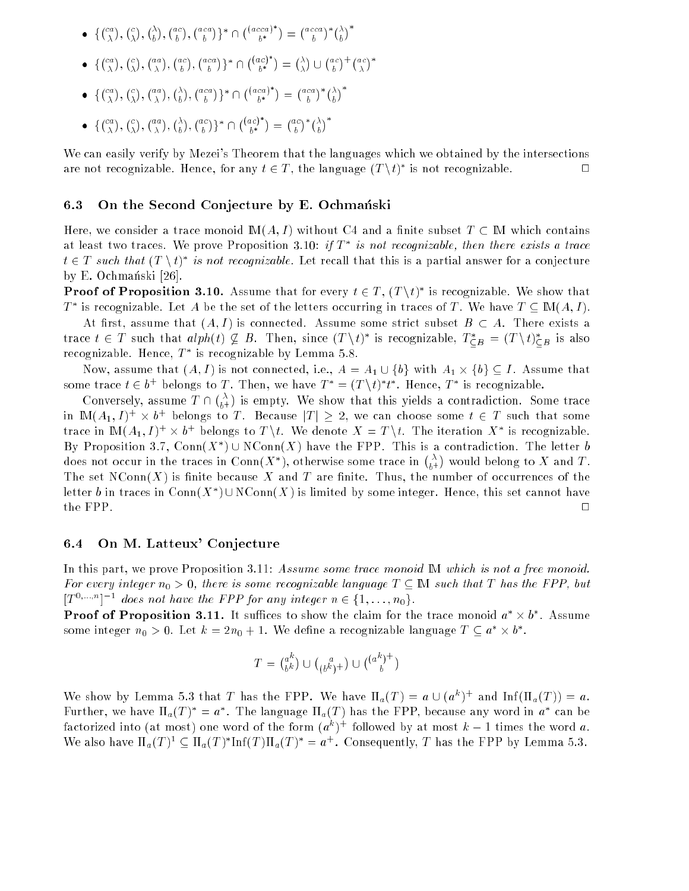- $\{\binom{ca}{\lambda}, \binom{c}{\lambda}, \binom{\lambda}{b}, \binom{ac}{b}, \binom{aca}{b}\}^* \cap \binom{(acca)^*}{b^*} = \binom{acca}{b}^* \binom{\lambda}{b}^*$
- $\{\binom{ca}{\lambda}, \binom{c}{\lambda}, \binom{aa}{\lambda}, \binom{ac}{b}, \binom{aca}{b}\}^* \cap \binom{(ac)^*}{b^*} = \binom{\lambda}{\lambda} \cup \binom{ac}{b}^+ \binom{ac}{\lambda}^*$
- $\{\binom{ca}{\lambda}, \binom{c}{\lambda}, \binom{aa}{\lambda}, \binom{\lambda}{b}, \binom{aca}{b}\}^* \cap \binom{(aca)^*}{b^*} = \binom{aca}{b}^* \binom{\lambda}{b}^*$
- $\{\binom{ca}{\lambda}, \binom{c}{\lambda}, \binom{aa}{\lambda}, \binom{\lambda}{b}, \binom{ac}{b}\}^* \cap \binom{(ac)^*}{b^*} = \binom{ac}{b}^* \binom{\lambda}{b}^*$

We can easily verify by Mezei's Theorem that the languages which we obtained by the intersections are not recognizable. Hence, for any $t \in T$, the language $(T \setminus t)^*$ is not recognizable. □

### 6.3 On the Second Conjecture by E. Ochmański

Here, we consider a trace monoid $\mathbb{M}(A, I)$ without C4 and a finite subset $T \subset \mathbb{M}$ which contains at least two traces. We prove Proposition 3.10: *if $T^*$ is not recognizable, then there exists a trace $t \in T$ such that $(T \setminus t)^*$ is not recognizable.* Let recall that this is a partial answer for a conjecture by E. Ochmański [26].

**Proof of Proposition 3.10.** Assume that for every $t \in T$, $(T \setminus t)^*$ is recognizable. We show that $T^*$ is recognizable. Let $A$ be the set of the letters occurring in traces of $T$. We have $T \subseteq \mathbb{M}(A, I)$.

At first, assume that $(A, I)$ is connected. Assume some strict subset $B \subset A$. There exists a trace $t \in T$ such that $alph(t) \not\subseteq B$. Then, since $(T \setminus t)^*$ is recognizable, $T^*_{\subseteq B} = (T \setminus t)^*_{\subseteq B}$ is also recognizable. Hence, $T^*$ is recognizable by Lemma 5.8.

Now, assume that $(A, I)$ is not connected, i.e., $A = A_1 \cup \{b\}$ with $A_1 \times \{b\} \subseteq I$. Assume that some trace $t \in b^+$ belongs to $T$. Then, we have $T^* = (T \setminus t)^* t^*$. Hence, $T^*$ is recognizable.

Conversely, assume $T \cap \binom{\lambda}{b^+}$ is empty. We show that this yields a contradiction. Some trace in $\mathbb{M}(A_1, I)^+ \times b^+$ belongs to $T$. Because $|T| \geq 2$, we can choose some $t \in T$ such that some trace in $\mathbb{M}(A_1, I)^+ \times b^+$ belongs to $T \setminus t$. We denote $X = T \setminus t$. The iteration $X^*$ is recognizable. By Proposition 3.7, $\mathrm{Conn}(X^*) \cup \mathrm{NConn}(X)$ have the FPP. This is a contradiction. The letter $b$ does not occur in the traces in $\mathrm{Conn}(X^*)$, otherwise some trace in $\binom{\lambda}{b^+}$ would belong to $X$ and $T$. The set $\mathrm{NConn}(X)$ is finite because $X$ and $T$ are finite. Thus, the number of occurrences of the letter $b$ in traces in $\mathrm{Conn}(X^*) \cup \mathrm{NConn}(X)$ is limited by some integer. Hence, this set cannot have the FPP. □

### 6.4 On M. Latteux' Conjecture

In this part, we prove Proposition 3.11: *Assume some trace monoid $\mathbb{M}$ which is not a free monoid. For every integer $n_0 > 0$, there is some recognizable language $T \subseteq \mathbb{M}$ such that $T$ has the FPP, but $[T^{0,\ldots,n}]^{-1}$ does not have the FPP for any integer $n \in \{1, \ldots, n_0\}$.*

**Proof of Proposition 3.11.** It suffices to show the claim for the trace monoid $a^* \times b^*$. Assume some integer $n_0 > 0$. Let $k = 2n_0 + 1$. We define a recognizable language $T \subseteq a^* \times b^*$.

$$T = \binom{a^k}{b^k} \cup \binom{a}{(b^k)^+} \cup \binom{(a^k)^+}{b}$$

We show by Lemma 5.3 that $T$ has the FPP. We have $\Pi_a(T) = a \cup (a^k)^+$ and $\mathrm{Inf}(\Pi_a(T)) = a$. Further, we have $\Pi_a(T)^* = a^*$. The language $\Pi_a(T)$ has the FPP, because any word in $a^*$ can be factorized into (at most) one word of the form $(a^k)^+$ followed by at most $k-1$ times the word $a$. We also have $\Pi_a(T)^1 \subseteq \Pi_a(T)^* \mathrm{Inf}(T) \Pi_a(T)^* = a^+$. Consequently, $T$ has the FPP by Lemma 5.3.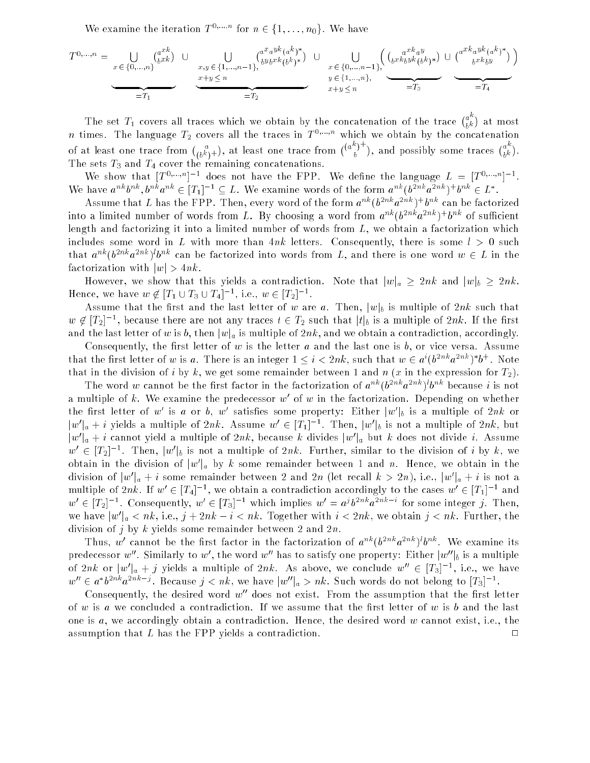We examine the iteration $T^{0,\ldots,n}$ for $n \in \{1,\ldots,n_0\}$. We have

$$T^{0,\ldots,n} = \underbrace{\bigcup_{x\in\{0,\ldots,n\}} \binom{a^{xk}}{b^{xk}}}_{=T_1} \cup \underbrace{\bigcup_{\substack{x,y\in\{1,\ldots,n-1\},\\ x+y\le n}} \binom{a^x a^{yk}(a^k)^*}{b^y b^{xk}(b^k)^*}}_{=T_2} \cup \bigcup_{\substack{x\in\{0,\ldots,n-1\},\\ y\in\{1,\ldots,n\},\\ x+y\le n}} \Big( \underbrace{\binom{a^{xk}a^y}{b^{xk}b^{yk}(b^k)^*}}_{=T_3} \cup \underbrace{\binom{a^{xk}a^{yk}(a^k)^*}{b^{xk}b^y}}_{=T_4} \Big)$$

The set $T_1$ covers all traces which we obtain by the concatenation of the trace $\binom{a^k}{b^k}$ at most $n$ times. The language $T_2$ covers all the traces in $T^{0,\ldots,n}$ which we obtain by the concatenation of at least one trace from $\binom{a}{(b^k)^+}$, at least one trace from $\binom{(a^k)^+}{b}$, and possibly some traces $\binom{a^k}{b^k}$. The sets $T_3$ and $T_4$ cover the remaining concatenations.

We show that $[T^{0,\ldots,n}]^{-1}$ does not have the FPP. We define the language $L = [T^{0,\ldots,n}]^{-1}$. We have $a^{nk}b^{nk}, b^{nk}a^{nk} \in [T_1]^{-1} \subseteq L$. We examine words of the form $a^{nk}(b^{2nk}a^{2nk})^+b^{nk} \in L^*$.

Assume that $L$ has the FPP. Then, every word of the form $a^{nk}(b^{2nk}a^{2nk})^+b^{nk}$ can be factorized into a limited number of words from $L$. By choosing a word from $a^{nk}(b^{2nk}a^{2nk})^+b^{nk}$ of sufficient length and factorizing it into a limited number of words from $L$, we obtain a factorization which includes some word in $L$ with more than $4nk$ letters. Consequently, there is some $l > 0$ such that $a^{nk}(b^{2nk}a^{2nk})^l b^{nk}$ can be factorized into words from $L$, and there is one word $w \in L$ in the factorization with $|w| > 4nk$.

However, we show that this yields a contradiction. Note that $|w|_a \geq 2nk$ and $|w|_b \geq 2nk$. Hence, we have $w \notin [T_1 \cup T_3 \cup T_4]^{-1}$, i.e., $w \in [T_2]^{-1}$.

Assume that the first and the last letter of $w$ are $a$. Then, $|w|_b$ is multiple of $2nk$ such that $w \notin [T_2]^{-1}$, because there are not any traces $t \in T_2$ such that $|t|_b$ is a multiple of $2nk$. If the first and the last letter of $w$ is $b$, then $|w|_a$ is multiple of $2nk$, and we obtain a contradiction, accordingly.

Consequently, the first letter of $w$ is the letter $a$ and the last one is $b$, or vice versa. Assume that the first letter of $w$ is $a$. There is an integer $1 \leq i < 2nk$, such that $w \in a^i(b^{2nk}a^{2nk})^*b^+$. Note that in the division of $i$ by $k$, we get some remainder between 1 and $n$ ($x$ in the expression for $T_2$).

The word $w$ cannot be the first factor in the factorization of $a^{nk}(b^{2nk}a^{2nk})^l b^{nk}$ because $i$ is not a multiple of $k$. We examine the predecessor $w'$ of $w$ in the factorization. Depending on whether the first letter of $w'$ is $a$ or $b$, $w'$ satisfies some property: Either $|w'|_b$ is a multiple of $2nk$ or $|w'|_a + i$ yields a multiple of $2nk$. Assume $w' \in [T_1]^{-1}$. Then, $|w'|_b$ is not a multiple of $2nk$, but $|w'|_a + i$ cannot yield a multiple of $2nk$, because $k$ divides $|w'|_a$ but $k$ does not divide $i$. Assume $w' \in [T_2]^{-1}$. Then, $|w'|_b$ is not a multiple of $2nk$. Further, similar to the division of $i$ by $k$, we obtain in the division of $|w'|_a$ by $k$ some remainder between 1 and $n$. Hence, we obtain in the division of $|w'|_a + i$ some remainder between 2 and $2n$ (let recall $k > 2n$), i.e., $|w'|_a + i$ is not a multiple of $2nk$. If $w' \in [T_4]^{-1}$, we obtain a contradiction accordingly to the cases $w' \in [T_1]^{-1}$ and $w' \in [T_2]^{-1}$. Consequently, $w' \in [T_3]^{-1}$ which implies $w' = a^j b^{2nk} a^{2nk-i}$ for some integer $j$. Then, we have $|w'|_a < nk$, i.e., $j + 2nk - i < nk$. Together with $i < 2nk$, we obtain $j < nk$. Further, the division of $j$ by $k$ yields some remainder between 2 and $2n$.

Thus, $w'$ cannot be the first factor in the factorization of $a^{nk}(b^{2nk}a^{2nk})^l b^{nk}$. We examine its predecessor $w''$. Similarly to $w'$, the word $w''$ has to satisfy one property: Either $|w''|_b$ is a multiple of $2nk$ or $|w'|_a + j$ yields a multiple of $2nk$. As above, we conclude $w'' \in [T_3]^{-1}$, i.e., we have $w'' \in a^* b^{2nk} a^{2nk-j}$. Because $j < nk$, we have $|w''|_a > nk$. Such words do not belong to $[T_3]^{-1}$.

Consequently, the desired word $w''$ does not exist. From the assumption that the first letter of $w$ is $a$ we concluded a contradiction. If we assume that the first letter of $w$ is $b$ and the last one is $a$, we accordingly obtain a contradiction. Hence, the desired word $w$ cannot exist, i.e., the assumption that $L$ has the FPP yields a contradiction. □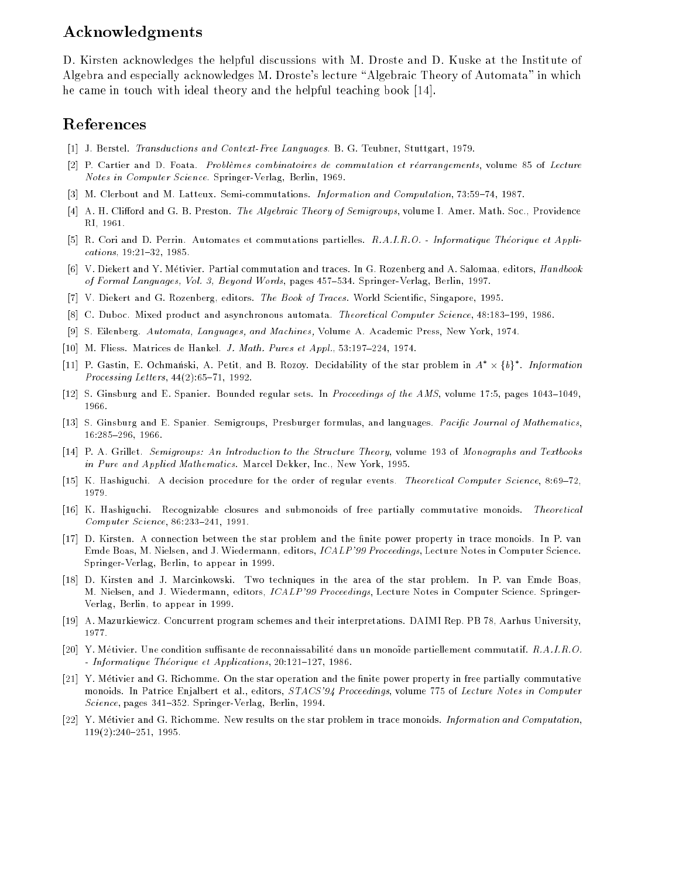## Acknowledgments

D. Kirsten acknowledges the helpful discussions with M. Droste and D. Kuske at the Institute of Algebra and especially acknowledges M. Droste's lecture "Algebraic Theory of Automata" in which he came in touch with ideal theory and the helpful teaching book [14].

## References

[1] J. Berstel. *Transductions and Context-Free Languages.* B. G. Teubner, Stuttgart, 1979.

[2] P. Cartier and D. Foata. *Problèmes combinatoires de commutation et réarrangements*, volume 85 of *Lecture Notes in Computer Science.* Springer-Verlag, Berlin, 1969.

[3] M. Clerbout and M. Latteux. Semi-commutations. *Information and Computation*, 73:59–74, 1987.

[4] A. H. Clifford and G. B. Preston. *The Algebraic Theory of Semigroups*, volume I. Amer. Math. Soc., Providence RI, 1961.

[5] R. Cori and D. Perrin. Automates et commutations partielles. *R.A.I.R.O. - Informatique Théorique et Applications*, 19:21–32, 1985.

[6] V. Diekert and Y. Métivier. Partial commutation and traces. In G. Rozenberg and A. Salomaa, editors, *Handbook of Formal Languages, Vol. 3, Beyond Words*, pages 457–534. Springer-Verlag, Berlin, 1997.

[7] V. Diekert and G. Rozenberg, editors. *The Book of Traces.* World Scientific, Singapore, 1995.

[8] C. Duboc. Mixed product and asynchronous automata. *Theoretical Computer Science*, 48:183–199, 1986.

[9] S. Eilenberg. *Automata, Languages, and Machines,* Volume A. Academic Press, New York, 1974.

[10] M. Fliess. Matrices de Hankel. *J. Math. Pures et Appl.*, 53:197–224, 1974.

[11] P. Gastin, E. Ochmański, A. Petit, and B. Rozoy. Decidability of the star problem in $A^* \times \{b\}^*$. *Information Processing Letters*, 44(2):65–71, 1992.

[12] S. Ginsburg and E. Spanier. Bounded regular sets. In *Proceedings of the AMS*, volume 17:5, pages 1043–1049, 1966.

[13] S. Ginsburg and E. Spanier. Semigroups, Presburger formulas, and languages. *Pacific Journal of Mathematics*, 16:285–296, 1966.

[14] P. A. Grillet. *Semigroups: An Introduction to the Structure Theory*, volume 193 of *Monographs and Textbooks in Pure and Applied Mathematics.* Marcel Dekker, Inc., New York, 1995.

[15] K. Hashiguchi. A decision procedure for the order of regular events. *Theoretical Computer Science*, 8:69–72, 1979.

[16] K. Hashiguchi. Recognizable closures and submonoids of free partially commutative monoids. *Theoretical Computer Science*, 86:233–241, 1991.

[17] D. Kirsten. A connection between the star problem and the finite power property in trace monoids. In P. van Emde Boas, M. Nielsen, and J. Wiedermann, editors, *ICALP'99 Proceedings*, Lecture Notes in Computer Science. Springer-Verlag, Berlin, to appear in 1999.

[18] D. Kirsten and J. Marcinkowski. Two techniques in the area of the star problem. In P. van Emde Boas, M. Nielsen, and J. Wiedermann, editors, *ICALP'99 Proceedings*, Lecture Notes in Computer Science. Springer-Verlag, Berlin, to appear in 1999.

[19] A. Mazurkiewicz. Concurrent program schemes and their interpretations. DAIMI Rep. PB 78, Aarhus University, 1977.

[20] Y. Métivier. Une condition suffisante de reconnaissabilité dans un monoïde partiellement commutatif. *R.A.I.R.O. - Informatique Théorique et Applications*, 20:121–127, 1986.

[21] Y. Métivier and G. Richomme. On the star operation and the finite power property in free partially commutative monoids. In Patrice Enjalbert et al., editors, *STACS'94 Proceedings*, volume 775 of *Lecture Notes in Computer Science*, pages 341–352. Springer-Verlag, Berlin, 1994.

[22] Y. Métivier and G. Richomme. New results on the star problem in trace monoids. *Information and Computation*, 119(2):240–251, 1995.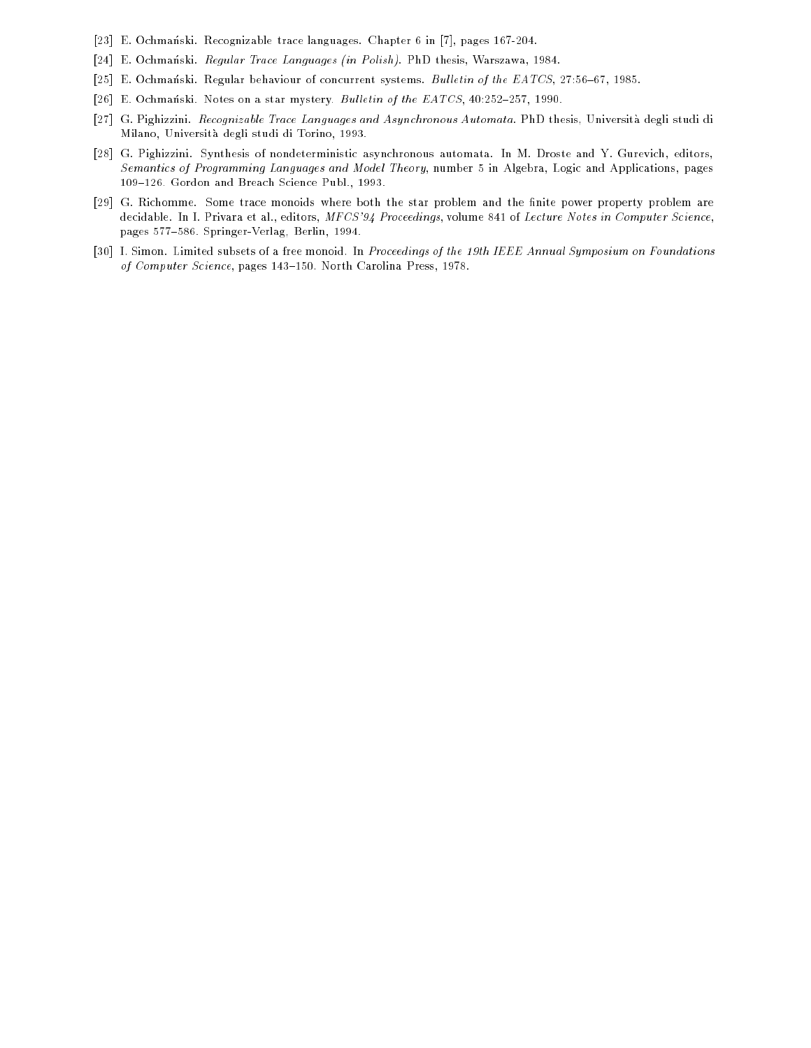[23] E. Ochmański. Recognizable trace languages. Chapter 6 in [7], pages 167-204.

[24] E. Ochmański. *Regular Trace Languages (in Polish)*. PhD thesis, Warszawa, 1984.

[25] E. Ochmański. Regular behaviour of concurrent systems. *Bulletin of the EATCS*, 27:56–67, 1985.

[26] E. Ochmański. Notes on a star mystery. *Bulletin of the EATCS*, 40:252–257, 1990.

[27] G. Pighizzini. *Recognizable Trace Languages and Asynchronous Automata*. PhD thesis, Università degli studi di Milano, Università degli studi di Torino, 1993.

[28] G. Pighizzini. Synthesis of nondeterministic asynchronous automata. In M. Droste and Y. Gurevich, editors, *Semantics of Programming Languages and Model Theory*, number 5 in Algebra, Logic and Applications, pages 109–126. Gordon and Breach Science Publ., 1993.

[29] G. Richomme. Some trace monoids where both the star problem and the finite power property problem are decidable. In I. Privara et al., editors, *MFCS'94 Proceedings*, volume 841 of *Lecture Notes in Computer Science*, pages 577–586. Springer-Verlag, Berlin, 1994.

[30] I. Simon. Limited subsets of a free monoid. In *Proceedings of the 19th IEEE Annual Symposium on Foundations of Computer Science*, pages 143–150. North Carolina Press, 1978.